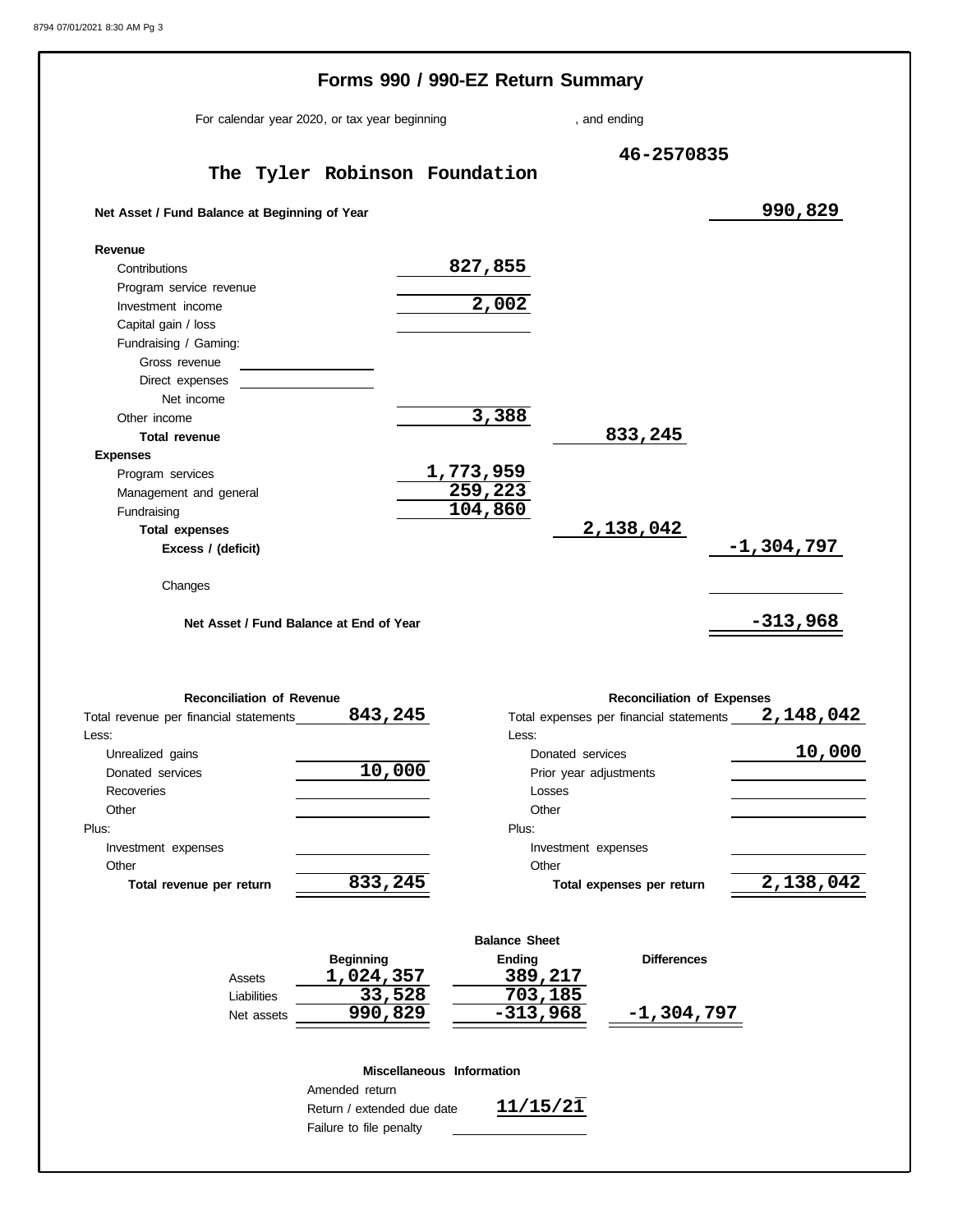# Forms 990 / 990-EZ Return Summary

For calendar year 2020, or tax year beginning , and ending

**46-2570835**

**The Tyler Robinson Foundation**

| | | | |
|---|---|---|---|
| **Net Asset / Fund Balance at Beginning of Year** | | | 990,829 |
| **Revenue** | | | |
| Contributions | 827,855 | | |
| Program service revenue | | | |
| Investment income | 2,002 | | |
| Capital gain / loss | | | |
| Fundraising / Gaming: | | | |
| Gross revenue | | | |
| Direct expenses | | | |
| Net income | | | |
| Other income | 3,388 | | |
| **Total revenue** | | 833,245 | |
| **Expenses** | | | |
| Program services | 1,773,959 | | |
| Management and general | 259,223 | | |
| Fundraising | 104,860 | | |
| **Total expenses** | | 2,138,042 | |
| **Excess / (deficit)** | | | -1,304,797 |
| Changes | | | |
| **Net Asset / Fund Balance at End of Year** | | | -313,968 |

| **Reconciliation of Revenue** | | **Reconciliation of Expenses** | |
|---|---|---|---|
| Total revenue per financial statements | 843,245 | Total expenses per financial statements | 2,148,042 |
| Less: | | Less: | |
| Unrealized gains | | Donated services | 10,000 |
| Donated services | 10,000 | Prior year adjustments | |
| Recoveries | | Losses | |
| Other | | Other | |
| Plus: | | Plus: | |
| Investment expenses | | Investment expenses | |
| Other | | Other | |
| **Total revenue per return** | 833,245 | **Total expenses per return** | 2,138,042 |

**Balance Sheet**

| | **Beginning** | **Ending** | **Differences** |
|---|---|---|---|
| Assets | 1,024,357 | 389,217 | |
| Liabilities | 33,528 | 703,185 | |
| Net assets | 990,829 | -313,968 | -1,304,797 |

**Miscellaneous Information**

| | |
|---|---|
| Amended return | |
| Return / extended due date | 11/15/21 |
| Failure to file penalty | |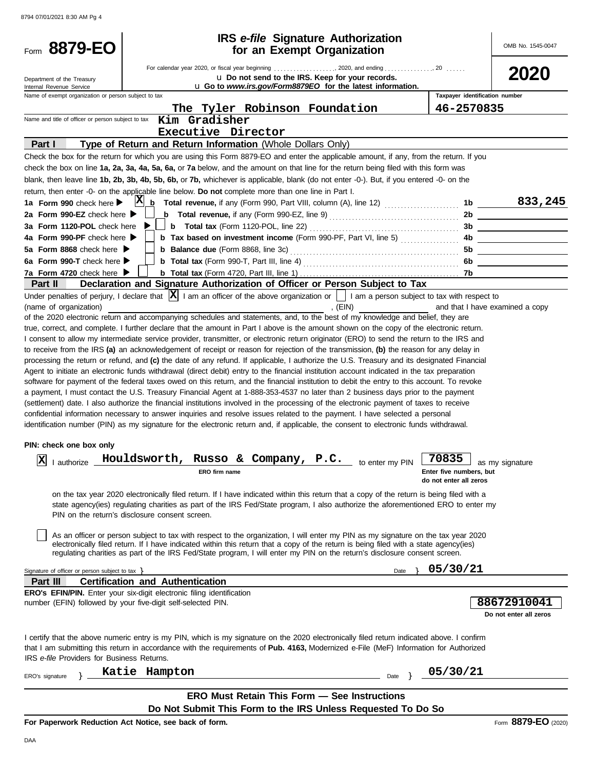# Form 8879-EO

## IRS *e-file* Signature Authorization for an Exempt Organization

OMB No. 1545-0047

**2020**

Department of the Treasury
Internal Revenue Service

For calendar year 2020, or fiscal year beginning ..................., 2020, and ending ..............., 20 ......

u Do not send to the IRS. Keep for your records.

u Go to *www.irs.gov/Form8879EO* for the latest information.

Name of exempt organization or person subject to tax: **The Tyler Robinson Foundation**

Taxpayer identification number: **46-2570835**

Name and title of officer or person subject to tax: **Kim Gradisher**
**Executive Director**

### Part I — Type of Return and Return Information (Whole Dollars Only)

Check the box for the return for which you are using this Form 8879-EO and enter the applicable amount, if any, from the return. If you check the box on line **1a, 2a, 3a, 4a, 5a, 6a,** or **7a** below, and the amount on that line for the return being filed with this form was blank, then leave line **1b, 2b, 3b, 4b, 5b, 6b,** or **7b,** whichever is applicable, blank (do not enter -0-). But, if you entered -0- on the return, then enter -0- on the applicable line below. **Do not** complete more than one line in Part I.

| Line | Check | Description | Line | Amount |
|---|---|---|---|---|
| **1a Form 990** check here ▶ | X | **b Total revenue,** if any (Form 990, Part VIII, column (A), line 12) | 1b | 833,245 |
| **2a Form 990-EZ** check here ▶ | | **b Total revenue,** if any (Form 990-EZ, line 9) | 2b | |
| **3a Form 1120-POL** check here ▶ | | **b Total tax** (Form 1120-POL, line 22) | 3b | |
| **4a Form 990-PF** check here ▶ | | **b Tax based on investment income** (Form 990-PF, Part VI, line 5) | 4b | |
| **5a Form 8868** check here ▶ | | **b Balance due** (Form 8868, line 3c) | 5b | |
| **6a Form 990-T** check here ▶ | | **b Total tax** (Form 990-T, Part III, line 4) | 6b | |
| **7a Form 4720** check here ▶ | | **b Total tax** (Form 4720, Part III, line 1) | 7b | |

### Part II — Declaration and Signature Authorization of Officer or Person Subject to Tax

Under penalties of perjury, I declare that [X] I am an officer of the above organization or [ ] I am a person subject to tax with respect to (name of organization) ______________________, (EIN) ______________ and that I have examined a copy of the 2020 electronic return and accompanying schedules and statements, and, to the best of my knowledge and belief, they are true, correct, and complete. I further declare that the amount in Part I above is the amount shown on the copy of the electronic return. I consent to allow my intermediate service provider, transmitter, or electronic return originator (ERO) to send the return to the IRS and to receive from the IRS **(a)** an acknowledgement of receipt or reason for rejection of the transmission, **(b)** the reason for any delay in processing the return or refund, and **(c)** the date of any refund. If applicable, I authorize the U.S. Treasury and its designated Financial Agent to initiate an electronic funds withdrawal (direct debit) entry to the financial institution account indicated in the tax preparation software for payment of the federal taxes owed on this return, and the financial institution to debit the entry to this account. To revoke a payment, I must contact the U.S. Treasury Financial Agent at 1-888-353-4537 no later than 2 business days prior to the payment (settlement) date. I also authorize the financial institutions involved in the processing of the electronic payment of taxes to receive confidential information necessary to answer inquiries and resolve issues related to the payment. I have selected a personal identification number (PIN) as my signature for the electronic return and, if applicable, the consent to electronic funds withdrawal.

**PIN: check one box only**

[X] I authorize **Houldsworth, Russo & Company, P.C.** (ERO firm name) to enter my PIN **70835** (Enter five numbers, but do not enter all zeros) as my signature on the tax year 2020 electronically filed return. If I have indicated within this return that a copy of the return is being filed with a state agency(ies) regulating charities as part of the IRS Fed/State program, I also authorize the aforementioned ERO to enter my PIN on the return's disclosure consent screen.

[ ] As an officer or person subject to tax with respect to the organization, I will enter my PIN as my signature on the tax year 2020 electronically filed return. If I have indicated within this return that a copy of the return is being filed with a state agency(ies) regulating charities as part of the IRS Fed/State program, I will enter my PIN on the return's disclosure consent screen.

Signature of officer or person subject to tax } ______________________ Date } **05/30/21**

### Part III — Certification and Authentication

**ERO's EFIN/PIN.** Enter your six-digit electronic filing identification number (EFIN) followed by your five-digit self-selected PIN.

**88672910041**
Do not enter all zeros

I certify that the above numeric entry is my PIN, which is my signature on the 2020 electronically filed return indicated above. I confirm that I am submitting this return in accordance with the requirements of **Pub. 4163,** Modernized e-File (MeF) Information for Authorized IRS *e-file* Providers for Business Returns.

ERO's signature } **Katie Hampton** Date } **05/30/21**

**ERO Must Retain This Form — See Instructions**

**Do Not Submit This Form to the IRS Unless Requested To Do So**

**For Paperwork Reduction Act Notice, see back of form.**

Form **8879-EO** (2020)

DAA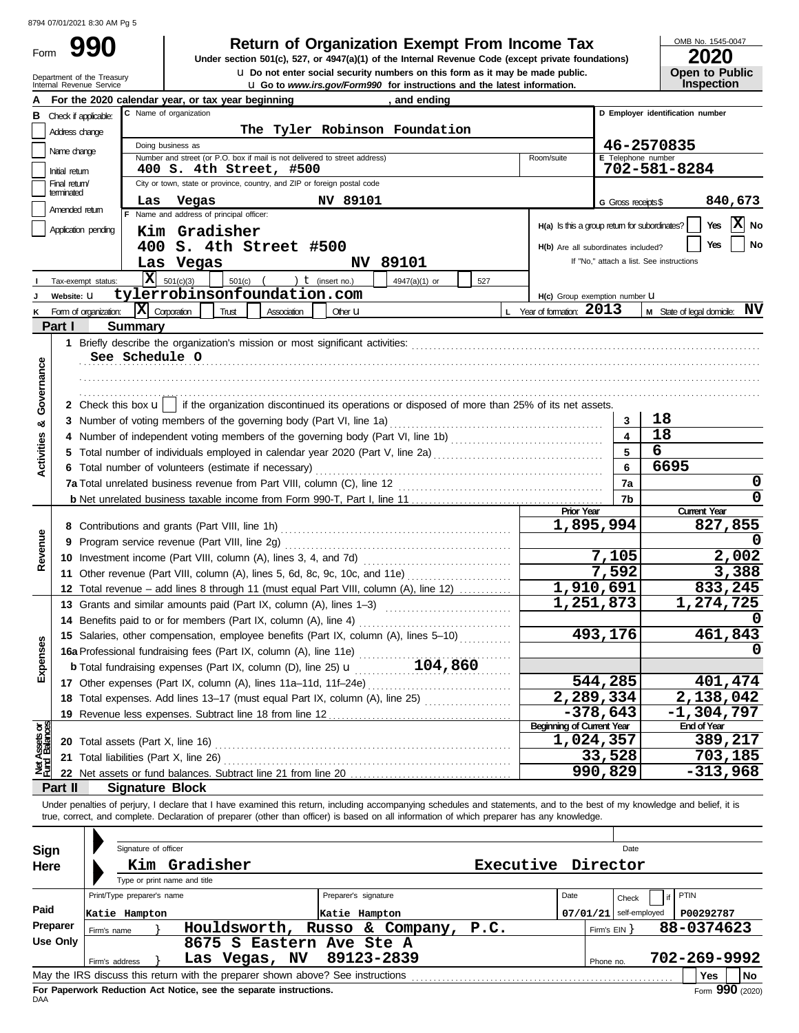8794 07/01/2021 8:30 AM Pg 5

Form **990**

# Return of Organization Exempt From Income Tax

**Under section 501(c), 527, or 4947(a)(1) of the Internal Revenue Code (except private foundations)**

u Do not enter social security numbers on this form as it may be made public.

u Go to *www.irs.gov/Form990* for instructions and the latest information.

Department of the Treasury
Internal Revenue Service

OMB No. 1545-0047

**2020**

**Open to Public Inspection**

**A** For the 2020 calendar year, or tax year beginning , and ending

**B** Check if applicable:
- Address change
- Name change
- Initial return
- Final return/terminated
- Amended return
- Application pending

**C** Name of organization: The Tyler Robinson Foundation

Doing business as

Number and street (or P.O. box if mail is not delivered to street address): 400 S. 4th Street, #500 — Room/suite

City or town, state or province, country, and ZIP or foreign postal code: Las Vegas NV 89101

**D** Employer identification number: 46-2570835

**E** Telephone number: 702-581-8284

**G** Gross receipts $ 840,673

**F** Name and address of principal officer:
Kim Gradisher
400 S. 4th Street #500
Las Vegas NV 89101

**H(a)** Is this a group return for subordinates? Yes [ ] No [X]

**H(b)** Are all subordinates included? Yes [ ] No [ ]
If "No," attach a list. See instructions

**H(c)** Group exemption number u

**I** Tax-exempt status: [X] 501(c)(3) [ ] 501(c) ( ) t (insert no.) [ ] 4947(a)(1) or [ ] 527

**J** Website: u tylerrobinsonfoundation.com

**K** Form of organization: [X] Corporation [ ] Trust [ ] Association [ ] Other u

**L** Year of formation: 2013

**M** State of legal domicile: NV

## Part I Summary

**Activities & Governance**

1 Briefly describe the organization's mission or most significant activities:
See Schedule O

2 Check this box u [ ] if the organization discontinued its operations or disposed of more than 25% of its net assets.

| | Line | Value |
|---|---|---|
| 3 Number of voting members of the governing body (Part VI, line 1a) | 3 | 18 |
| 4 Number of independent voting members of the governing body (Part VI, line 1b) | 4 | 18 |
| 5 Total number of individuals employed in calendar year 2020 (Part V, line 2a) | 5 | 6 |
| 6 Total number of volunteers (estimate if necessary) | 6 | 6695 |
| 7a Total unrelated business revenue from Part VIII, column (C), line 12 | 7a | 0 |
| b Net unrelated business taxable income from Form 990-T, Part I, line 11 | 7b | 0 |

| | Prior Year | Current Year |
|---|---|---|
| **Revenue** | | |
| 8 Contributions and grants (Part VIII, line 1h) | 1,895,994 | 827,855 |
| 9 Program service revenue (Part VIII, line 2g) | | 0 |
| 10 Investment income (Part VIII, column (A), lines 3, 4, and 7d) | 7,105 | 2,002 |
| 11 Other revenue (Part VIII, column (A), lines 5, 6d, 8c, 9c, 10c, and 11e) | 7,592 | 3,388 |
| 12 Total revenue – add lines 8 through 11 (must equal Part VIII, column (A), line 12) | 1,910,691 | 833,245 |
| **Expenses** | | |
| 13 Grants and similar amounts paid (Part IX, column (A), lines 1–3) | 1,251,873 | 1,274,725 |
| 14 Benefits paid to or for members (Part IX, column (A), line 4) | | 0 |
| 15 Salaries, other compensation, employee benefits (Part IX, column (A), lines 5–10) | 493,176 | 461,843 |
| 16a Professional fundraising fees (Part IX, column (A), line 11e) | | 0 |
| b Total fundraising expenses (Part IX, column (D), line 25) u 104,860 | | |
| 17 Other expenses (Part IX, column (A), lines 11a–11d, 11f–24e) | 544,285 | 401,474 |
| 18 Total expenses. Add lines 13–17 (must equal Part IX, column (A), line 25) | 2,289,334 | 2,138,042 |
| 19 Revenue less expenses. Subtract line 18 from line 12 | -378,643 | -1,304,797 |

| **Net Assets or Fund Balances** | Beginning of Current Year | End of Year |
|---|---|---|
| 20 Total assets (Part X, line 16) | 1,024,357 | 389,217 |
| 21 Total liabilities (Part X, line 26) | 33,528 | 703,185 |
| 22 Net assets or fund balances. Subtract line 21 from line 20 | 990,829 | -313,968 |

## Part II Signature Block

Under penalties of perjury, I declare that I have examined this return, including accompanying schedules and statements, and to the best of my knowledge and belief, it is true, correct, and complete. Declaration of preparer (other than officer) is based on all information of which preparer has any knowledge.

**Sign Here**

Signature of officer — Date

Kim Gradisher — Executive Director

Type or print name and title

**Paid Preparer Use Only**

| Print/Type preparer's name | Preparer's signature | Date | Check [ ] if self-employed | PTIN |
|---|---|---|---|---|
| Katie Hampton | Katie Hampton | 07/01/21 | | P00292787 |

Firm's name } Houldsworth, Russo & Company, P.C. — Firm's EIN } 88-0374623

Firm's address } 8675 S Eastern Ave Ste A, Las Vegas, NV 89123-2839 — Phone no. 702-269-9992

May the IRS discuss this return with the preparer shown above? See instructions — Yes [ ] No [ ]

**For Paperwork Reduction Act Notice, see the separate instructions.**

DAA

Form **990** (2020)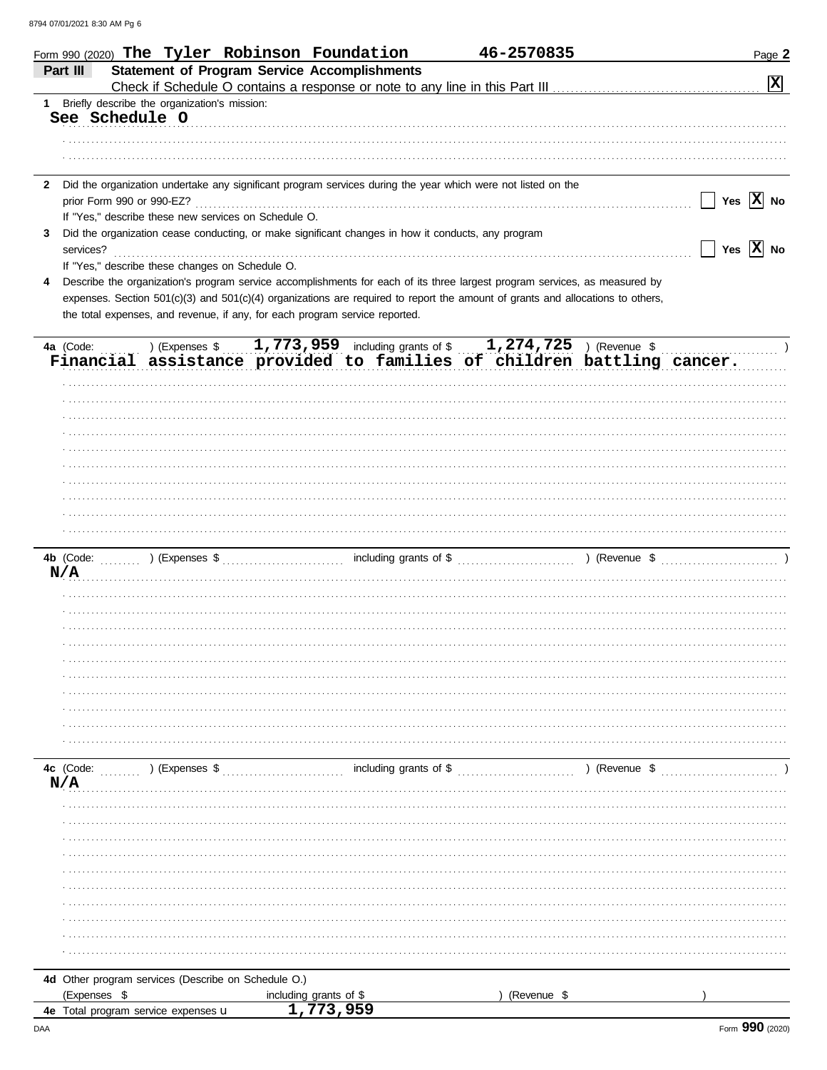Form 990 (2020) **The Tyler Robinson Foundation** **46-2570835** Page **2**

## Part III Statement of Program Service Accomplishments

Check if Schedule O contains a response or note to any line in this Part III .......... [X]

**1** Briefly describe the organization's mission:

See Schedule O

**2** Did the organization undertake any significant program services during the year which were not listed on the prior Form 990 or 990-EZ? .......... [ ] Yes [X] No

If "Yes," describe these new services on Schedule O.

**3** Did the organization cease conducting, or make significant changes in how it conducts, any program services? .......... [ ] Yes [X] No

If "Yes," describe these changes on Schedule O.

**4** Describe the organization's program service accomplishments for each of its three largest program services, as measured by expenses. Section 501(c)(3) and 501(c)(4) organizations are required to report the amount of grants and allocations to others, the total expenses, and revenue, if any, for each program service reported.

**4a** (Code: ) (Expenses $ 1,773,959 including grants of $ 1,274,725 ) (Revenue $ )

Financial assistance provided to families of children battling cancer.

**4b** (Code: ) (Expenses $ including grants of $ ) (Revenue $ )

N/A

**4c** (Code: ) (Expenses $ including grants of $ ) (Revenue $ )

N/A

**4d** Other program services (Describe on Schedule O.)

(Expenses $ including grants of $ ) (Revenue $ )

**4e** Total program service expenses ▶ 1,773,959

Form **990** (2020)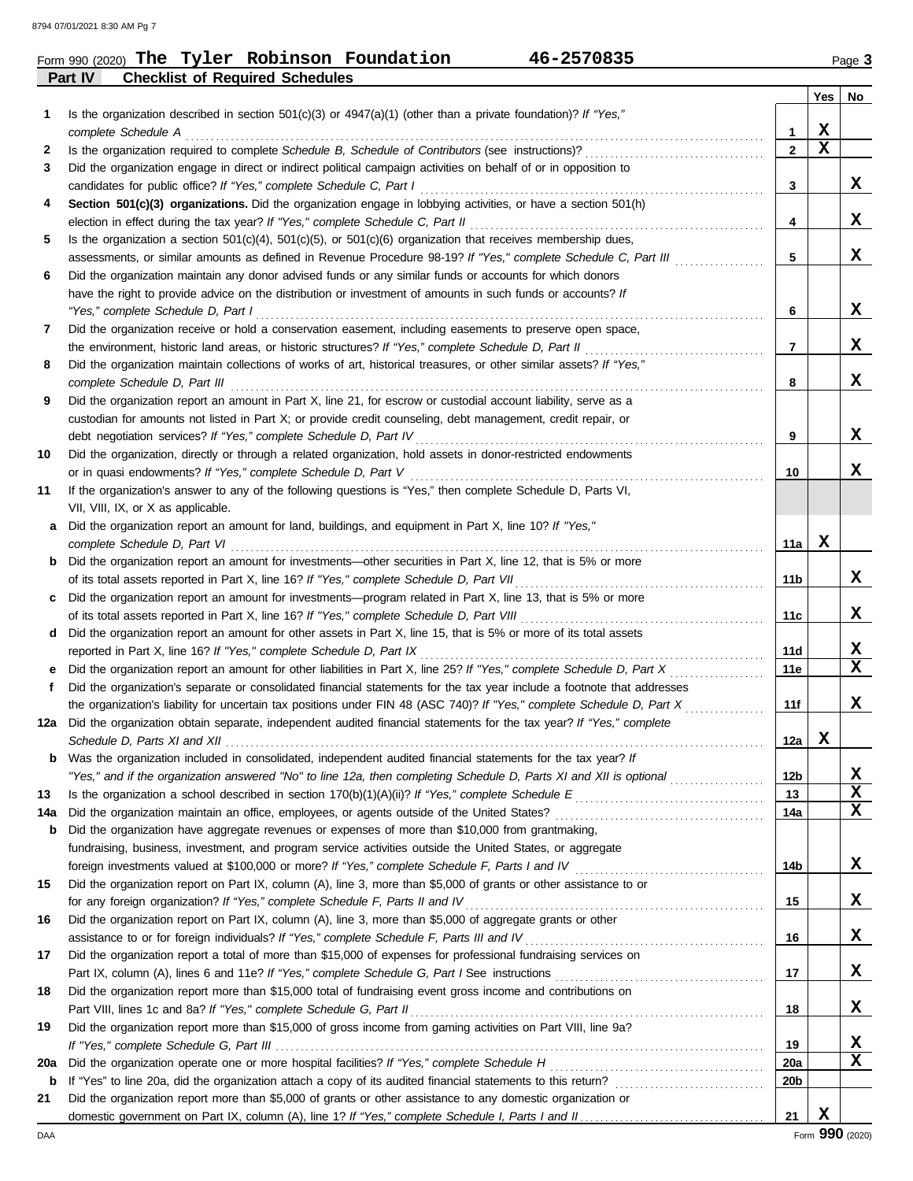Form 990 (2020) **The Tyler Robinson Foundation** **46-2570835** Page **3**

## Part IV Checklist of Required Schedules

| | | | Yes | No |
|---|---|---|---|---|
| 1 | Is the organization described in section 501(c)(3) or 4947(a)(1) (other than a private foundation)? *If "Yes," complete Schedule A* | 1 | X | |
| 2 | Is the organization required to complete *Schedule B, Schedule of Contributors* (see instructions)? | 2 | X | |
| 3 | Did the organization engage in direct or indirect political campaign activities on behalf of or in opposition to candidates for public office? *If "Yes," complete Schedule C, Part I* | 3 | | X |
| 4 | **Section 501(c)(3) organizations.** Did the organization engage in lobbying activities, or have a section 501(h) election in effect during the tax year? *If "Yes," complete Schedule C, Part II* | 4 | | X |
| 5 | Is the organization a section 501(c)(4), 501(c)(5), or 501(c)(6) organization that receives membership dues, assessments, or similar amounts as defined in Revenue Procedure 98-19? *If "Yes," complete Schedule C, Part III* | 5 | | X |
| 6 | Did the organization maintain any donor advised funds or any similar funds or accounts for which donors have the right to provide advice on the distribution or investment of amounts in such funds or accounts? *If "Yes," complete Schedule D, Part I* | 6 | | X |
| 7 | Did the organization receive or hold a conservation easement, including easements to preserve open space, the environment, historic land areas, or historic structures? *If "Yes," complete Schedule D, Part II* | 7 | | X |
| 8 | Did the organization maintain collections of works of art, historical treasures, or other similar assets? *If "Yes," complete Schedule D, Part III* | 8 | | X |
| 9 | Did the organization report an amount in Part X, line 21, for escrow or custodial account liability, serve as a custodian for amounts not listed in Part X; or provide credit counseling, debt management, credit repair, or debt negotiation services? *If "Yes," complete Schedule D, Part IV* | 9 | | X |
| 10 | Did the organization, directly or through a related organization, hold assets in donor-restricted endowments or in quasi endowments? *If "Yes," complete Schedule D, Part V* | 10 | | X |
| 11 | If the organization's answer to any of the following questions is "Yes," then complete Schedule D, Parts VI, VII, VIII, IX, or X as applicable. | | | |
| a | Did the organization report an amount for land, buildings, and equipment in Part X, line 10? *If "Yes," complete Schedule D, Part VI* | 11a | X | |
| b | Did the organization report an amount for investments—other securities in Part X, line 12, that is 5% or more of its total assets reported in Part X, line 16? *If "Yes," complete Schedule D, Part VII* | 11b | | X |
| c | Did the organization report an amount for investments—program related in Part X, line 13, that is 5% or more of its total assets reported in Part X, line 16? *If "Yes," complete Schedule D, Part VIII* | 11c | | X |
| d | Did the organization report an amount for other assets in Part X, line 15, that is 5% or more of its total assets reported in Part X, line 16? *If "Yes," complete Schedule D, Part IX* | 11d | | X |
| e | Did the organization report an amount for other liabilities in Part X, line 25? *If "Yes," complete Schedule D, Part X* | 11e | | X |
| f | Did the organization's separate or consolidated financial statements for the tax year include a footnote that addresses the organization's liability for uncertain tax positions under FIN 48 (ASC 740)? *If "Yes," complete Schedule D, Part X* | 11f | | X |
| 12a | Did the organization obtain separate, independent audited financial statements for the tax year? *If "Yes," complete Schedule D, Parts XI and XII* | 12a | X | |
| b | Was the organization included in consolidated, independent audited financial statements for the tax year? *If "Yes," and if the organization answered "No" to line 12a, then completing Schedule D, Parts XI and XII is optional* | 12b | | X |
| 13 | Is the organization a school described in section 170(b)(1)(A)(ii)? *If "Yes," complete Schedule E* | 13 | | X |
| 14a | Did the organization maintain an office, employees, or agents outside of the United States? | 14a | | X |
| b | Did the organization have aggregate revenues or expenses of more than $10,000 from grantmaking, fundraising, business, investment, and program service activities outside the United States, or aggregate foreign investments valued at $100,000 or more? *If "Yes," complete Schedule F, Parts I and IV* | 14b | | X |
| 15 | Did the organization report on Part IX, column (A), line 3, more than $5,000 of grants or other assistance to or for any foreign organization? *If "Yes," complete Schedule F, Parts II and IV* | 15 | | X |
| 16 | Did the organization report on Part IX, column (A), line 3, more than $5,000 of aggregate grants or other assistance to or for foreign individuals? *If "Yes," complete Schedule F, Parts III and IV* | 16 | | X |
| 17 | Did the organization report a total of more than $15,000 of expenses for professional fundraising services on Part IX, column (A), lines 6 and 11e? *If "Yes," complete Schedule G, Part I* See instructions | 17 | | X |
| 18 | Did the organization report more than $15,000 total of fundraising event gross income and contributions on Part VIII, lines 1c and 8a? *If "Yes," complete Schedule G, Part II* | 18 | | X |
| 19 | Did the organization report more than $15,000 of gross income from gaming activities on Part VIII, line 9a? *If "Yes," complete Schedule G, Part III* | 19 | | X |
| 20a | Did the organization operate one or more hospital facilities? *If "Yes," complete Schedule H* | 20a | | X |
| b | If "Yes" to line 20a, did the organization attach a copy of its audited financial statements to this return? | 20b | | |
| 21 | Did the organization report more than $5,000 of grants or other assistance to any domestic organization or domestic government on Part IX, column (A), line 1? *If "Yes," complete Schedule I, Parts I and II* | 21 | X | |

Form **990** (2020)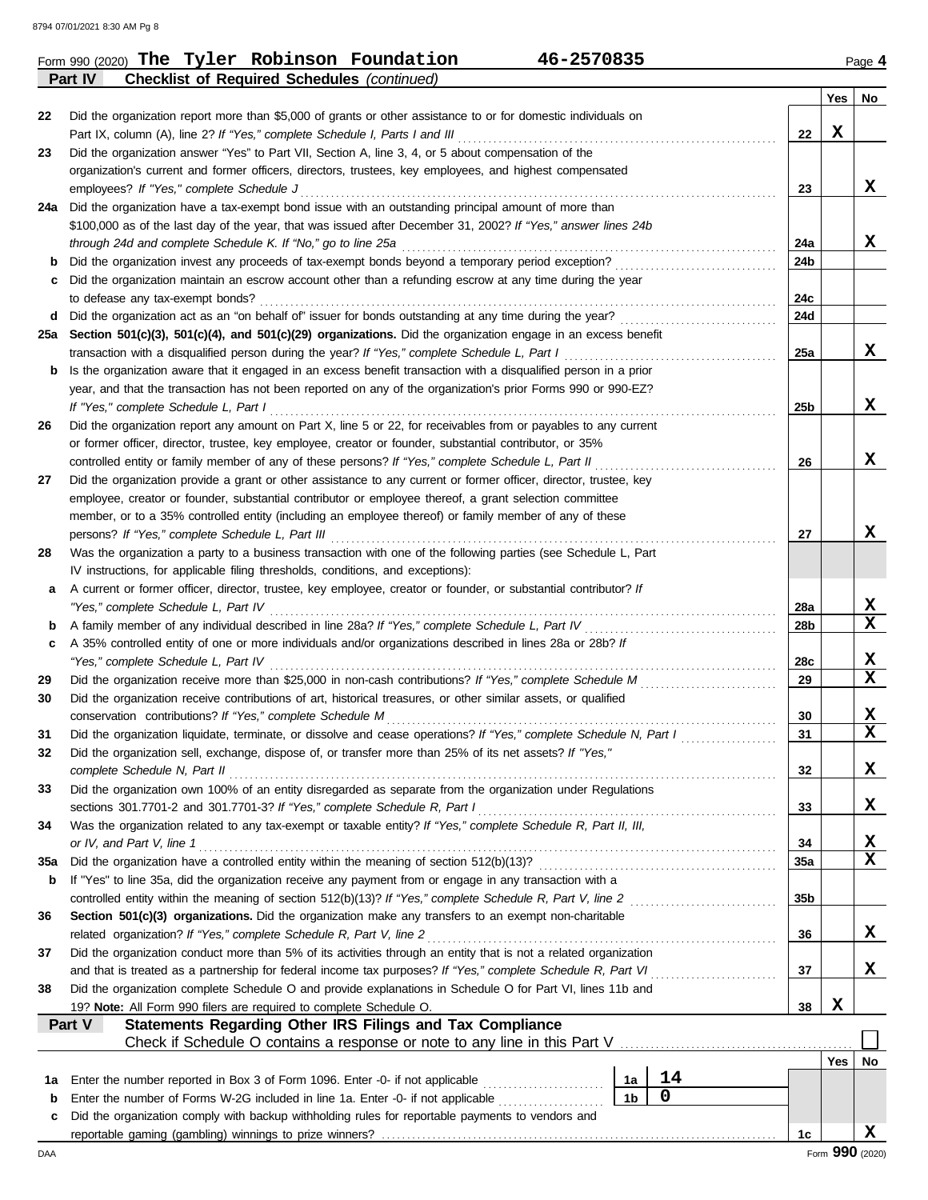Form 990 (2020) **The Tyler Robinson Foundation** **46-2570835** Page **4**

**Part IV** **Checklist of Required Schedules** *(continued)*

| | | | Yes | No |
|---|---|---|---|---|
| 22 | Did the organization report more than $5,000 of grants or other assistance to or for domestic individuals on Part IX, column (A), line 2? *If "Yes," complete Schedule I, Parts I and III* | 22 | X | |
| 23 | Did the organization answer "Yes" to Part VII, Section A, line 3, 4, or 5 about compensation of the organization's current and former officers, directors, trustees, key employees, and highest compensated employees? *If "Yes," complete Schedule J* | 23 | | X |
| 24a | Did the organization have a tax-exempt bond issue with an outstanding principal amount of more than $100,000 as of the last day of the year, that was issued after December 31, 2002? *If "Yes," answer lines 24b through 24d and complete Schedule K. If "No," go to line 25a* | 24a | | X |
| b | Did the organization invest any proceeds of tax-exempt bonds beyond a temporary period exception? | 24b | | |
| c | Did the organization maintain an escrow account other than a refunding escrow at any time during the year to defease any tax-exempt bonds? | 24c | | |
| d | Did the organization act as an "on behalf of" issuer for bonds outstanding at any time during the year? | 24d | | |
| 25a | **Section 501(c)(3), 501(c)(4), and 501(c)(29) organizations.** Did the organization engage in an excess benefit transaction with a disqualified person during the year? *If "Yes," complete Schedule L, Part I* | 25a | | X |
| b | Is the organization aware that it engaged in an excess benefit transaction with a disqualified person in a prior year, and that the transaction has not been reported on any of the organization's prior Forms 990 or 990-EZ? *If "Yes," complete Schedule L, Part I* | 25b | | X |
| 26 | Did the organization report any amount on Part X, line 5 or 22, for receivables from or payables to any current or former officer, director, trustee, key employee, creator or founder, substantial contributor, or 35% controlled entity or family member of any of these persons? *If "Yes," complete Schedule L, Part II* | 26 | | X |
| 27 | Did the organization provide a grant or other assistance to any current or former officer, director, trustee, key employee, creator or founder, substantial contributor or employee thereof, a grant selection committee member, or to a 35% controlled entity (including an employee thereof) or family member of any of these persons? *If "Yes," complete Schedule L, Part III* | 27 | | X |
| 28 | Was the organization a party to a business transaction with one of the following parties (see Schedule L, Part IV instructions, for applicable filing thresholds, conditions, and exceptions): | | | |
| a | A current or former officer, director, trustee, key employee, creator or founder, or substantial contributor? *If "Yes," complete Schedule L, Part IV* | 28a | | X |
| b | A family member of any individual described in line 28a? *If "Yes," complete Schedule L, Part IV* | 28b | | X |
| c | A 35% controlled entity of one or more individuals and/or organizations described in lines 28a or 28b? *If "Yes," complete Schedule L, Part IV* | 28c | | X |
| 29 | Did the organization receive more than $25,000 in non-cash contributions? *If "Yes," complete Schedule M* | 29 | | X |
| 30 | Did the organization receive contributions of art, historical treasures, or other similar assets, or qualified conservation contributions? *If "Yes," complete Schedule M* | 30 | | X |
| 31 | Did the organization liquidate, terminate, or dissolve and cease operations? *If "Yes," complete Schedule N, Part I* | 31 | | X |
| 32 | Did the organization sell, exchange, dispose of, or transfer more than 25% of its net assets? *If "Yes," complete Schedule N, Part II* | 32 | | X |
| 33 | Did the organization own 100% of an entity disregarded as separate from the organization under Regulations sections 301.7701-2 and 301.7701-3? *If "Yes," complete Schedule R, Part I* | 33 | | X |
| 34 | Was the organization related to any tax-exempt or taxable entity? *If "Yes," complete Schedule R, Part II, III, or IV, and Part V, line 1* | 34 | | X |
| 35a | Did the organization have a controlled entity within the meaning of section 512(b)(13)? | 35a | | X |
| b | If "Yes" to line 35a, did the organization receive any payment from or engage in any transaction with a controlled entity within the meaning of section 512(b)(13)? *If "Yes," complete Schedule R, Part V, line 2* | 35b | | |
| 36 | **Section 501(c)(3) organizations.** Did the organization make any transfers to an exempt non-charitable related organization? *If "Yes," complete Schedule R, Part V, line 2* | 36 | | X |
| 37 | Did the organization conduct more than 5% of its activities through an entity that is not a related organization and that is treated as a partnership for federal income tax purposes? *If "Yes," complete Schedule R, Part VI* | 37 | | X |
| 38 | Did the organization complete Schedule O and provide explanations in Schedule O for Part VI, lines 11b and 19? **Note:** All Form 990 filers are required to complete Schedule O. | 38 | X | |

**Part V** **Statements Regarding Other IRS Filings and Tax Compliance**

Check if Schedule O contains a response or note to any line in this Part V ☐

| | | | | | Yes | No |
|---|---|---|---|---|---|---|
| 1a | Enter the number reported in Box 3 of Form 1096. Enter -0- if not applicable | 1a | 14 | | | |
| b | Enter the number of Forms W-2G included in line 1a. Enter -0- if not applicable | 1b | 0 | | | |
| c | Did the organization comply with backup withholding rules for reportable payments to vendors and reportable gaming (gambling) winnings to prize winners? | | | 1c | | X |

DAA Form **990** (2020)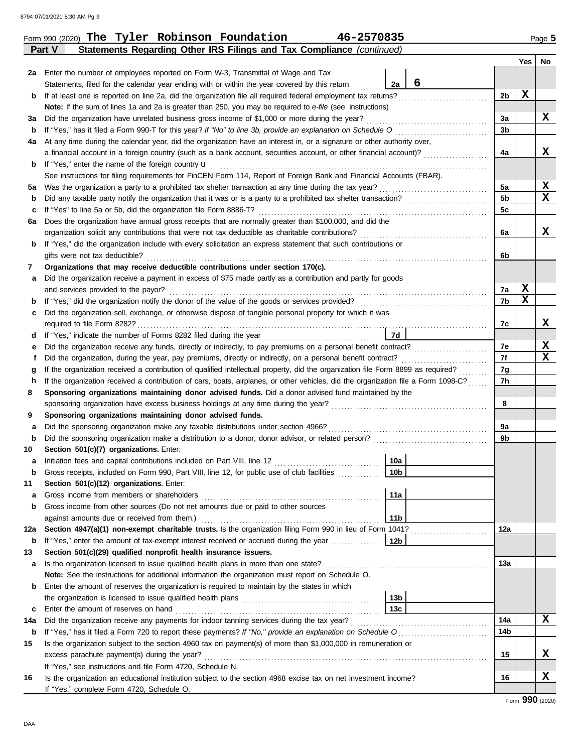Form 990 (2020) **The Tyler Robinson Foundation** **46-2570835** Page **5**

**Part V — Statements Regarding Other IRS Filings and Tax Compliance** *(continued)*

| Line | Question | | | Ref | Yes | No |
|---|---|---|---|---|---|---|
| 2a | Enter the number of employees reported on Form W-3, Transmittal of Wage and Tax Statements, filed for the calendar year ending with or within the year covered by this return | 2a | 6 | | | |
| b | If at least one is reported on line 2a, did the organization file all required federal employment tax returns? | | | 2b | X | |
| | **Note:** If the sum of lines 1a and 2a is greater than 250, you may be required to *e-file* (see instructions) | | | | | |
| 3a | Did the organization have unrelated business gross income of $1,000 or more during the year? | | | 3a | | X |
| b | If "Yes," has it filed a Form 990-T for this year? *If "No" to line 3b, provide an explanation on Schedule O* | | | 3b | | |
| 4a | At any time during the calendar year, did the organization have an interest in, or a signature or other authority over, a financial account in a foreign country (such as a bank account, securities account, or other financial account)? | | | 4a | | X |
| b | If "Yes," enter the name of the foreign country u | | | | | |
| | See instructions for filing requirements for FinCEN Form 114, Report of Foreign Bank and Financial Accounts (FBAR). | | | | | |
| 5a | Was the organization a party to a prohibited tax shelter transaction at any time during the tax year? | | | 5a | | X |
| b | Did any taxable party notify the organization that it was or is a party to a prohibited tax shelter transaction? | | | 5b | | X |
| c | If "Yes" to line 5a or 5b, did the organization file Form 8886-T? | | | 5c | | |
| 6a | Does the organization have annual gross receipts that are normally greater than $100,000, and did the organization solicit any contributions that were not tax deductible as charitable contributions? | | | 6a | | X |
| b | If "Yes," did the organization include with every solicitation an express statement that such contributions or gifts were not tax deductible? | | | 6b | | |
| 7 | **Organizations that may receive deductible contributions under section 170(c).** | | | | | |
| a | Did the organization receive a payment in excess of $75 made partly as a contribution and partly for goods and services provided to the payor? | | | 7a | X | |
| b | If "Yes," did the organization notify the donor of the value of the goods or services provided? | | | 7b | X | |
| c | Did the organization sell, exchange, or otherwise dispose of tangible personal property for which it was required to file Form 8282? | | | 7c | | X |
| d | If "Yes," indicate the number of Forms 8282 filed during the year | 7d | | | | |
| e | Did the organization receive any funds, directly or indirectly, to pay premiums on a personal benefit contract? | | | 7e | | X |
| f | Did the organization, during the year, pay premiums, directly or indirectly, on a personal benefit contract? | | | 7f | | X |
| g | If the organization received a contribution of qualified intellectual property, did the organization file Form 8899 as required? | | | 7g | | |
| h | If the organization received a contribution of cars, boats, airplanes, or other vehicles, did the organization file a Form 1098-C? | | | 7h | | |
| 8 | **Sponsoring organizations maintaining donor advised funds.** Did a donor advised fund maintained by the sponsoring organization have excess business holdings at any time during the year? | | | 8 | | |
| 9 | **Sponsoring organizations maintaining donor advised funds.** | | | | | |
| a | Did the sponsoring organization make any taxable distributions under section 4966? | | | 9a | | |
| b | Did the sponsoring organization make a distribution to a donor, donor advisor, or related person? | | | 9b | | |
| 10 | **Section 501(c)(7) organizations.** Enter: | | | | | |
| a | Initiation fees and capital contributions included on Part VIII, line 12 | 10a | | | | |
| b | Gross receipts, included on Form 990, Part VIII, line 12, for public use of club facilities | 10b | | | | |
| 11 | **Section 501(c)(12) organizations.** Enter: | | | | | |
| a | Gross income from members or shareholders | 11a | | | | |
| b | Gross income from other sources (Do not net amounts due or paid to other sources against amounts due or received from them.) | 11b | | | | |
| 12a | **Section 4947(a)(1) non-exempt charitable trusts.** Is the organization filing Form 990 in lieu of Form 1041? | | | 12a | | |
| b | If "Yes," enter the amount of tax-exempt interest received or accrued during the year | 12b | | | | |
| 13 | **Section 501(c)(29) qualified nonprofit health insurance issuers.** | | | | | |
| a | Is the organization licensed to issue qualified health plans in more than one state? | | | 13a | | |
| | **Note:** See the instructions for additional information the organization must report on Schedule O. | | | | | |
| b | Enter the amount of reserves the organization is required to maintain by the states in which the organization is licensed to issue qualified health plans | 13b | | | | |
| c | Enter the amount of reserves on hand | 13c | | | | |
| 14a | Did the organization receive any payments for indoor tanning services during the tax year? | | | 14a | | X |
| b | If "Yes," has it filed a Form 720 to report these payments? *If "No," provide an explanation on Schedule O* | | | 14b | | |
| 15 | Is the organization subject to the section 4960 tax on payment(s) of more than $1,000,000 in remuneration or excess parachute payment(s) during the year? | | | 15 | | X |
| | If "Yes," see instructions and file Form 4720, Schedule N. | | | | | |
| 16 | Is the organization an educational institution subject to the section 4968 excise tax on net investment income? | | | 16 | | X |
| | If "Yes," complete Form 4720, Schedule O. | | | | | |

Form **990** (2020)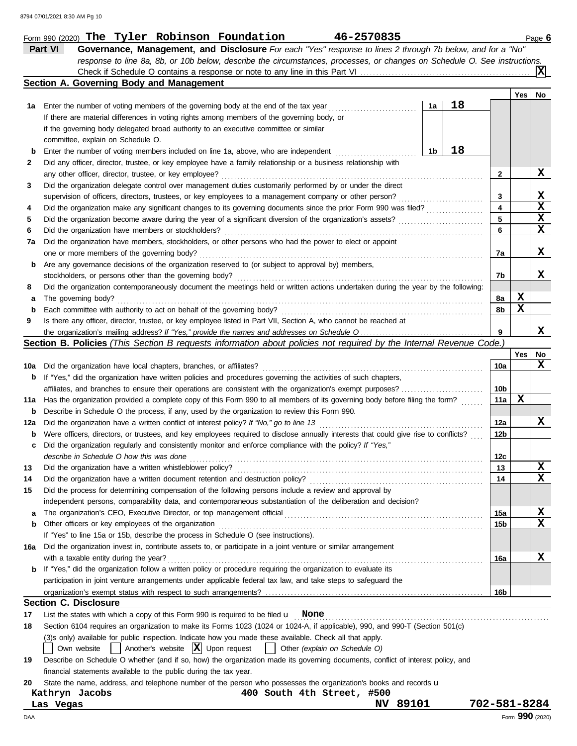Form 990 (2020) **The Tyler Robinson Foundation** **46-2570835** Page **6**

## Part VI Governance, Management, and Disclosure

*For each "Yes" response to lines 2 through 7b below, and for a "No" response to line 8a, 8b, or 10b below, describe the circumstances, processes, or changes on Schedule O. See instructions.*

Check if Schedule O contains a response or note to any line in this Part VI . . . . . [X]

### Section A. Governing Body and Management

| | | | | Yes | No |
|---|---|---|---|---|---|
| **1a** | Enter the number of voting members of the governing body at the end of the tax year . . . **1a** | 18 | | | |
| | If there are material differences in voting rights among members of the governing body, or if the governing body delegated broad authority to an executive committee or similar committee, explain on Schedule O. | | | | |
| **b** | Enter the number of voting members included on line 1a, above, who are independent . . . **1b** | 18 | | | |
| **2** | Did any officer, director, trustee, or key employee have a family relationship or a business relationship with any other officer, director, trustee, or key employee? | | 2 | | X |
| **3** | Did the organization delegate control over management duties customarily performed by or under the direct supervision of officers, directors, trustees, or key employees to a management company or other person? | | 3 | | X |
| **4** | Did the organization make any significant changes to its governing documents since the prior Form 990 was filed? | | 4 | | X |
| **5** | Did the organization become aware during the year of a significant diversion of the organization's assets? | | 5 | | X |
| **6** | Did the organization have members or stockholders? | | 6 | | X |
| **7a** | Did the organization have members, stockholders, or other persons who had the power to elect or appoint one or more members of the governing body? | | 7a | | X |
| **b** | Are any governance decisions of the organization reserved to (or subject to approval by) members, stockholders, or persons other than the governing body? | | 7b | | X |
| **8** | Did the organization contemporaneously document the meetings held or written actions undertaken during the year by the following: | | | | |
| **a** | The governing body? | | 8a | X | |
| **b** | Each committee with authority to act on behalf of the governing body? | | 8b | X | |
| **9** | Is there any officer, director, trustee, or key employee listed in Part VII, Section A, who cannot be reached at the organization's mailing address? *If "Yes," provide the names and addresses on Schedule O* | | 9 | | X |

### Section B. Policies *(This Section B requests information about policies not required by the Internal Revenue Code.)*

| | | | Yes | No |
|---|---|---|---|---|
| **10a** | Did the organization have local chapters, branches, or affiliates? | 10a | | X |
| **b** | If "Yes," did the organization have written policies and procedures governing the activities of such chapters, affiliates, and branches to ensure their operations are consistent with the organization's exempt purposes? | 10b | | |
| **11a** | Has the organization provided a complete copy of this Form 990 to all members of its governing body before filing the form? | 11a | X | |
| **b** | Describe in Schedule O the process, if any, used by the organization to review this Form 990. | | | |
| **12a** | Did the organization have a written conflict of interest policy? *If "No," go to line 13* | 12a | | X |
| **b** | Were officers, directors, or trustees, and key employees required to disclose annually interests that could give rise to conflicts? | 12b | | |
| **c** | Did the organization regularly and consistently monitor and enforce compliance with the policy? *If "Yes," describe in Schedule O how this was done* | 12c | | |
| **13** | Did the organization have a written whistleblower policy? | 13 | | X |
| **14** | Did the organization have a written document retention and destruction policy? | 14 | | X |
| **15** | Did the process for determining compensation of the following persons include a review and approval by independent persons, comparability data, and contemporaneous substantiation of the deliberation and decision? | | | |
| **a** | The organization's CEO, Executive Director, or top management official | 15a | | X |
| **b** | Other officers or key employees of the organization | 15b | | X |
| | If "Yes" to line 15a or 15b, describe the process in Schedule O (see instructions). | | | |
| **16a** | Did the organization invest in, contribute assets to, or participate in a joint venture or similar arrangement with a taxable entity during the year? | 16a | | X |
| **b** | If "Yes," did the organization follow a written policy or procedure requiring the organization to evaluate its participation in joint venture arrangements under applicable federal tax law, and take steps to safeguard the organization's exempt status with respect to such arrangements? | 16b | | |

### Section C. Disclosure

**17** List the states with which a copy of this Form 990 is required to be filed **None**

**18** Section 6104 requires an organization to make its Forms 1023 (1024 or 1024-A, if applicable), 990, and 990-T (Section 501(c)(3)s only) available for public inspection. Indicate how you made these available. Check all that apply.

[ ] Own website [ ] Another's website [X] Upon request [ ] Other *(explain on Schedule O)*

**19** Describe on Schedule O whether (and if so, how) the organization made its governing documents, conflict of interest policy, and financial statements available to the public during the tax year.

**20** State the name, address, and telephone number of the person who possesses the organization's books and records

Kathryn Jacobs 400 South 4th Street, #500
Las Vegas NV 89101 702-581-8284

Form **990** (2020)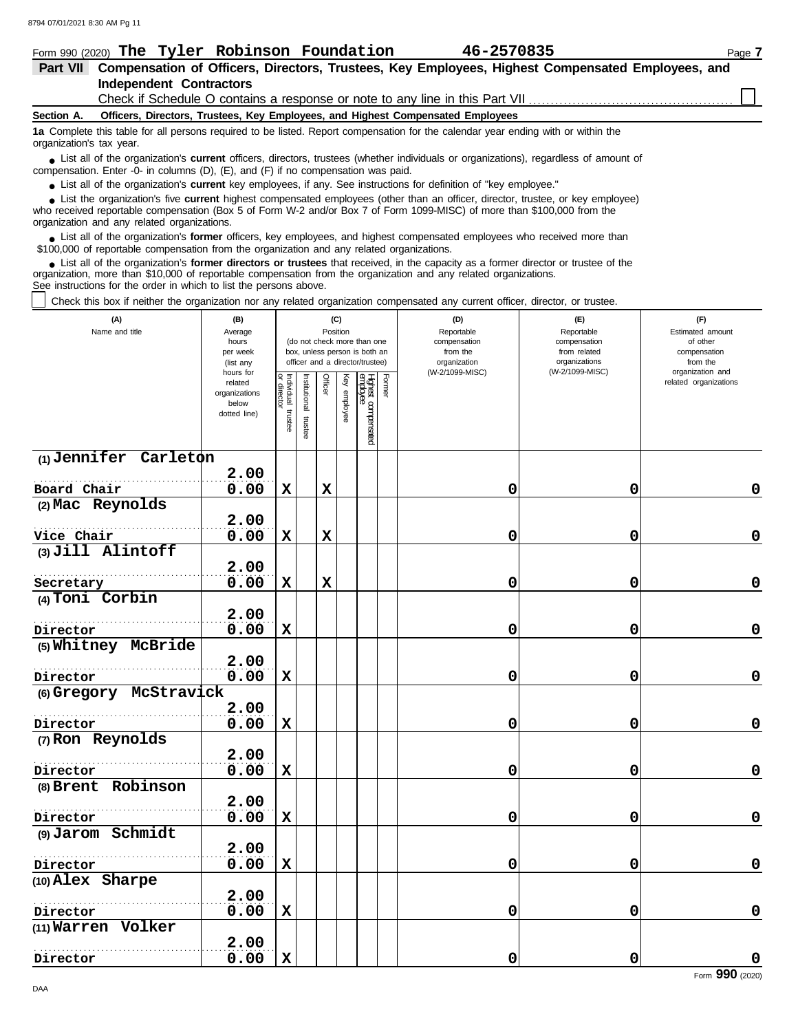Form 990 (2020) **The Tyler Robinson Foundation** **46-2570835** Page **7**

## Part VII Compensation of Officers, Directors, Trustees, Key Employees, Highest Compensated Employees, and Independent Contractors

Check if Schedule O contains a response or note to any line in this Part VII ☐

**Section A. Officers, Directors, Trustees, Key Employees, and Highest Compensated Employees**

**1a** Complete this table for all persons required to be listed. Report compensation for the calendar year ending with or within the organization's tax year.

- List all of the organization's **current** officers, directors, trustees (whether individuals or organizations), regardless of amount of compensation. Enter -0- in columns (D), (E), and (F) if no compensation was paid.
- List all of the organization's **current** key employees, if any. See instructions for definition of "key employee."
- List the organization's five **current** highest compensated employees (other than an officer, director, trustee, or key employee) who received reportable compensation (Box 5 of Form W-2 and/or Box 7 of Form 1099-MISC) of more than $100,000 from the organization and any related organizations.
- List all of the organization's **former** officers, key employees, and highest compensated employees who received more than $100,000 of reportable compensation from the organization and any related organizations.
- List all of the organization's **former directors or trustees** that received, in the capacity as a former director or trustee of the organization, more than $10,000 of reportable compensation from the organization and any related organizations.

See instructions for the order in which to list the persons above.

☐ Check this box if neither the organization nor any related organization compensated any current officer, director, or trustee.

| (A) Name and title | (B) Average hours per week (list any hours for related organizations below dotted line) | (C) Position: Individual trustee or director | Institutional trustee | Officer | Key employee | Highest compensated employee | Former | (D) Reportable compensation from the organization (W-2/1099-MISC) | (E) Reportable compensation from related organizations (W-2/1099-MISC) | (F) Estimated amount of other compensation from the organization and related organizations |
|---|---|---|---|---|---|---|---|---|---|---|
| (1) Jennifer Carleton<br>Board Chair | 2.00<br>0.00 | X | | X | | | | 0 | 0 | 0 |
| (2) Mac Reynolds<br>Vice Chair | 2.00<br>0.00 | X | | X | | | | 0 | 0 | 0 |
| (3) Jill Alintoff<br>Secretary | 2.00<br>0.00 | X | | X | | | | 0 | 0 | 0 |
| (4) Toni Corbin<br>Director | 2.00<br>0.00 | X | | | | | | 0 | 0 | 0 |
| (5) Whitney McBride<br>Director | 2.00<br>0.00 | X | | | | | | 0 | 0 | 0 |
| (6) Gregory McStravick<br>Director | 2.00<br>0.00 | X | | | | | | 0 | 0 | 0 |
| (7) Ron Reynolds<br>Director | 2.00<br>0.00 | X | | | | | | 0 | 0 | 0 |
| (8) Brent Robinson<br>Director | 2.00<br>0.00 | X | | | | | | 0 | 0 | 0 |
| (9) Jarom Schmidt<br>Director | 2.00<br>0.00 | X | | | | | | 0 | 0 | 0 |
| (10) Alex Sharpe<br>Director | 2.00<br>0.00 | X | | | | | | 0 | 0 | 0 |
| (11) Warren Volker<br>Director | 2.00<br>0.00 | X | | | | | | 0 | 0 | 0 |

Form **990** (2020)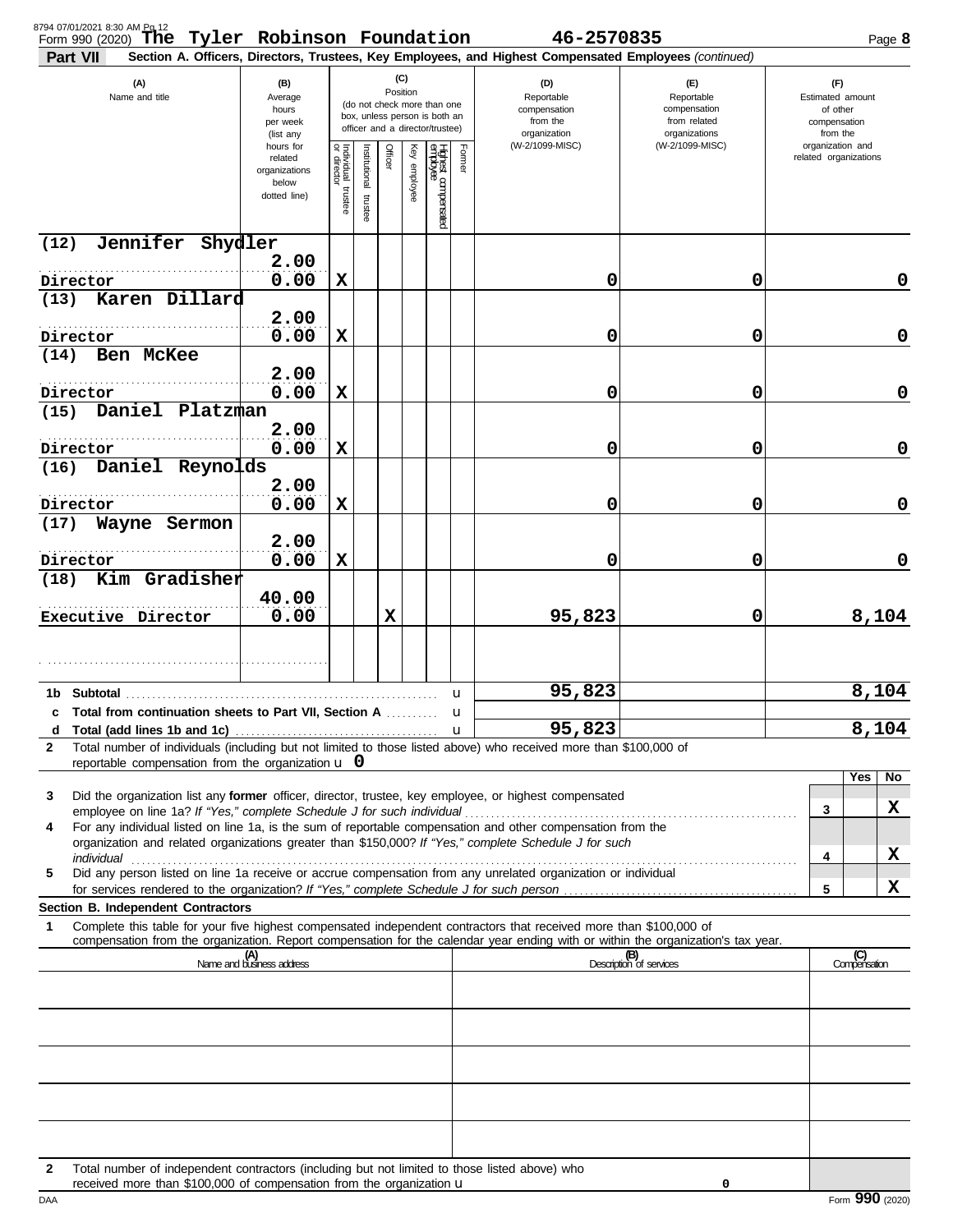Form 990 (2020) **The Tyler Robinson Foundation** 46-2570835 Page **8**

**Part VII** **Section A. Officers, Directors, Trustees, Key Employees, and Highest Compensated Employees** *(continued)*

| (A) Name and title | (B) Average hours per week (list any hours for related organizations below dotted line) | (C) Position: Individual trustee or director | Institutional trustee | Officer | Key employee | Highest compensated employee | Former | (D) Reportable compensation from the organization (W-2/1099-MISC) | (E) Reportable compensation from related organizations (W-2/1099-MISC) | (F) Estimated amount of other compensation from the organization and related organizations |
|---|---|---|---|---|---|---|---|---|---|---|
| (12) Jennifer Shydler<br>Director | 2.00<br>0.00 | X | | | | | | 0 | 0 | 0 |
| (13) Karen Dillard<br>Director | 2.00<br>0.00 | X | | | | | | 0 | 0 | 0 |
| (14) Ben McKee<br>Director | 2.00<br>0.00 | X | | | | | | 0 | 0 | 0 |
| (15) Daniel Platzman<br>Director | 2.00<br>0.00 | X | | | | | | 0 | 0 | 0 |
| (16) Daniel Reynolds<br>Director | 2.00<br>0.00 | X | | | | | | 0 | 0 | 0 |
| (17) Wayne Sermon<br>Director | 2.00<br>0.00 | X | | | | | | 0 | 0 | 0 |
| (18) Kim Gradisher<br>Executive Director | 40.00<br>0.00 | | | X | | | | 95,823 | 0 | 8,104 |
| | | | | | | | | | | |
| **1b Subtotal** | | | | | | | | 95,823 | | 8,104 |
| **c Total from continuation sheets to Part VII, Section A** | | | | | | | | | | |
| **d Total (add lines 1b and 1c)** | | | | | | | | 95,823 | | 8,104 |

**2** Total number of individuals (including but not limited to those listed above) who received more than $100,000 of reportable compensation from the organization u **0**

| | | Yes | No |
|---|---|---|---|
| **3** Did the organization list any **former** officer, director, trustee, key employee, or highest compensated employee on line 1a? *If "Yes," complete Schedule J for such individual* | 3 | | X |
| **4** For any individual listed on line 1a, is the sum of reportable compensation and other compensation from the organization and related organizations greater than $150,000? *If "Yes," complete Schedule J for such individual* | 4 | | X |
| **5** Did any person listed on line 1a receive or accrue compensation from any unrelated organization or individual for services rendered to the organization? *If "Yes," complete Schedule J for such person* | 5 | | X |

**Section B. Independent Contractors**

**1** Complete this table for your five highest compensated independent contractors that received more than $100,000 of compensation from the organization. Report compensation for the calendar year ending with or within the organization's tax year.

| (A) Name and business address | (B) Description of services | (C) Compensation |
|---|---|---|
| | | |
| | | |
| | | |
| | | |
| | | |

**2** Total number of independent contractors (including but not limited to those listed above) who received more than $100,000 of compensation from the organization u 0

Form **990** (2020)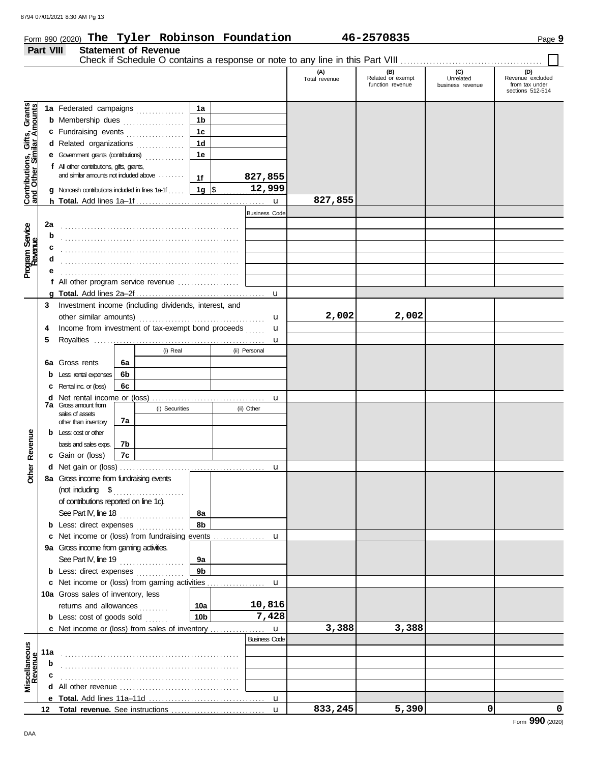Form 990 (2020) **The Tyler Robinson Foundation** **46-2570835** Page **9**

## Part VIII Statement of Revenue

Check if Schedule O contains a response or note to any line in this Part VIII ☐

| | | | | (A) Total revenue | (B) Related or exempt function revenue | (C) Unrelated business revenue | (D) Revenue excluded from tax under sections 512-514 |
|---|---|---|---|---|---|---|---|
| **Contributions, Gifts, Grants and Other Similar Amounts** | 1a Federated campaigns | 1a | | | | | |
| | b Membership dues | 1b | | | | | |
| | c Fundraising events | 1c | | | | | |
| | d Related organizations | 1d | | | | | |
| | e Government grants (contributions) | 1e | | | | | |
| | f All other contributions, gifts, grants, and similar amounts not included above | 1f | 827,855 | | | | |
| | g Noncash contributions included in lines 1a-1f | 1g | $ 12,999 | | | | |
| | h **Total.** Add lines 1a–1f | | u | 827,855 | | | |
| **Program Service Revenue** | | | Business Code | | | | |
| | 2a | | | | | | |
| | b | | | | | | |
| | c | | | | | | |
| | d | | | | | | |
| | e | | | | | | |
| | f All other program service revenue | | | | | | |
| | g **Total.** Add lines 2a–2f | | u | | | | |
| **Other Revenue** | 3 Investment income (including dividends, interest, and other similar amounts) | | u | 2,002 | 2,002 | | |
| | 4 Income from investment of tax-exempt bond proceeds | | u | | | | |
| | 5 Royalties | | u | | | | |
| | | (i) Real | (ii) Personal | | | | |
| | 6a Gross rents | 6a | | | | | |
| | b Less: rental expenses | 6b | | | | | |
| | c Rental inc. or (loss) | 6c | | | | | |
| | d Net rental income or (loss) | | u | | | | |
| | | (i) Securities | (ii) Other | | | | |
| | 7a Gross amount from sales of assets other than inventory | 7a | | | | | |
| | b Less: cost or other basis and sales exps. | 7b | | | | | |
| | c Gain or (loss) | 7c | | | | | |
| | d Net gain or (loss) | | u | | | | |
| | 8a Gross income from fundraising events (not including $ of contributions reported on line 1c). See Part IV, line 18 | 8a | | | | | |
| | b Less: direct expenses | 8b | | | | | |
| | c Net income or (loss) from fundraising events | | u | | | | |
| | 9a Gross income from gaming activities. See Part IV, line 19 | 9a | | | | | |
| | b Less: direct expenses | 9b | | | | | |
| | c Net income or (loss) from gaming activities | | u | | | | |
| | 10a Gross sales of inventory, less returns and allowances | 10a | 10,816 | | | | |
| | b Less: cost of goods sold | 10b | 7,428 | | | | |
| | c Net income or (loss) from sales of inventory | | u | 3,388 | 3,388 | | |
| **Miscellaneous Revenue** | | | Business Code | | | | |
| | 11a | | | | | | |
| | b | | | | | | |
| | c | | | | | | |
| | d All other revenue | | | | | | |
| | e **Total.** Add lines 11a–11d | | u | | | | |
| | 12 **Total revenue.** See instructions | | u | 833,245 | 5,390 | 0 | 0 |

Form **990** (2020)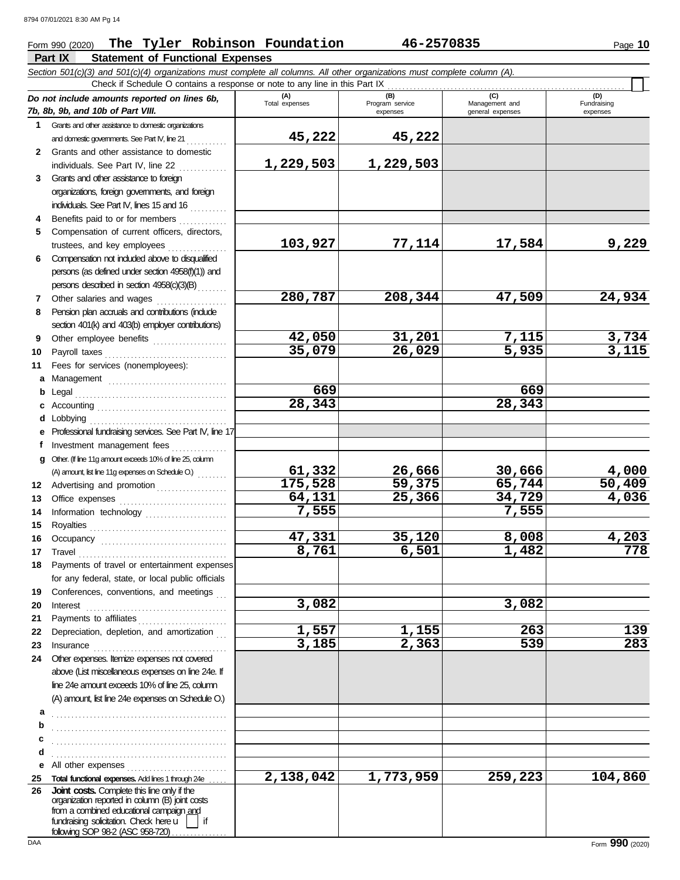Form 990 (2020) **The Tyler Robinson Foundation** **46-2570835** Page **10**

## Part IX Statement of Functional Expenses

*Section 501(c)(3) and 501(c)(4) organizations must complete all columns. All other organizations must complete column (A).*

Check if Schedule O contains a response or note to any line in this Part IX ☐

| *Do not include amounts reported on lines 6b, 7b, 8b, 9b, and 10b of Part VIII.* | (A) Total expenses | (B) Program service expenses | (C) Management and general expenses | (D) Fundraising expenses |
|---|---|---|---|---|
| 1 Grants and other assistance to domestic organizations and domestic governments. See Part IV, line 21 | 45,222 | 45,222 | | |
| 2 Grants and other assistance to domestic individuals. See Part IV, line 22 | 1,229,503 | 1,229,503 | | |
| 3 Grants and other assistance to foreign organizations, foreign governments, and foreign individuals. See Part IV, lines 15 and 16 | | | | |
| 4 Benefits paid to or for members | | | | |
| 5 Compensation of current officers, directors, trustees, and key employees | 103,927 | 77,114 | 17,584 | 9,229 |
| 6 Compensation not included above to disqualified persons (as defined under section 4958(f)(1)) and persons described in section 4958(c)(3)(B) | | | | |
| 7 Other salaries and wages | 280,787 | 208,344 | 47,509 | 24,934 |
| 8 Pension plan accruals and contributions (include section 401(k) and 403(b) employer contributions) | | | | |
| 9 Other employee benefits | 42,050 | 31,201 | 7,115 | 3,734 |
| 10 Payroll taxes | 35,079 | 26,029 | 5,935 | 3,115 |
| 11 Fees for services (nonemployees): | | | | |
| a Management | | | | |
| b Legal | 669 | | 669 | |
| c Accounting | 28,343 | | 28,343 | |
| d Lobbying | | | | |
| e Professional fundraising services. See Part IV, line 17 | | | | |
| f Investment management fees | | | | |
| g Other. (If line 11g amount exceeds 10% of line 25, column (A) amount, list line 11g expenses on Schedule O.) | 61,332 | 26,666 | 30,666 | 4,000 |
| 12 Advertising and promotion | 175,528 | 59,375 | 65,744 | 50,409 |
| 13 Office expenses | 64,131 | 25,366 | 34,729 | 4,036 |
| 14 Information technology | 7,555 | | 7,555 | |
| 15 Royalties | | | | |
| 16 Occupancy | 47,331 | 35,120 | 8,008 | 4,203 |
| 17 Travel | 8,761 | 6,501 | 1,482 | 778 |
| 18 Payments of travel or entertainment expenses for any federal, state, or local public officials | | | | |
| 19 Conferences, conventions, and meetings | | | | |
| 20 Interest | 3,082 | | 3,082 | |
| 21 Payments to affiliates | | | | |
| 22 Depreciation, depletion, and amortization | 1,557 | 1,155 | 263 | 139 |
| 23 Insurance | 3,185 | 2,363 | 539 | 283 |
| 24 Other expenses. Itemize expenses not covered above (List miscellaneous expenses on line 24e. If line 24e amount exceeds 10% of line 25, column (A) amount, list line 24e expenses on Schedule O.) | | | | |
| a | | | | |
| b | | | | |
| c | | | | |
| d | | | | |
| e All other expenses | | | | |
| 25 **Total functional expenses.** Add lines 1 through 24e | 2,138,042 | 1,773,959 | 259,223 | 104,860 |
| 26 **Joint costs.** Complete this line only if the organization reported in column (B) joint costs from a combined educational campaign and fundraising solicitation. Check here ☐ if following SOP 98-2 (ASC 958-720) | | | | |

Form **990** (2020)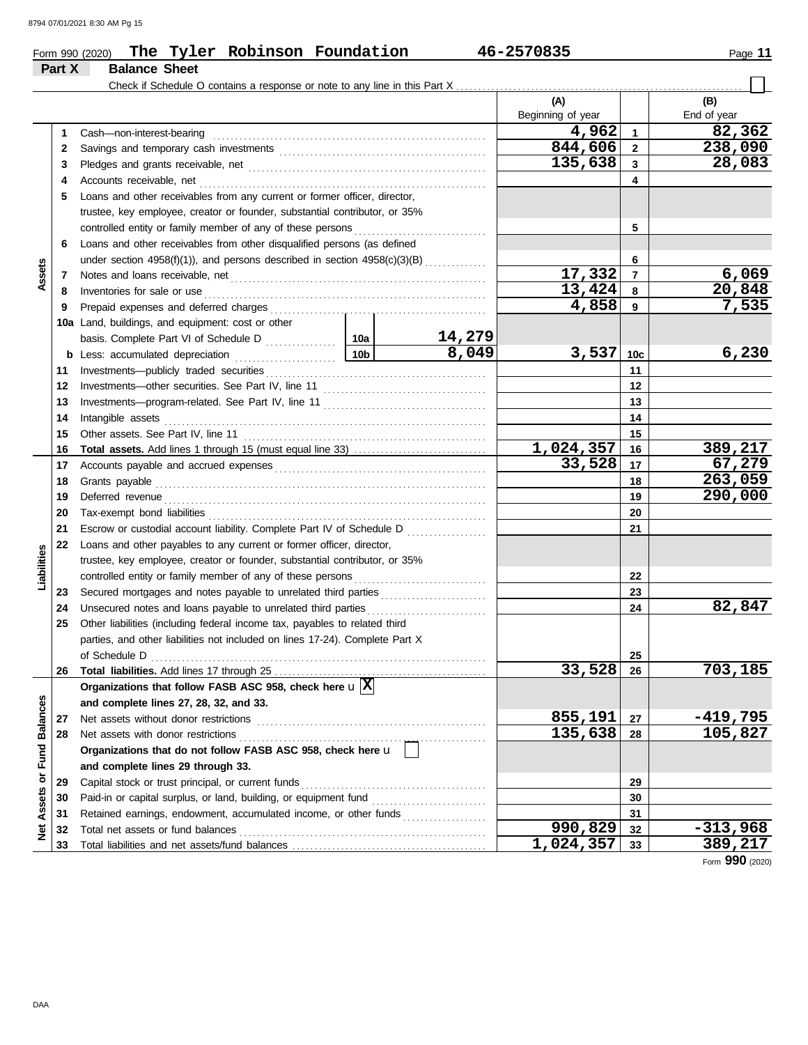Form 990 (2020) **The Tyler Robinson Foundation** 46-2570835

## Part X Balance Sheet

Check if Schedule O contains a response or note to any line in this Part X ☐

| | | | | (A) Beginning of year | | (B) End of year |
|---|---|---|---|---|---|---|
| **Assets** | 1 | Cash—non-interest-bearing | | 4,962 | 1 | 82,362 |
| | 2 | Savings and temporary cash investments | | 844,606 | 2 | 238,090 |
| | 3 | Pledges and grants receivable, net | | 135,638 | 3 | 28,083 |
| | 4 | Accounts receivable, net | | | 4 | |
| | 5 | Loans and other receivables from any current or former officer, director, trustee, key employee, creator or founder, substantial contributor, or 35% controlled entity or family member of any of these persons | | | 5 | |
| | 6 | Loans and other receivables from other disqualified persons (as defined under section 4958(f)(1)), and persons described in section 4958(c)(3)(B) | | | 6 | |
| | 7 | Notes and loans receivable, net | | 17,332 | 7 | 6,069 |
| | 8 | Inventories for sale or use | | 13,424 | 8 | 20,848 |
| | 9 | Prepaid expenses and deferred charges | | 4,858 | 9 | 7,535 |
| | 10a | Land, buildings, and equipment: cost or other basis. Complete Part VI of Schedule D | 10a 14,279 | | | |
| | b | Less: accumulated depreciation | 10b 8,049 | 3,537 | 10c | 6,230 |
| | 11 | Investments—publicly traded securities | | | 11 | |
| | 12 | Investments—other securities. See Part IV, line 11 | | | 12 | |
| | 13 | Investments—program-related. See Part IV, line 11 | | | 13 | |
| | 14 | Intangible assets | | | 14 | |
| | 15 | Other assets. See Part IV, line 11 | | | 15 | |
| | 16 | **Total assets.** Add lines 1 through 15 (must equal line 33) | | 1,024,357 | 16 | 389,217 |
| **Liabilities** | 17 | Accounts payable and accrued expenses | | 33,528 | 17 | 67,279 |
| | 18 | Grants payable | | | 18 | 263,059 |
| | 19 | Deferred revenue | | | 19 | 290,000 |
| | 20 | Tax-exempt bond liabilities | | | 20 | |
| | 21 | Escrow or custodial account liability. Complete Part IV of Schedule D | | | 21 | |
| | 22 | Loans and other payables to any current or former officer, director, trustee, key employee, creator or founder, substantial contributor, or 35% controlled entity or family member of any of these persons | | | 22 | |
| | 23 | Secured mortgages and notes payable to unrelated third parties | | | 23 | |
| | 24 | Unsecured notes and loans payable to unrelated third parties | | | 24 | 82,847 |
| | 25 | Other liabilities (including federal income tax, payables to related third parties, and other liabilities not included on lines 17-24). Complete Part X of Schedule D | | | 25 | |
| | 26 | **Total liabilities.** Add lines 17 through 25 | | 33,528 | 26 | 703,185 |
| **Net Assets or Fund Balances** | | **Organizations that follow FASB ASC 958, check here** ☒ **and complete lines 27, 28, 32, and 33.** | | | | |
| | 27 | Net assets without donor restrictions | | 855,191 | 27 | -419,795 |
| | 28 | Net assets with donor restrictions | | 135,638 | 28 | 105,827 |
| | | **Organizations that do not follow FASB ASC 958, check here** ☐ **and complete lines 29 through 33.** | | | | |
| | 29 | Capital stock or trust principal, or current funds | | | 29 | |
| | 30 | Paid-in or capital surplus, or land, building, or equipment fund | | | 30 | |
| | 31 | Retained earnings, endowment, accumulated income, or other funds | | | 31 | |
| | 32 | Total net assets or fund balances | | 990,829 | 32 | -313,968 |
| | 33 | Total liabilities and net assets/fund balances | | 1,024,357 | 33 | 389,217 |

Form **990** (2020)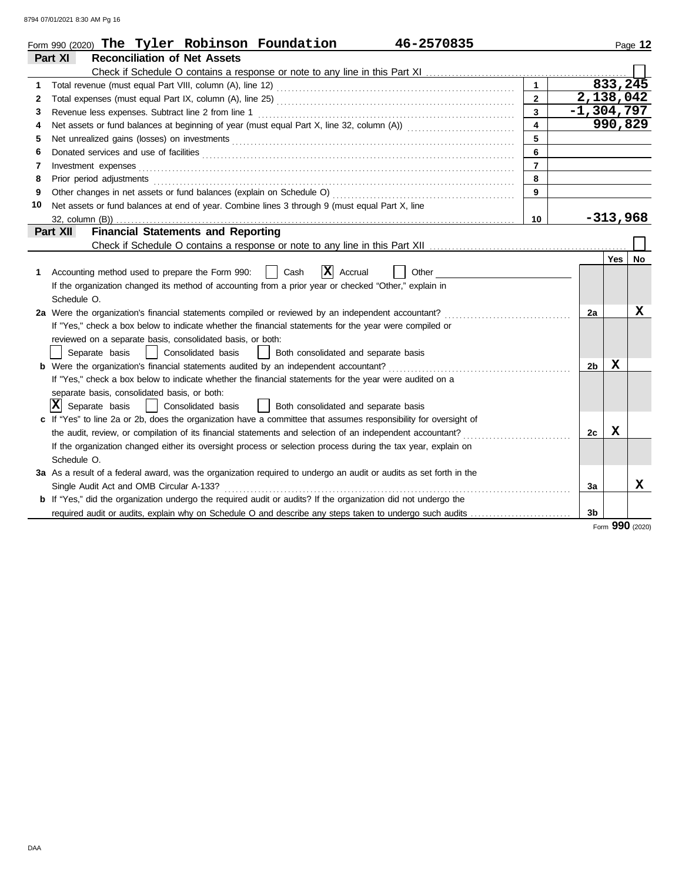Form 990 (2020) **The Tyler Robinson Foundation** 46-2570835 Page **12**

## Part XI Reconciliation of Net Assets

Check if Schedule O contains a response or note to any line in this Part XI ☐

| | | | |
|---|---|---|---|
| 1 | Total revenue (must equal Part VIII, column (A), line 12) | 1 | 833,245 |
| 2 | Total expenses (must equal Part IX, column (A), line 25) | 2 | 2,138,042 |
| 3 | Revenue less expenses. Subtract line 2 from line 1 | 3 | -1,304,797 |
| 4 | Net assets or fund balances at beginning of year (must equal Part X, line 32, column (A)) | 4 | 990,829 |
| 5 | Net unrealized gains (losses) on investments | 5 | |
| 6 | Donated services and use of facilities | 6 | |
| 7 | Investment expenses | 7 | |
| 8 | Prior period adjustments | 8 | |
| 9 | Other changes in net assets or fund balances (explain on Schedule O) | 9 | |
| 10 | Net assets or fund balances at end of year. Combine lines 3 through 9 (must equal Part X, line 32, column (B)) | 10 | -313,968 |

## Part XII Financial Statements and Reporting

Check if Schedule O contains a response or note to any line in this Part XII ☐

| | | | Yes | No |
|---|---|---|---|---|
| 1 | Accounting method used to prepare the Form 990: ☐ Cash ☒ Accrual ☐ Other<br>If the organization changed its method of accounting from a prior year or checked "Other," explain in Schedule O. | | | |
| 2a | Were the organization's financial statements compiled or reviewed by an independent accountant?<br>If "Yes," check a box below to indicate whether the financial statements for the year were compiled or reviewed on a separate basis, consolidated basis, or both:<br>☐ Separate basis ☐ Consolidated basis ☐ Both consolidated and separate basis | 2a | | X |
| b | Were the organization's financial statements audited by an independent accountant?<br>If "Yes," check a box below to indicate whether the financial statements for the year were audited on a separate basis, consolidated basis, or both:<br>☒ Separate basis ☐ Consolidated basis ☐ Both consolidated and separate basis | 2b | X | |
| c | If "Yes" to line 2a or 2b, does the organization have a committee that assumes responsibility for oversight of the audit, review, or compilation of its financial statements and selection of an independent accountant?<br>If the organization changed either its oversight process or selection process during the tax year, explain on Schedule O. | 2c | X | |
| 3a | As a result of a federal award, was the organization required to undergo an audit or audits as set forth in the Single Audit Act and OMB Circular A-133? | 3a | | X |
| b | If "Yes," did the organization undergo the required audit or audits? If the organization did not undergo the required audit or audits, explain why on Schedule O and describe any steps taken to undergo such audits | 3b | | |

Form **990** (2020)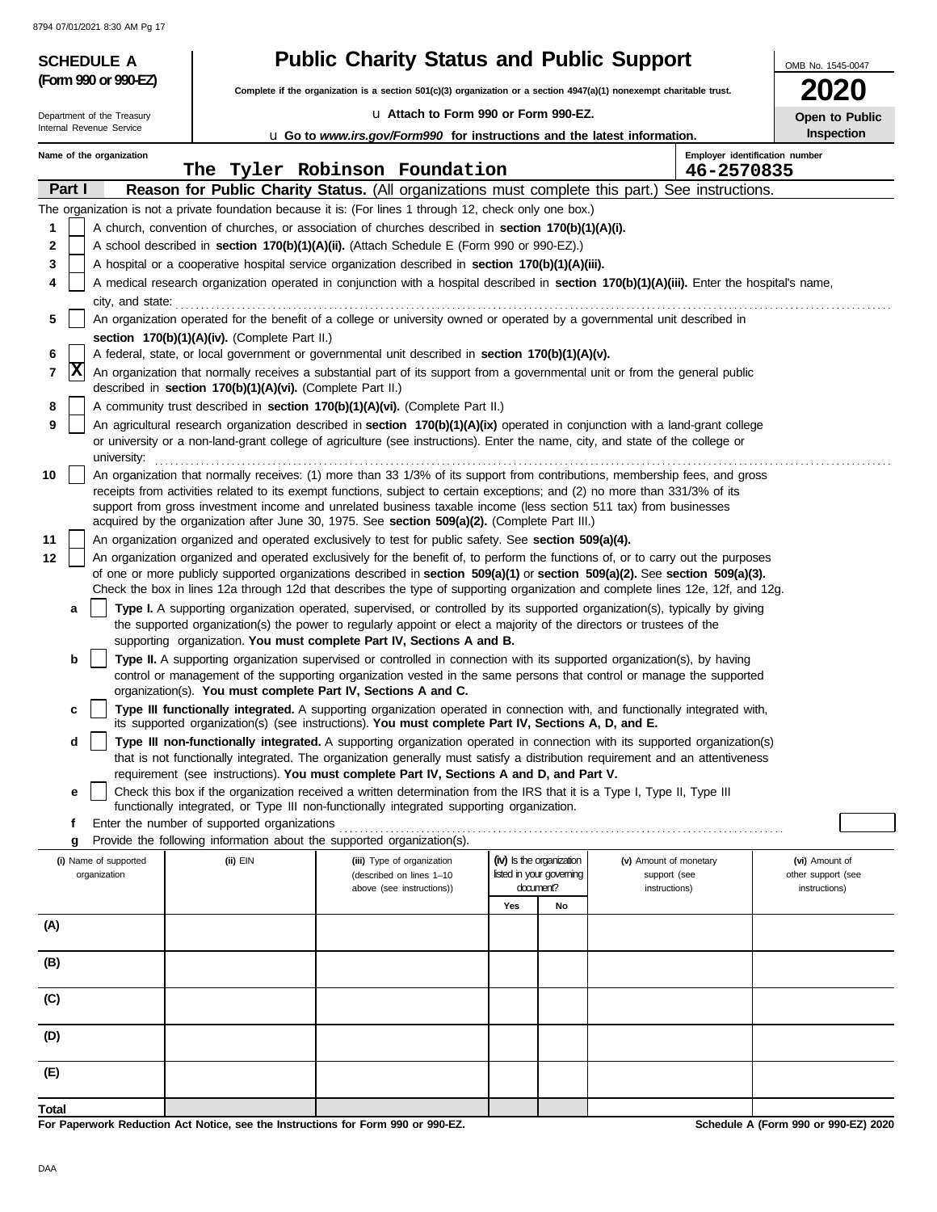**SCHEDULE A**
**(Form 990 or 990-EZ)**

Department of the Treasury
Internal Revenue Service

# Public Charity Status and Public Support

**Complete if the organization is a section 501(c)(3) organization or a section 4947(a)(1) nonexempt charitable trust.**

u **Attach to Form 990 or Form 990-EZ.**

u **Go to** ***www.irs.gov/Form990*** **for instructions and the latest information.**

OMB No. 1545-0047

**2020**

**Open to Public Inspection**

**Name of the organization**
The Tyler Robinson Foundation

**Employer identification number**
46-2570835

## Part I — Reason for Public Charity Status. (All organizations must complete this part.) See instructions.

The organization is not a private foundation because it is: (For lines 1 through 12, check only one box.)

1 [ ] A church, convention of churches, or association of churches described in **section 170(b)(1)(A)(i).**

2 [ ] A school described in **section 170(b)(1)(A)(ii).** (Attach Schedule E (Form 990 or 990-EZ).)

3 [ ] A hospital or a cooperative hospital service organization described in **section 170(b)(1)(A)(iii).**

4 [ ] A medical research organization operated in conjunction with a hospital described in **section 170(b)(1)(A)(iii).** Enter the hospital's name, city, and state:

5 [ ] An organization operated for the benefit of a college or university owned or operated by a governmental unit described in **section 170(b)(1)(A)(iv).** (Complete Part II.)

6 [ ] A federal, state, or local government or governmental unit described in **section 170(b)(1)(A)(v).**

7 [X] An organization that normally receives a substantial part of its support from a governmental unit or from the general public described in **section 170(b)(1)(A)(vi).** (Complete Part II.)

8 [ ] A community trust described in **section 170(b)(1)(A)(vi).** (Complete Part II.)

9 [ ] An agricultural research organization described in **section 170(b)(1)(A)(ix)** operated in conjunction with a land-grant college or university or a non-land-grant college of agriculture (see instructions). Enter the name, city, and state of the college or university:

10 [ ] An organization that normally receives: (1) more than 33 1/3% of its support from contributions, membership fees, and gross receipts from activities related to its exempt functions, subject to certain exceptions; and (2) no more than 331/3% of its support from gross investment income and unrelated business taxable income (less section 511 tax) from businesses acquired by the organization after June 30, 1975. See **section 509(a)(2).** (Complete Part III.)

11 [ ] An organization organized and operated exclusively to test for public safety. See **section 509(a)(4).**

12 [ ] An organization organized and operated exclusively for the benefit of, to perform the functions of, or to carry out the purposes of one or more publicly supported organizations described in **section 509(a)(1)** or **section 509(a)(2).** See **section 509(a)(3).** Check the box in lines 12a through 12d that describes the type of supporting organization and complete lines 12e, 12f, and 12g.

a [ ] **Type I.** A supporting organization operated, supervised, or controlled by its supported organization(s), typically by giving the supported organization(s) the power to regularly appoint or elect a majority of the directors or trustees of the supporting organization. **You must complete Part IV, Sections A and B.**

b [ ] **Type II.** A supporting organization supervised or controlled in connection with its supported organization(s), by having control or management of the supporting organization vested in the same persons that control or manage the supported organization(s). **You must complete Part IV, Sections A and C.**

c [ ] **Type III functionally integrated.** A supporting organization operated in connection with, and functionally integrated with, its supported organization(s) (see instructions). **You must complete Part IV, Sections A, D, and E.**

d [ ] **Type III non-functionally integrated.** A supporting organization operated in connection with its supported organization(s) that is not functionally integrated. The organization generally must satisfy a distribution requirement and an attentiveness requirement (see instructions). **You must complete Part IV, Sections A and D, and Part V.**

e [ ] Check this box if the organization received a written determination from the IRS that it is a Type I, Type II, Type III functionally integrated, or Type III non-functionally integrated supporting organization.

f Enter the number of supported organizations

g Provide the following information about the supported organization(s).

| (i) Name of supported organization | (ii) EIN | (iii) Type of organization (described on lines 1–10 above (see instructions)) | (iv) Is the organization listed in your governing document? | | (v) Amount of monetary support (see instructions) | (vi) Amount of other support (see instructions) |
|---|---|---|---|---|---|---|
| | | | Yes | No | | |
| (A) | | | | | | |
| (B) | | | | | | |
| (C) | | | | | | |
| (D) | | | | | | |
| (E) | | | | | | |
| Total | | | | | | |

**For Paperwork Reduction Act Notice, see the Instructions for Form 990 or 990-EZ.**

**Schedule A (Form 990 or 990-EZ) 2020**

DAA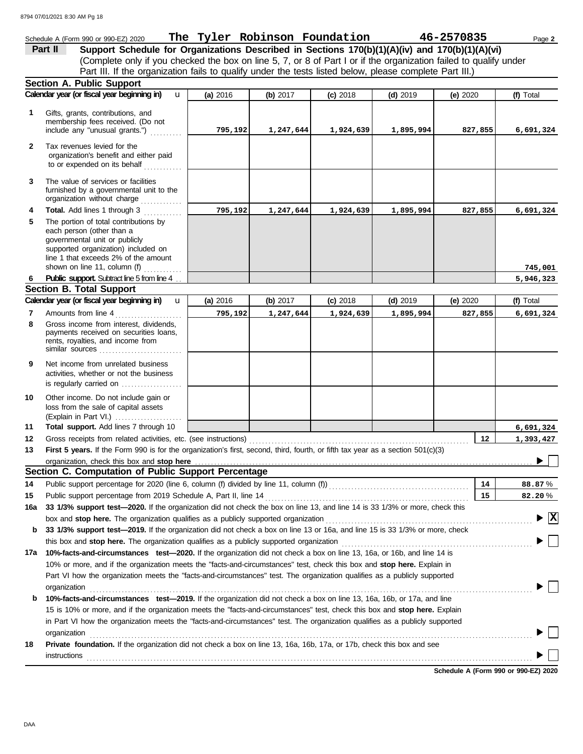Schedule A (Form 990 or 990-EZ) 2020 **The Tyler Robinson Foundation** **46-2570835** Page **2**

## Part II Support Schedule for Organizations Described in Sections 170(b)(1)(A)(iv) and 170(b)(1)(A)(vi)

(Complete only if you checked the box on line 5, 7, or 8 of Part I or if the organization failed to qualify under Part III. If the organization fails to qualify under the tests listed below, please complete Part III.)

### Section A. Public Support

| | Calendar year (or fiscal year beginning in) ► | (a) 2016 | (b) 2017 | (c) 2018 | (d) 2019 | (e) 2020 | (f) Total |
|---|---|---|---|---|---|---|---|
| 1 | Gifts, grants, contributions, and membership fees received. (Do not include any "unusual grants.") | 795,192 | 1,247,644 | 1,924,639 | 1,895,994 | 827,855 | 6,691,324 |
| 2 | Tax revenues levied for the organization's benefit and either paid to or expended on its behalf | | | | | | |
| 3 | The value of services or facilities furnished by a governmental unit to the organization without charge | | | | | | |
| 4 | **Total.** Add lines 1 through 3 | 795,192 | 1,247,644 | 1,924,639 | 1,895,994 | 827,855 | 6,691,324 |
| 5 | The portion of total contributions by each person (other than a governmental unit or publicly supported organization) included on line 1 that exceeds 2% of the amount shown on line 11, column (f) | | | | | | 745,001 |
| 6 | **Public support.** Subtract line 5 from line 4 | | | | | | 5,946,323 |

### Section B. Total Support

| | Calendar year (or fiscal year beginning in) ► | (a) 2016 | (b) 2017 | (c) 2018 | (d) 2019 | (e) 2020 | (f) Total |
|---|---|---|---|---|---|---|---|
| 7 | Amounts from line 4 | 795,192 | 1,247,644 | 1,924,639 | 1,895,994 | 827,855 | 6,691,324 |
| 8 | Gross income from interest, dividends, payments received on securities loans, rents, royalties, and income from similar sources | | | | | | |
| 9 | Net income from unrelated business activities, whether or not the business is regularly carried on | | | | | | |
| 10 | Other income. Do not include gain or loss from the sale of capital assets (Explain in Part VI.) | | | | | | |
| 11 | **Total support.** Add lines 7 through 10 | | | | | | 6,691,324 |

**12** Gross receipts from related activities, etc. (see instructions) | **12** | 1,393,427

**13** **First 5 years.** If the Form 990 is for the organization's first, second, third, fourth, or fifth tax year as a section 501(c)(3) organization, check this box and **stop here** ► ☐

### Section C. Computation of Public Support Percentage

**14** Public support percentage for 2020 (line 6, column (f) divided by line 11, column (f)) | **14** | 88.87 %

**15** Public support percentage from 2019 Schedule A, Part II, line 14 | **15** | 82.20 %

**16a** **33 1/3% support test—2020.** If the organization did not check the box on line 13, and line 14 is 33 1/3% or more, check this box and **stop here.** The organization qualifies as a publicly supported organization ► ☒

**b** **33 1/3% support test—2019.** If the organization did not check a box on line 13 or 16a, and line 15 is 33 1/3% or more, check this box and **stop here.** The organization qualifies as a publicly supported organization ► ☐

**17a** **10%-facts-and-circumstances test—2020.** If the organization did not check a box on line 13, 16a, or 16b, and line 14 is 10% or more, and if the organization meets the "facts-and-circumstances" test, check this box and **stop here.** Explain in Part VI how the organization meets the "facts-and-circumstances" test. The organization qualifies as a publicly supported organization ► ☐

**b** **10%-facts-and-circumstances test—2019.** If the organization did not check a box on line 13, 16a, 16b, or 17a, and line 15 is 10% or more, and if the organization meets the "facts-and-circumstances" test, check this box and **stop here.** Explain in Part VI how the organization meets the "facts-and-circumstances" test. The organization qualifies as a publicly supported organization ► ☐

**18** **Private foundation.** If the organization did not check a box on line 13, 16a, 16b, 17a, or 17b, check this box and see instructions ► ☐

**Schedule A (Form 990 or 990-EZ) 2020**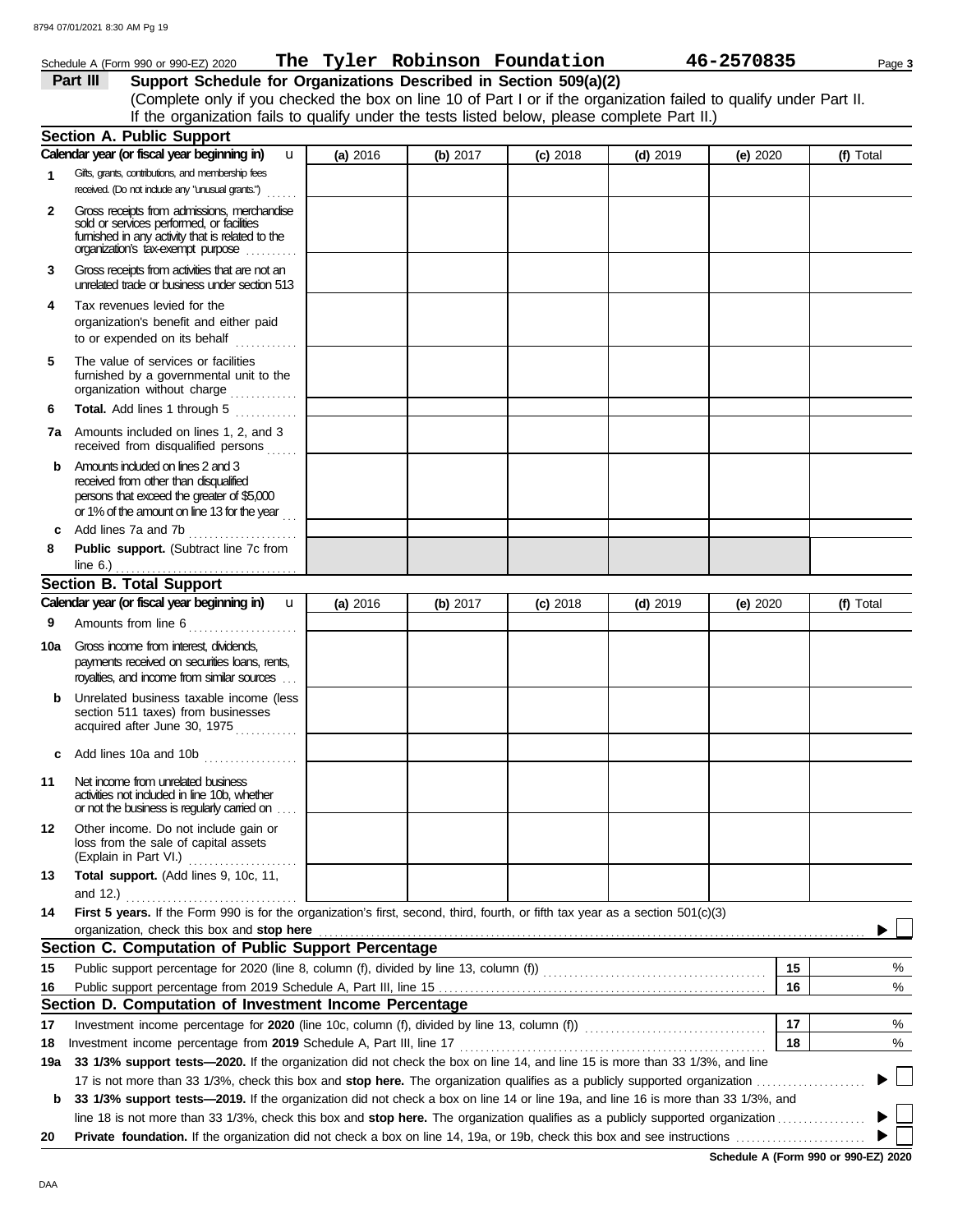Schedule A (Form 990 or 990-EZ) 2020 **The Tyler Robinson Foundation** **46-2570835** Page **3**

## Part III Support Schedule for Organizations Described in Section 509(a)(2)

(Complete only if you checked the box on line 10 of Part I or if the organization failed to qualify under Part II. If the organization fails to qualify under the tests listed below, please complete Part II.)

### Section A. Public Support

| Calendar year (or fiscal year beginning in) | (a) 2016 | (b) 2017 | (c) 2018 | (d) 2019 | (e) 2020 | (f) Total |
|---|---|---|---|---|---|---|
| **1** Gifts, grants, contributions, and membership fees received. (Do not include any "unusual grants.") | | | | | | |
| **2** Gross receipts from admissions, merchandise sold or services performed, or facilities furnished in any activity that is related to the organization's tax-exempt purpose | | | | | | |
| **3** Gross receipts from activities that are not an unrelated trade or business under section 513 | | | | | | |
| **4** Tax revenues levied for the organization's benefit and either paid to or expended on its behalf | | | | | | |
| **5** The value of services or facilities furnished by a governmental unit to the organization without charge | | | | | | |
| **6** **Total.** Add lines 1 through 5 | | | | | | |
| **7a** Amounts included on lines 1, 2, and 3 received from disqualified persons | | | | | | |
| **b** Amounts included on lines 2 and 3 received from other than disqualified persons that exceed the greater of $5,000 or 1% of the amount on line 13 for the year | | | | | | |
| **c** Add lines 7a and 7b | | | | | | |
| **8** **Public support.** (Subtract line 7c from line 6.) | | | | | | |

### Section B. Total Support

| Calendar year (or fiscal year beginning in) | (a) 2016 | (b) 2017 | (c) 2018 | (d) 2019 | (e) 2020 | (f) Total |
|---|---|---|---|---|---|---|
| **9** Amounts from line 6 | | | | | | |
| **10a** Gross income from interest, dividends, payments received on securities loans, rents, royalties, and income from similar sources | | | | | | |
| **b** Unrelated business taxable income (less section 511 taxes) from businesses acquired after June 30, 1975 | | | | | | |
| **c** Add lines 10a and 10b | | | | | | |
| **11** Net income from unrelated business activities not included in line 10b, whether or not the business is regularly carried on | | | | | | |
| **12** Other income. Do not include gain or loss from the sale of capital assets (Explain in Part VI.) | | | | | | |
| **13** **Total support.** (Add lines 9, 10c, 11, and 12.) | | | | | | |

**14** **First 5 years.** If the Form 990 is for the organization's first, second, third, fourth, or fifth tax year as a section 501(c)(3) organization, check this box and **stop here** ▶ ☐

### Section C. Computation of Public Support Percentage

| | | | |
|---|---|---|---|
| **15** | Public support percentage for 2020 (line 8, column (f), divided by line 13, column (f)) | **15** | % |
| **16** | Public support percentage from 2019 Schedule A, Part III, line 15 | **16** | % |

### Section D. Computation of Investment Income Percentage

| | | | |
|---|---|---|---|
| **17** | Investment income percentage for **2020** (line 10c, column (f), divided by line 13, column (f)) | **17** | % |
| **18** | Investment income percentage from **2019** Schedule A, Part III, line 17 | **18** | % |

**19a** **33 1/3% support tests—2020.** If the organization did not check the box on line 14, and line 15 is more than 33 1/3%, and line 17 is not more than 33 1/3%, check this box and **stop here.** The organization qualifies as a publicly supported organization ▶ ☐

**b** **33 1/3% support tests—2019.** If the organization did not check a box on line 14 or line 19a, and line 16 is more than 33 1/3%, and line 18 is not more than 33 1/3%, check this box and **stop here.** The organization qualifies as a publicly supported organization ▶ ☐

**20** **Private foundation.** If the organization did not check a box on line 14, 19a, or 19b, check this box and see instructions ▶ ☐

**Schedule A (Form 990 or 990-EZ) 2020**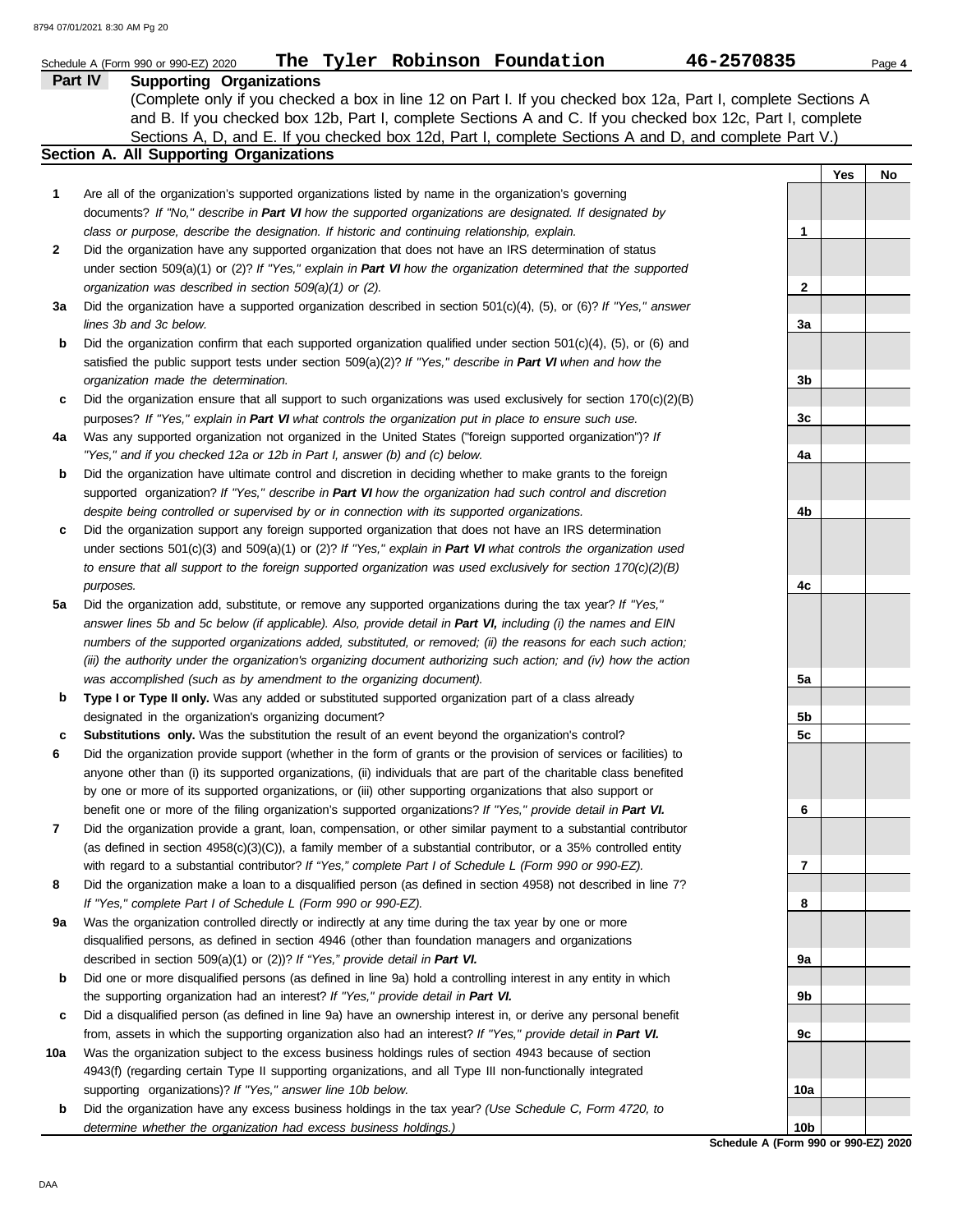Schedule A (Form 990 or 990-EZ) 2020 **The Tyler Robinson Foundation** **46-2570835**

## Part IV Supporting Organizations

(Complete only if you checked a box in line 12 on Part I. If you checked box 12a, Part I, complete Sections A and B. If you checked box 12b, Part I, complete Sections A and C. If you checked box 12c, Part I, complete Sections A, D, and E. If you checked box 12d, Part I, complete Sections A and D, and complete Part V.)

### Section A. All Supporting Organizations

| | | Line | Yes | No |
|---|---|---|---|---|
| **1** | Are all of the organization's supported organizations listed by name in the organization's governing documents? *If "No," describe in **Part VI** how the supported organizations are designated. If designated by class or purpose, describe the designation. If historic and continuing relationship, explain.* | 1 | | |
| **2** | Did the organization have any supported organization that does not have an IRS determination of status under section 509(a)(1) or (2)? *If "Yes," explain in **Part VI** how the organization determined that the supported organization was described in section 509(a)(1) or (2).* | 2 | | |
| **3a** | Did the organization have a supported organization described in section 501(c)(4), (5), or (6)? *If "Yes," answer lines 3b and 3c below.* | 3a | | |
| **b** | Did the organization confirm that each supported organization qualified under section 501(c)(4), (5), or (6) and satisfied the public support tests under section 509(a)(2)? *If "Yes," describe in **Part VI** when and how the organization made the determination.* | 3b | | |
| **c** | Did the organization ensure that all support to such organizations was used exclusively for section 170(c)(2)(B) purposes? *If "Yes," explain in **Part VI** what controls the organization put in place to ensure such use.* | 3c | | |
| **4a** | Was any supported organization not organized in the United States ("foreign supported organization")? *If "Yes," and if you checked 12a or 12b in Part I, answer (b) and (c) below.* | 4a | | |
| **b** | Did the organization have ultimate control and discretion in deciding whether to make grants to the foreign supported organization? *If "Yes," describe in **Part VI** how the organization had such control and discretion despite being controlled or supervised by or in connection with its supported organizations.* | 4b | | |
| **c** | Did the organization support any foreign supported organization that does not have an IRS determination under sections 501(c)(3) and 509(a)(1) or (2)? *If "Yes," explain in **Part VI** what controls the organization used to ensure that all support to the foreign supported organization was used exclusively for section 170(c)(2)(B) purposes.* | 4c | | |
| **5a** | Did the organization add, substitute, or remove any supported organizations during the tax year? *If "Yes," answer lines 5b and 5c below (if applicable). Also, provide detail in **Part VI,** including (i) the names and EIN numbers of the supported organizations added, substituted, or removed; (ii) the reasons for each such action; (iii) the authority under the organization's organizing document authorizing such action; and (iv) how the action was accomplished (such as by amendment to the organizing document).* | 5a | | |
| **b** | **Type I or Type II only.** Was any added or substituted supported organization part of a class already designated in the organization's organizing document? | 5b | | |
| **c** | **Substitutions only.** Was the substitution the result of an event beyond the organization's control? | 5c | | |
| **6** | Did the organization provide support (whether in the form of grants or the provision of services or facilities) to anyone other than (i) its supported organizations, (ii) individuals that are part of the charitable class benefited by one or more of its supported organizations, or (iii) other supporting organizations that also support or benefit one or more of the filing organization's supported organizations? *If "Yes," provide detail in **Part VI.*** | 6 | | |
| **7** | Did the organization provide a grant, loan, compensation, or other similar payment to a substantial contributor (as defined in section 4958(c)(3)(C)), a family member of a substantial contributor, or a 35% controlled entity with regard to a substantial contributor? *If "Yes," complete Part I of Schedule L (Form 990 or 990-EZ).* | 7 | | |
| **8** | Did the organization make a loan to a disqualified person (as defined in section 4958) not described in line 7? *If "Yes," complete Part I of Schedule L (Form 990 or 990-EZ).* | 8 | | |
| **9a** | Was the organization controlled directly or indirectly at any time during the tax year by one or more disqualified persons, as defined in section 4946 (other than foundation managers and organizations described in section 509(a)(1) or (2))? *If "Yes," provide detail in **Part VI.*** | 9a | | |
| **b** | Did one or more disqualified persons (as defined in line 9a) hold a controlling interest in any entity in which the supporting organization had an interest? *If "Yes," provide detail in **Part VI.*** | 9b | | |
| **c** | Did a disqualified person (as defined in line 9a) have an ownership interest in, or derive any personal benefit from, assets in which the supporting organization also had an interest? *If "Yes," provide detail in **Part VI.*** | 9c | | |
| **10a** | Was the organization subject to the excess business holdings rules of section 4943 because of section 4943(f) (regarding certain Type II supporting organizations, and all Type III non-functionally integrated supporting organizations)? *If "Yes," answer line 10b below.* | 10a | | |
| **b** | Did the organization have any excess business holdings in the tax year? *(Use Schedule C, Form 4720, to determine whether the organization had excess business holdings.)* | 10b | | |

**Schedule A (Form 990 or 990-EZ) 2020**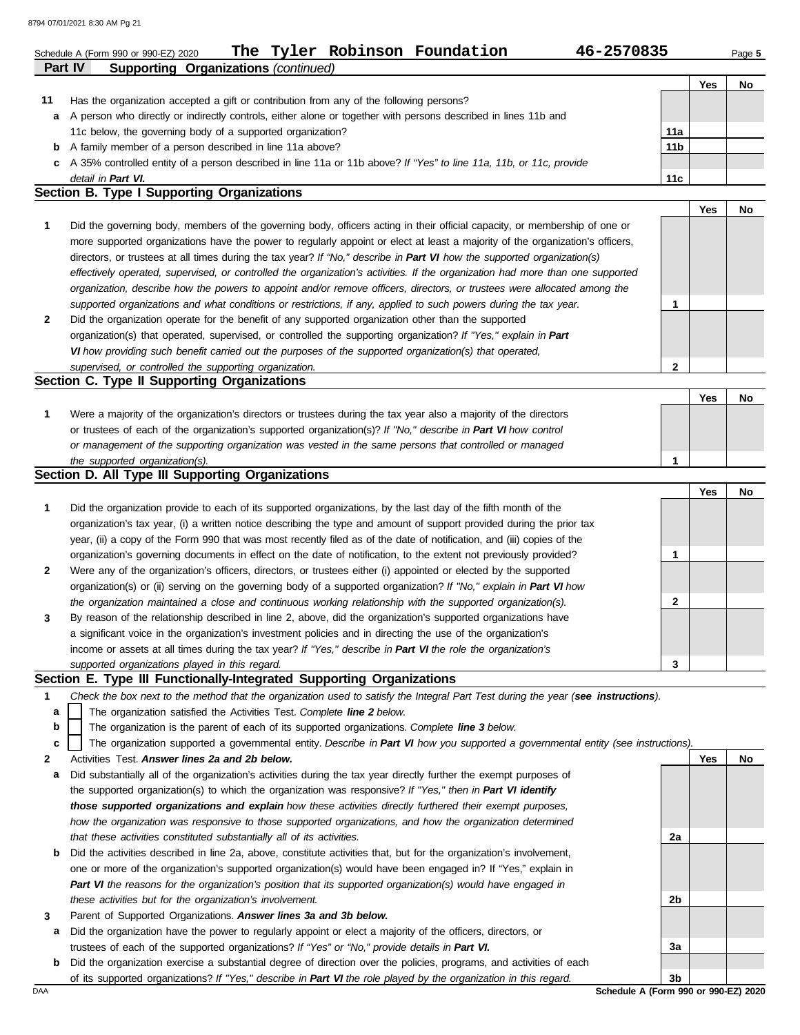Schedule A (Form 990 or 990-EZ) 2020 **The Tyler Robinson Foundation** **46-2570835** Page **5**

## Part IV Supporting Organizations *(continued)*

| | | | Yes | No |
|---|---|---|---|---|
| **11** | Has the organization accepted a gift or contribution from any of the following persons? | | | |
| **a** | A person who directly or indirectly controls, either alone or together with persons described in lines 11b and 11c below, the governing body of a supported organization? | **11a** | | |
| **b** | A family member of a person described in line 11a above? | **11b** | | |
| **c** | A 35% controlled entity of a person described in line 11a or 11b above? *If "Yes" to line 11a, 11b, or 11c, provide detail in* ***Part VI.*** | **11c** | | |

### Section B. Type I Supporting Organizations

| | | | Yes | No |
|---|---|---|---|---|
| **1** | Did the governing body, members of the governing body, officers acting in their official capacity, or membership of one or more supported organizations have the power to regularly appoint or elect at least a majority of the organization's officers, directors, or trustees at all times during the tax year? *If "No," describe in* ***Part VI*** *how the supported organization(s) effectively operated, supervised, or controlled the organization's activities. If the organization had more than one supported organization, describe how the powers to appoint and/or remove officers, directors, or trustees were allocated among the supported organizations and what conditions or restrictions, if any, applied to such powers during the tax year.* | **1** | | |
| **2** | Did the organization operate for the benefit of any supported organization other than the supported organization(s) that operated, supervised, or controlled the supporting organization? *If "Yes," explain in* ***Part VI*** *how providing such benefit carried out the purposes of the supported organization(s) that operated, supervised, or controlled the supporting organization.* | **2** | | |

### Section C. Type II Supporting Organizations

| | | | Yes | No |
|---|---|---|---|---|
| **1** | Were a majority of the organization's directors or trustees during the tax year also a majority of the directors or trustees of each of the organization's supported organization(s)? *If "No," describe in* ***Part VI*** *how control or management of the supporting organization was vested in the same persons that controlled or managed the supported organization(s).* | **1** | | |

### Section D. All Type III Supporting Organizations

| | | | Yes | No |
|---|---|---|---|---|
| **1** | Did the organization provide to each of its supported organizations, by the last day of the fifth month of the organization's tax year, (i) a written notice describing the type and amount of support provided during the prior tax year, (ii) a copy of the Form 990 that was most recently filed as of the date of notification, and (iii) copies of the organization's governing documents in effect on the date of notification, to the extent not previously provided? | **1** | | |
| **2** | Were any of the organization's officers, directors, or trustees either (i) appointed or elected by the supported organization(s) or (ii) serving on the governing body of a supported organization? *If "No," explain in* ***Part VI*** *how the organization maintained a close and continuous working relationship with the supported organization(s).* | **2** | | |
| **3** | By reason of the relationship described in line 2, above, did the organization's supported organizations have a significant voice in the organization's investment policies and in directing the use of the organization's income or assets at all times during the tax year? *If "Yes," describe in* ***Part VI*** *the role the organization's supported organizations played in this regard.* | **3** | | |

### Section E. Type III Functionally-Integrated Supporting Organizations

**1** *Check the box next to the method that the organization used to satisfy the Integral Part Test during the year (**see instructions**).*

- **a** ☐ The organization satisfied the Activities Test. *Complete **line 2** below.*
- **b** ☐ The organization is the parent of each of its supported organizations. *Complete **line 3** below.*
- **c** ☐ The organization supported a governmental entity. *Describe in **Part VI** how you supported a governmental entity (see instructions).*

| | | | Yes | No |
|---|---|---|---|---|
| **2** | Activities Test. ***Answer lines 2a and 2b below.*** | | | |
| **a** | Did substantially all of the organization's activities during the tax year directly further the exempt purposes of the supported organization(s) to which the organization was responsive? *If "Yes," then in* ***Part VI identify those supported organizations and explain*** *how these activities directly furthered their exempt purposes, how the organization was responsive to those supported organizations, and how the organization determined that these activities constituted substantially all of its activities.* | **2a** | | |
| **b** | Did the activities described in line 2a, above, constitute activities that, but for the organization's involvement, one or more of the organization's supported organization(s) would have been engaged in? If "Yes," explain in ***Part VI*** *the reasons for the organization's position that its supported organization(s) would have engaged in these activities but for the organization's involvement.* | **2b** | | |
| **3** | Parent of Supported Organizations. ***Answer lines 3a and 3b below.*** | | | |
| **a** | Did the organization have the power to regularly appoint or elect a majority of the officers, directors, or trustees of each of the supported organizations? *If "Yes" or "No," provide details in* ***Part VI.*** | **3a** | | |
| **b** | Did the organization exercise a substantial degree of direction over the policies, programs, and activities of each of its supported organizations? *If "Yes," describe in* ***Part VI*** *the role played by the organization in this regard.* | **3b** | | |

**Schedule A (Form 990 or 990-EZ) 2020**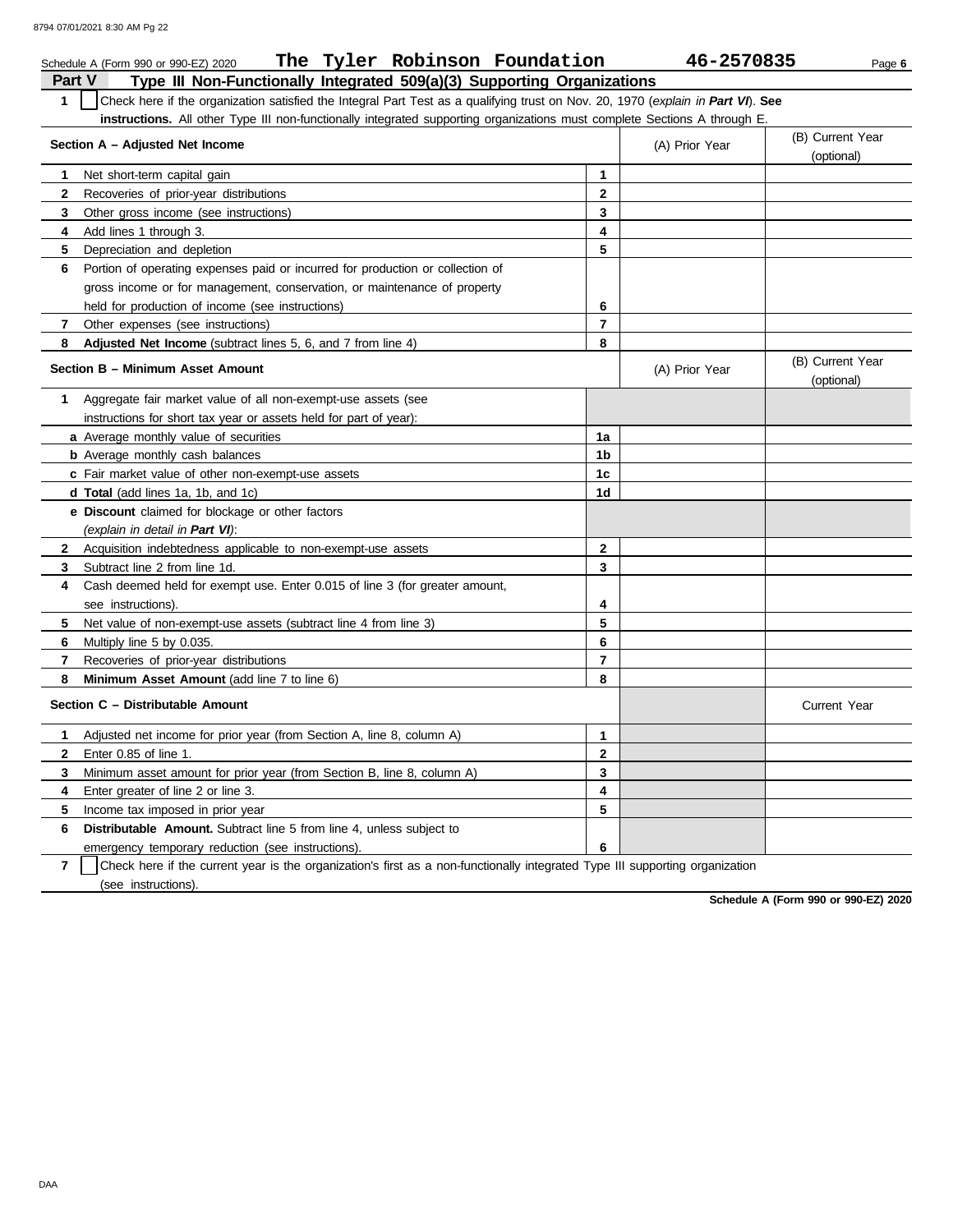Schedule A (Form 990 or 990-EZ) 2020 **The Tyler Robinson Foundation** **46-2570835** Page **6**

## Part V Type III Non-Functionally Integrated 509(a)(3) Supporting Organizations

**1** ☐ Check here if the organization satisfied the Integral Part Test as a qualifying trust on Nov. 20, 1970 (*explain in **Part VI***). **See instructions.** All other Type III non-functionally integrated supporting organizations must complete Sections A through E.

| **Section A – Adjusted Net Income** | | (A) Prior Year | (B) Current Year (optional) |
|---|---|---|---|
| **1** Net short-term capital gain | **1** | | |
| **2** Recoveries of prior-year distributions | **2** | | |
| **3** Other gross income (see instructions) | **3** | | |
| **4** Add lines 1 through 3. | **4** | | |
| **5** Depreciation and depletion | **5** | | |
| **6** Portion of operating expenses paid or incurred for production or collection of gross income or for management, conservation, or maintenance of property held for production of income (see instructions) | **6** | | |
| **7** Other expenses (see instructions) | **7** | | |
| **8** **Adjusted Net Income** (subtract lines 5, 6, and 7 from line 4) | **8** | | |

| **Section B – Minimum Asset Amount** | | (A) Prior Year | (B) Current Year (optional) |
|---|---|---|---|
| **1** Aggregate fair market value of all non-exempt-use assets (see instructions for short tax year or assets held for part of year): | | | |
| **a** Average monthly value of securities | **1a** | | |
| **b** Average monthly cash balances | **1b** | | |
| **c** Fair market value of other non-exempt-use assets | **1c** | | |
| **d Total** (add lines 1a, 1b, and 1c) | **1d** | | |
| **e Discount** claimed for blockage or other factors (*explain in detail in **Part VI***): | | | |
| **2** Acquisition indebtedness applicable to non-exempt-use assets | **2** | | |
| **3** Subtract line 2 from line 1d. | **3** | | |
| **4** Cash deemed held for exempt use. Enter 0.015 of line 3 (for greater amount, see instructions). | **4** | | |
| **5** Net value of non-exempt-use assets (subtract line 4 from line 3) | **5** | | |
| **6** Multiply line 5 by 0.035. | **6** | | |
| **7** Recoveries of prior-year distributions | **7** | | |
| **8** **Minimum Asset Amount** (add line 7 to line 6) | **8** | | |

| **Section C – Distributable Amount** | | | Current Year |
|---|---|---|---|
| **1** Adjusted net income for prior year (from Section A, line 8, column A) | **1** | | |
| **2** Enter 0.85 of line 1. | **2** | | |
| **3** Minimum asset amount for prior year (from Section B, line 8, column A) | **3** | | |
| **4** Enter greater of line 2 or line 3. | **4** | | |
| **5** Income tax imposed in prior year | **5** | | |
| **6** **Distributable Amount.** Subtract line 5 from line 4, unless subject to emergency temporary reduction (see instructions). | **6** | | |

**7** ☐ Check here if the current year is the organization's first as a non-functionally integrated Type III supporting organization (see instructions).

**Schedule A (Form 990 or 990-EZ) 2020**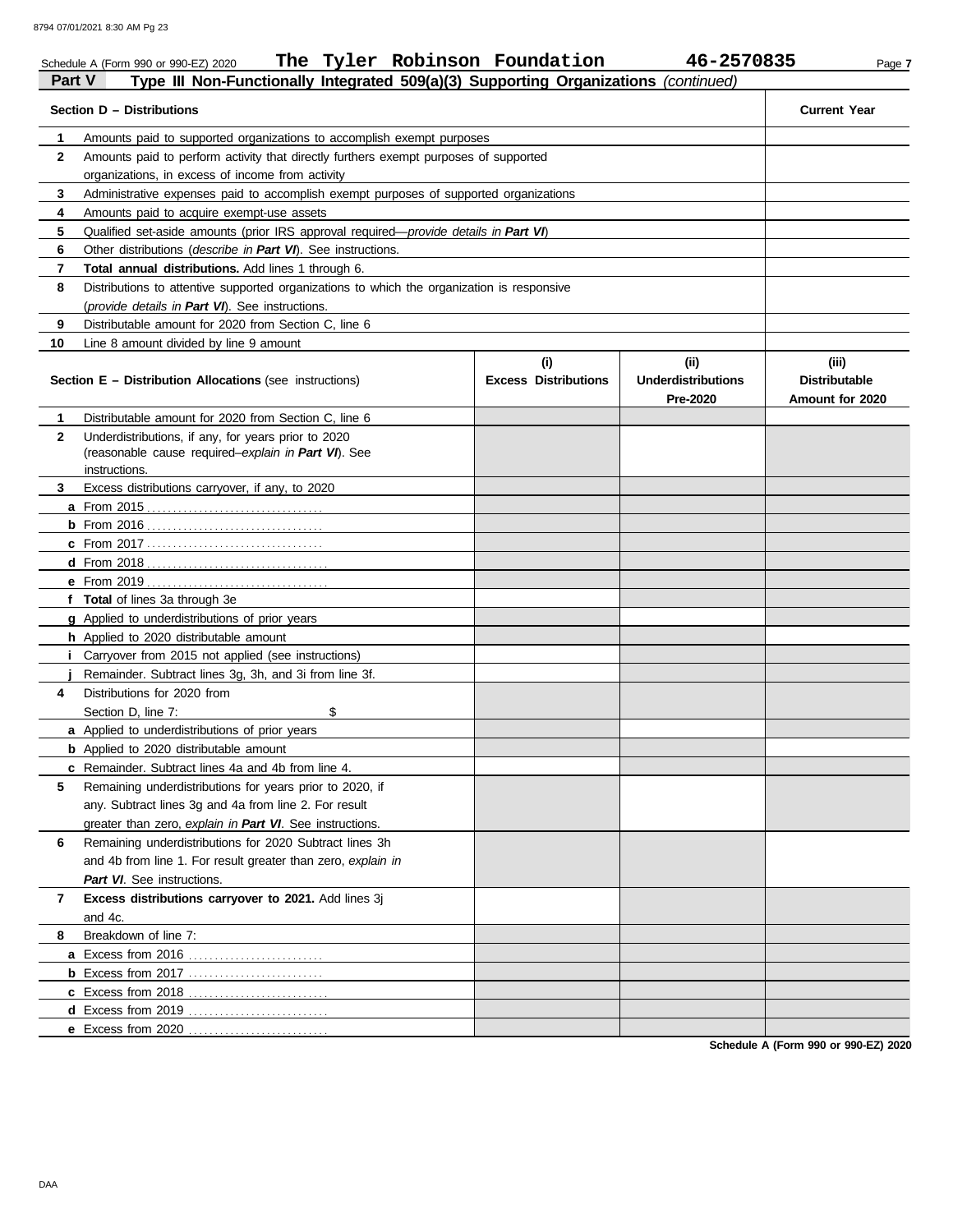Schedule A (Form 990 or 990-EZ) 2020 **The Tyler Robinson Foundation** **46-2570835** Page **7**

## Part V — Type III Non-Functionally Integrated 509(a)(3) Supporting Organizations *(continued)*

| | **Section D – Distributions** | **Current Year** |
|---|---|---|
| **1** | Amounts paid to supported organizations to accomplish exempt purposes | |
| **2** | Amounts paid to perform activity that directly furthers exempt purposes of supported organizations, in excess of income from activity | |
| **3** | Administrative expenses paid to accomplish exempt purposes of supported organizations | |
| **4** | Amounts paid to acquire exempt-use assets | |
| **5** | Qualified set-aside amounts (prior IRS approval required—*provide details in **Part VI***) | |
| **6** | Other distributions (*describe in **Part VI***). See instructions. | |
| **7** | **Total annual distributions.** Add lines 1 through 6. | |
| **8** | Distributions to attentive supported organizations to which the organization is responsive (*provide details in **Part VI***). See instructions. | |
| **9** | Distributable amount for 2020 from Section C, line 6 | |
| **10** | Line 8 amount divided by line 9 amount | |

| | **Section E – Distribution Allocations** (see instructions) | **(i) Excess Distributions** | **(ii) Underdistributions Pre-2020** | **(iii) Distributable Amount for 2020** |
|---|---|---|---|---|
| **1** | Distributable amount for 2020 from Section C, line 6 | | | |
| **2** | Underdistributions, if any, for years prior to 2020 (reasonable cause required–*explain in **Part VI***). See instructions. | | | |
| **3** | Excess distributions carryover, if any, to 2020 | | | |
| **a** | From 2015 | | | |
| **b** | From 2016 | | | |
| **c** | From 2017 | | | |
| **d** | From 2018 | | | |
| **e** | From 2019 | | | |
| **f** | **Total** of lines 3a through 3e | | | |
| **g** | Applied to underdistributions of prior years | | | |
| **h** | Applied to 2020 distributable amount | | | |
| **i** | Carryover from 2015 not applied (see instructions) | | | |
| **j** | Remainder. Subtract lines 3g, 3h, and 3i from line 3f. | | | |
| **4** | Distributions for 2020 from Section D, line 7: $ | | | |
| **a** | Applied to underdistributions of prior years | | | |
| **b** | Applied to 2020 distributable amount | | | |
| **c** | Remainder. Subtract lines 4a and 4b from line 4. | | | |
| **5** | Remaining underdistributions for years prior to 2020, if any. Subtract lines 3g and 4a from line 2. For result greater than zero, *explain in **Part VI***. See instructions. | | | |
| **6** | Remaining underdistributions for 2020 Subtract lines 3h and 4b from line 1. For result greater than zero, *explain in **Part VI***. See instructions. | | | |
| **7** | **Excess distributions carryover to 2021.** Add lines 3j and 4c. | | | |
| **8** | Breakdown of line 7: | | | |
| **a** | Excess from 2016 | | | |
| **b** | Excess from 2017 | | | |
| **c** | Excess from 2018 | | | |
| **d** | Excess from 2019 | | | |
| **e** | Excess from 2020 | | | |

**Schedule A (Form 990 or 990-EZ) 2020**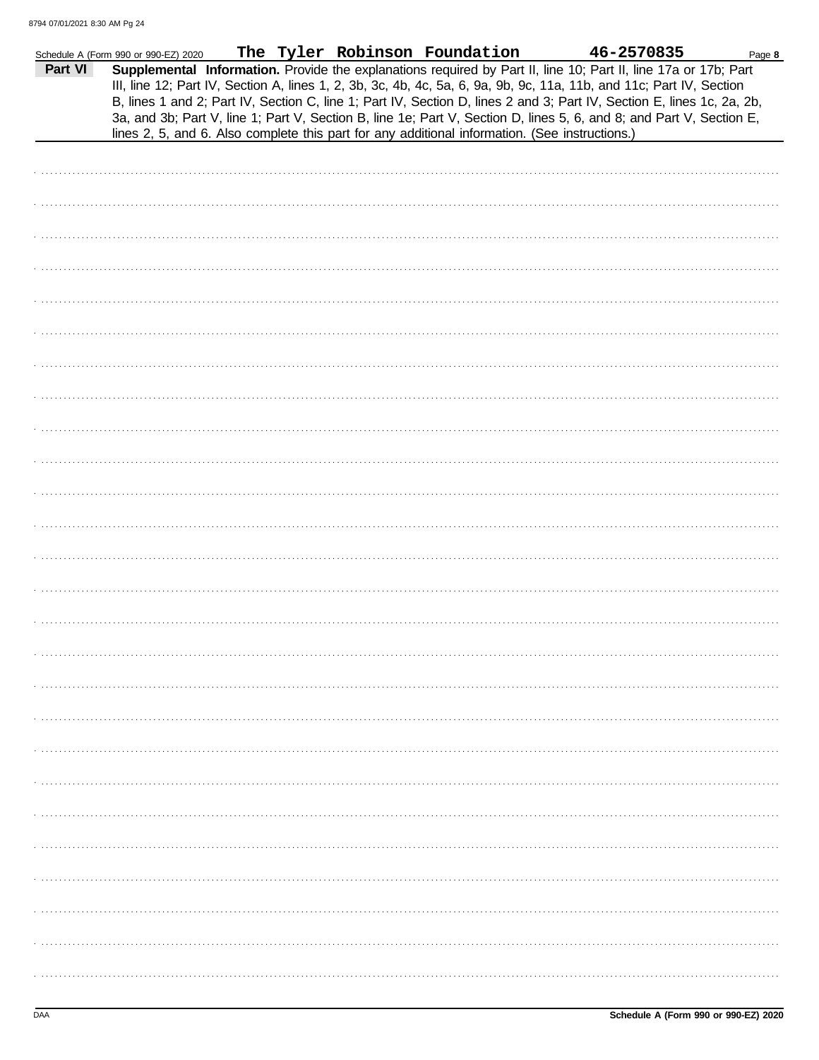Schedule A (Form 990 or 990-EZ) 2020 **The Tyler Robinson Foundation** **46-2570835** Page **8**

**Part VI** **Supplemental Information.** Provide the explanations required by Part II, line 10; Part II, line 17a or 17b; Part III, line 12; Part IV, Section A, lines 1, 2, 3b, 3c, 4b, 4c, 5a, 6, 9a, 9b, 9c, 11a, 11b, and 11c; Part IV, Section B, lines 1 and 2; Part IV, Section C, line 1; Part IV, Section D, lines 2 and 3; Part IV, Section E, lines 1c, 2a, 2b, 3a, and 3b; Part V, line 1; Part V, Section B, line 1e; Part V, Section D, lines 5, 6, and 8; and Part V, Section E, lines 2, 5, and 6. Also complete this part for any additional information. (See instructions.)

DAA **Schedule A (Form 990 or 990-EZ) 2020**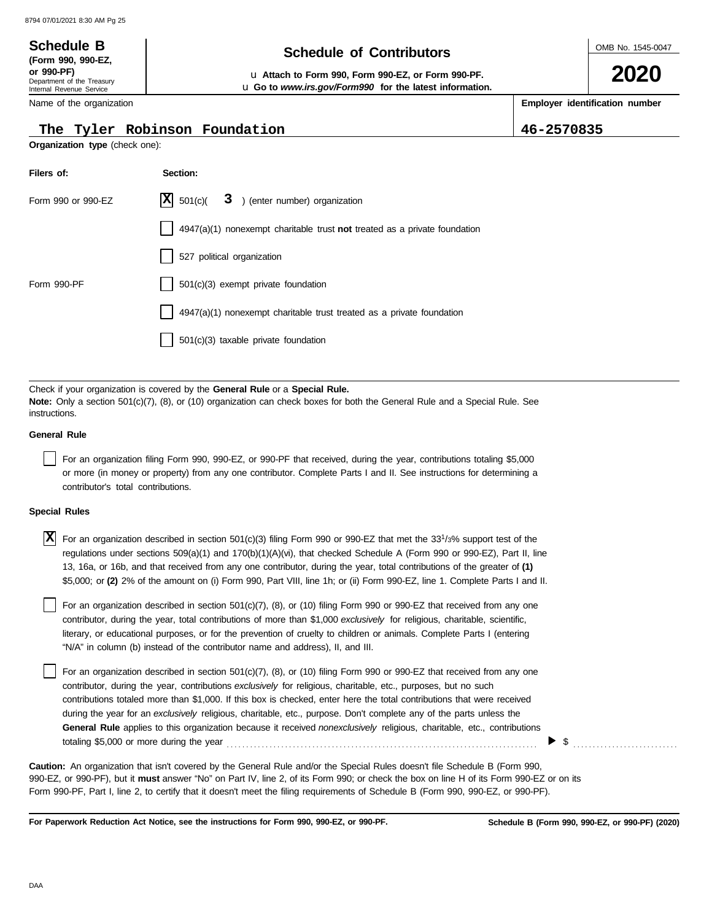**Schedule B**
**(Form 990, 990-EZ, or 990-PF)**
Department of the Treasury
Internal Revenue Service

# Schedule of Contributors

u **Attach to Form 990, Form 990-EZ, or Form 990-PF.**
u **Go to *www.irs.gov/Form990* for the latest information.**

OMB No. 1545-0047

**2020**

| Name of the organization | Employer identification number |
|---|---|
| The Tyler Robinson Foundation | 46-2570835 |

**Organization type** (check one):

| Filers of: | Section: |
|---|---|
| Form 990 or 990-EZ | [X] 501(c)( 3 ) (enter number) organization |
| | [ ] 4947(a)(1) nonexempt charitable trust **not** treated as a private foundation |
| | [ ] 527 political organization |
| Form 990-PF | [ ] 501(c)(3) exempt private foundation |
| | [ ] 4947(a)(1) nonexempt charitable trust treated as a private foundation |
| | [ ] 501(c)(3) taxable private foundation |

Check if your organization is covered by the **General Rule** or a **Special Rule.**
**Note:** Only a section 501(c)(7), (8), or (10) organization can check boxes for both the General Rule and a Special Rule. See instructions.

**General Rule**

[ ] For an organization filing Form 990, 990-EZ, or 990-PF that received, during the year, contributions totaling $5,000 or more (in money or property) from any one contributor. Complete Parts I and II. See instructions for determining a contributor's total contributions.

**Special Rules**

[X] For an organization described in section 501(c)(3) filing Form 990 or 990-EZ that met the 33 1/3% support test of the regulations under sections 509(a)(1) and 170(b)(1)(A)(vi), that checked Schedule A (Form 990 or 990-EZ), Part II, line 13, 16a, or 16b, and that received from any one contributor, during the year, total contributions of the greater of **(1)** $5,000; or **(2)** 2% of the amount on (i) Form 990, Part VIII, line 1h; or (ii) Form 990-EZ, line 1. Complete Parts I and II.

[ ] For an organization described in section 501(c)(7), (8), or (10) filing Form 990 or 990-EZ that received from any one contributor, during the year, total contributions of more than $1,000 *exclusively* for religious, charitable, scientific, literary, or educational purposes, or for the prevention of cruelty to children or animals. Complete Parts I (entering "N/A" in column (b) instead of the contributor name and address), II, and III.

[ ] For an organization described in section 501(c)(7), (8), or (10) filing Form 990 or 990-EZ that received from any one contributor, during the year, contributions *exclusively* for religious, charitable, etc., purposes, but no such contributions totaled more than $1,000. If this box is checked, enter here the total contributions that were received during the year for an *exclusively* religious, charitable, etc., purpose. Don't complete any of the parts unless the **General Rule** applies to this organization because it received *nonexclusively* religious, charitable, etc., contributions totaling $5,000 or more during the year ........ ▶ $ ..........

**Caution:** An organization that isn't covered by the General Rule and/or the Special Rules doesn't file Schedule B (Form 990, 990-EZ, or 990-PF), but it **must** answer "No" on Part IV, line 2, of its Form 990; or check the box on line H of its Form 990-EZ or on its Form 990-PF, Part I, line 2, to certify that it doesn't meet the filing requirements of Schedule B (Form 990, 990-EZ, or 990-PF).

**For Paperwork Reduction Act Notice, see the instructions for Form 990, 990-EZ, or 990-PF.** **Schedule B (Form 990, 990-EZ, or 990-PF) (2020)**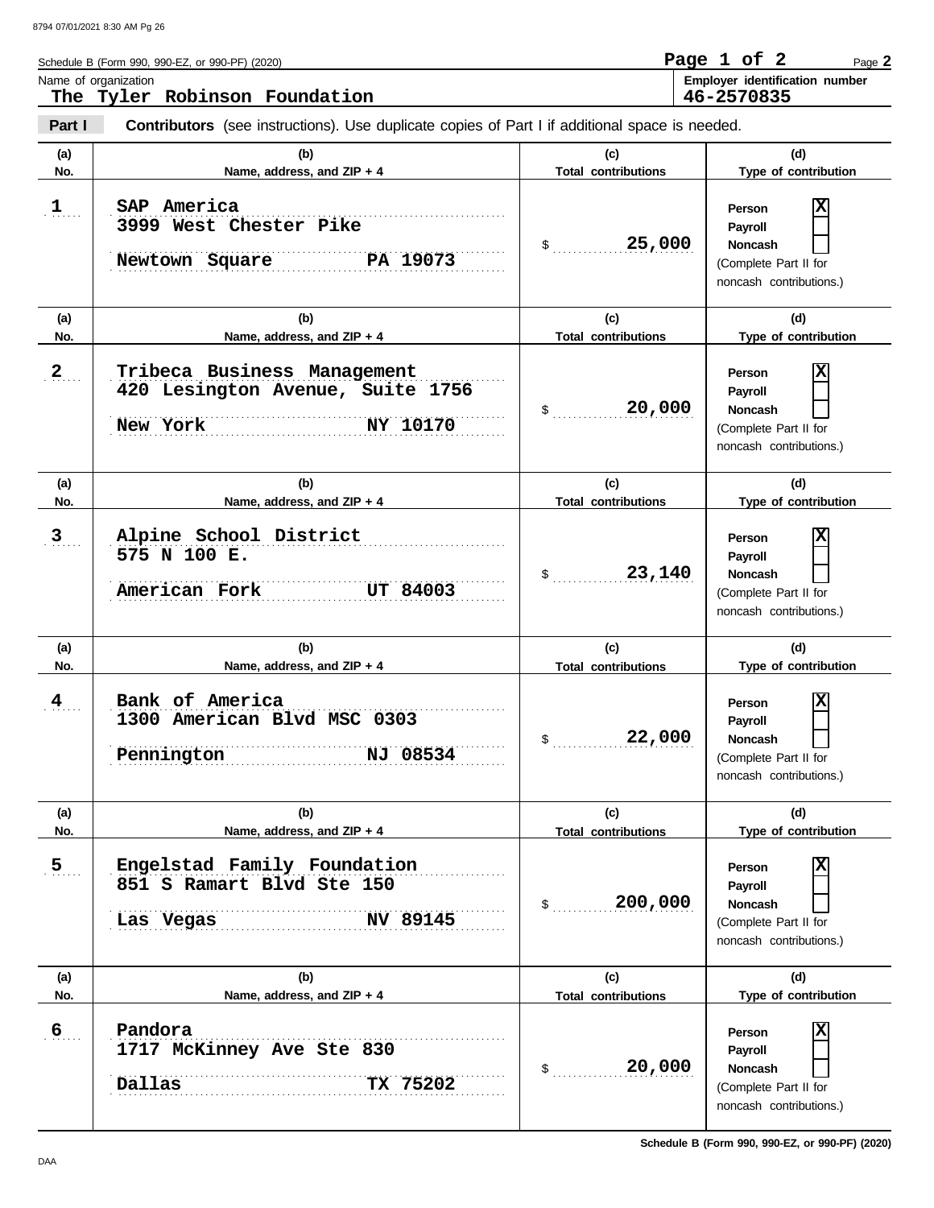Schedule B (Form 990, 990-EZ, or 990-PF) (2020)

Name of organization: **The Tyler Robinson Foundation**

Employer identification number: **46-2570835**

**Part I** **Contributors** (see instructions). Use duplicate copies of Part I if additional space is needed.

| (a) No. | (b) Name, address, and ZIP + 4 | (c) Total contributions | (d) Type of contribution |
|---|---|---|---|
| 1 | SAP America<br>3999 West Chester Pike<br>Newtown Square PA 19073 | $ 25,000 | Person [X]<br>Payroll [ ]<br>Noncash [ ]<br>(Complete Part II for noncash contributions.) |
| 2 | Tribeca Business Management<br>420 Lesington Avenue, Suite 1756<br>New York NY 10170 | $ 20,000 | Person [X]<br>Payroll [ ]<br>Noncash [ ]<br>(Complete Part II for noncash contributions.) |
| 3 | Alpine School District<br>575 N 100 E.<br>American Fork UT 84003 | $ 23,140 | Person [X]<br>Payroll [ ]<br>Noncash [ ]<br>(Complete Part II for noncash contributions.) |
| 4 | Bank of America<br>1300 American Blvd MSC 0303<br>Pennington NJ 08534 | $ 22,000 | Person [X]<br>Payroll [ ]<br>Noncash [ ]<br>(Complete Part II for noncash contributions.) |
| 5 | Engelstad Family Foundation<br>851 S Ramart Blvd Ste 150<br>Las Vegas NV 89145 | $ 200,000 | Person [X]<br>Payroll [ ]<br>Noncash [ ]<br>(Complete Part II for noncash contributions.) |
| 6 | Pandora<br>1717 McKinney Ave Ste 830<br>Dallas TX 75202 | $ 20,000 | Person [X]<br>Payroll [ ]<br>Noncash [ ]<br>(Complete Part II for noncash contributions.) |

Schedule B (Form 990, 990-EZ, or 990-PF) (2020)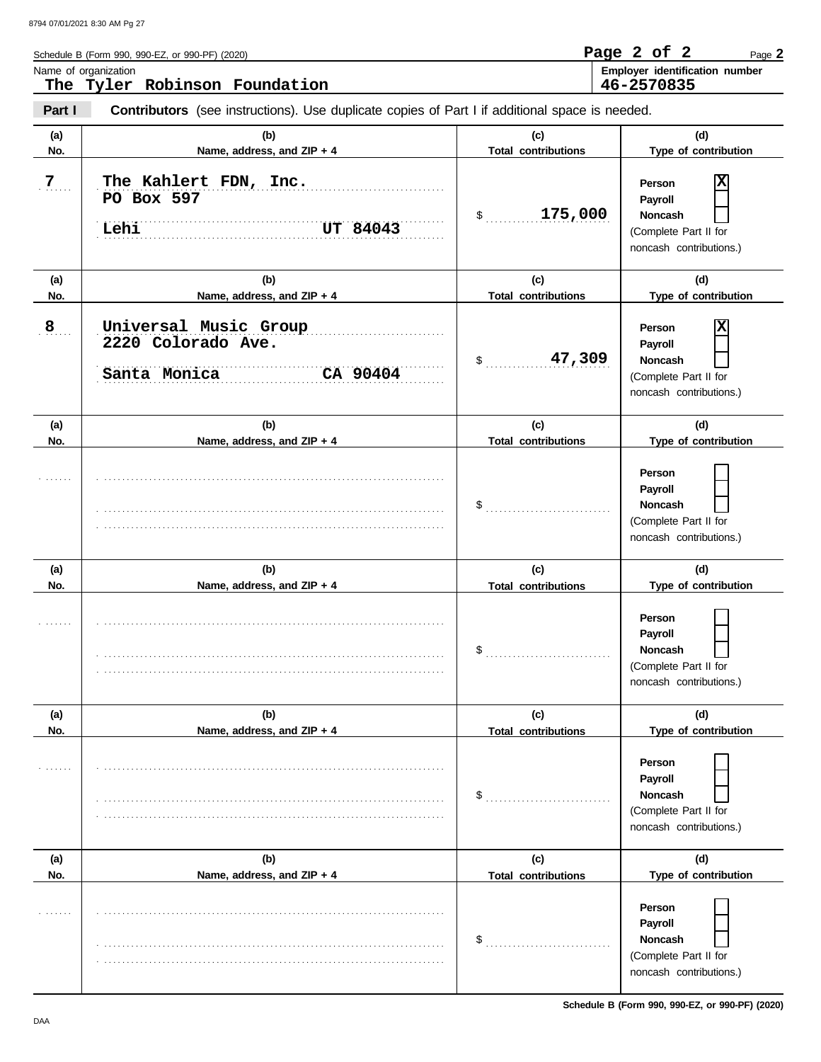Schedule B (Form 990, 990-EZ, or 990-PF) (2020)

Name of organization: **The Tyler Robinson Foundation**

Employer identification number: **46-2570835**

## Part I Contributors (see instructions). Use duplicate copies of Part I if additional space is needed.

| (a) No. | (b) Name, address, and ZIP + 4 | (c) Total contributions | (d) Type of contribution |
|---|---|---|---|
| 7 | The Kahlert FDN, Inc.<br>PO Box 597<br>Lehi UT 84043 | $ 175,000 | Person [X]<br>Payroll [ ]<br>Noncash [ ]<br>(Complete Part II for noncash contributions.) |
| 8 | Universal Music Group<br>2220 Colorado Ave.<br>Santa Monica CA 90404 | $ 47,309 | Person [X]<br>Payroll [ ]<br>Noncash [ ]<br>(Complete Part II for noncash contributions.) |
| | | $ | Person [ ]<br>Payroll [ ]<br>Noncash [ ]<br>(Complete Part II for noncash contributions.) |
| | | $ | Person [ ]<br>Payroll [ ]<br>Noncash [ ]<br>(Complete Part II for noncash contributions.) |
| | | $ | Person [ ]<br>Payroll [ ]<br>Noncash [ ]<br>(Complete Part II for noncash contributions.) |
| | | $ | Person [ ]<br>Payroll [ ]<br>Noncash [ ]<br>(Complete Part II for noncash contributions.) |

Schedule B (Form 990, 990-EZ, or 990-PF) (2020)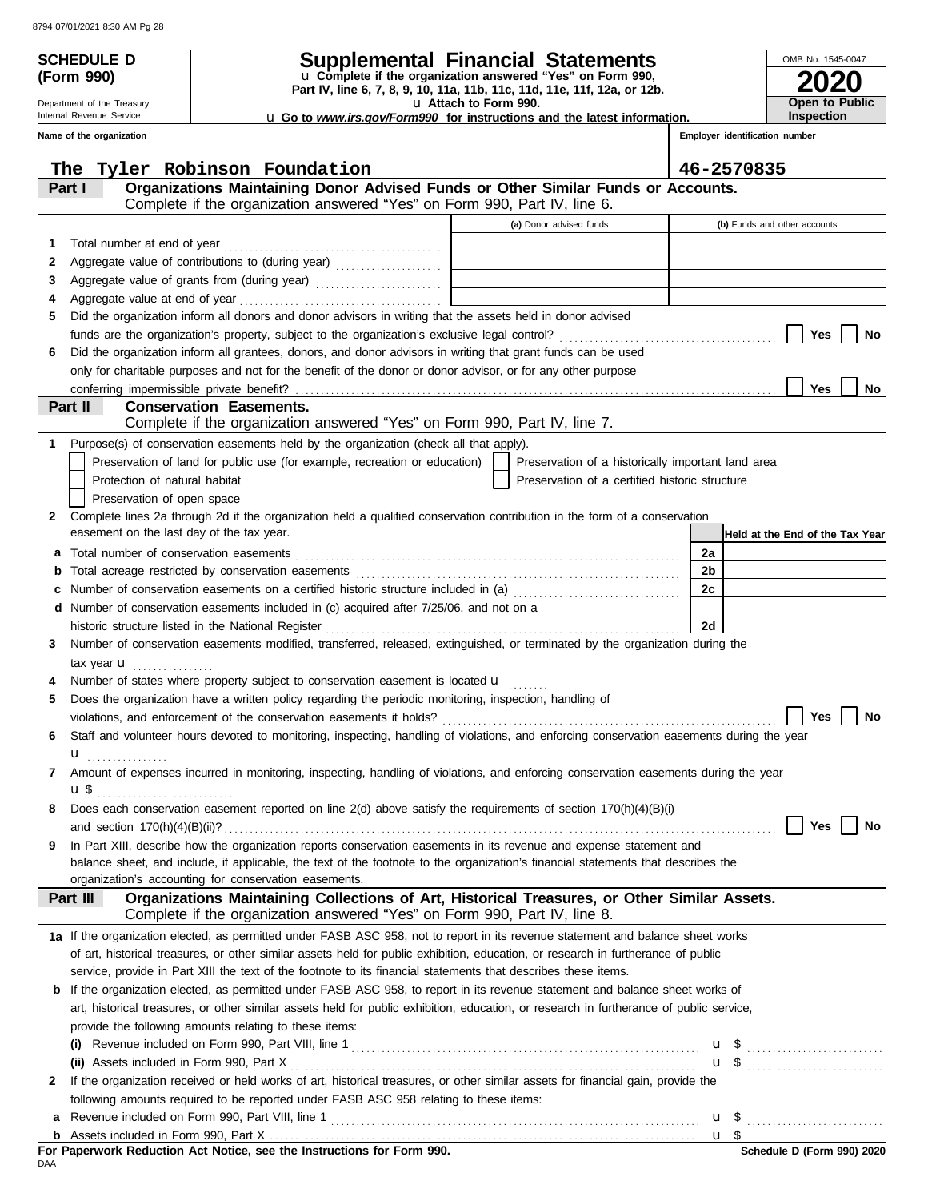**SCHEDULE D (Form 990)**

Department of the Treasury
Internal Revenue Service

# Supplemental Financial Statements

u Complete if the organization answered "Yes" on Form 990, Part IV, line 6, 7, 8, 9, 10, 11a, 11b, 11c, 11d, 11e, 11f, 12a, or 12b.
u Attach to Form 990.
u Go to *www.irs.gov/Form990* for instructions and the latest information.

OMB No. 1545-0047

**2020**

**Open to Public Inspection**

| Name of the organization | Employer identification number |
|---|---|
| The Tyler Robinson Foundation | 46-2570835 |

## Part I — Organizations Maintaining Donor Advised Funds or Other Similar Funds or Accounts.
Complete if the organization answered "Yes" on Form 990, Part IV, line 6.

| | | (a) Donor advised funds | (b) Funds and other accounts |
|---|---|---|---|
| 1 | Total number at end of year | | |
| 2 | Aggregate value of contributions to (during year) | | |
| 3 | Aggregate value of grants from (during year) | | |
| 4 | Aggregate value at end of year | | |

5 Did the organization inform all donors and donor advisors in writing that the assets held in donor advised funds are the organization's property, subject to the organization's exclusive legal control? ☐ Yes ☐ No

6 Did the organization inform all grantees, donors, and donor advisors in writing that grant funds can be used only for charitable purposes and not for the benefit of the donor or donor advisor, or for any other purpose conferring impermissible private benefit? ☐ Yes ☐ No

## Part II — Conservation Easements.
Complete if the organization answered "Yes" on Form 990, Part IV, line 7.

1 Purpose(s) of conservation easements held by the organization (check all that apply).

☐ Preservation of land for public use (for example, recreation or education) ☐ Preservation of a historically important land area
☐ Protection of natural habitat ☐ Preservation of a certified historic structure
☐ Preservation of open space

2 Complete lines 2a through 2d if the organization held a qualified conservation contribution in the form of a conservation easement on the last day of the tax year.

| | | | Held at the End of the Tax Year |
|---|---|---|---|
| a | Total number of conservation easements | 2a | |
| b | Total acreage restricted by conservation easements | 2b | |
| c | Number of conservation easements on a certified historic structure included in (a) | 2c | |
| d | Number of conservation easements included in (c) acquired after 7/25/06, and not on a historic structure listed in the National Register | 2d | |

3 Number of conservation easements modified, transferred, released, extinguished, or terminated by the organization during the tax year u

4 Number of states where property subject to conservation easement is located u

5 Does the organization have a written policy regarding the periodic monitoring, inspection, handling of violations, and enforcement of the conservation easements it holds? ☐ Yes ☐ No

6 Staff and volunteer hours devoted to monitoring, inspecting, handling of violations, and enforcing conservation easements during the year u

7 Amount of expenses incurred in monitoring, inspecting, handling of violations, and enforcing conservation easements during the year u $

8 Does each conservation easement reported on line 2(d) above satisfy the requirements of section 170(h)(4)(B)(i) and section 170(h)(4)(B)(ii)? ☐ Yes ☐ No

9 In Part XIII, describe how the organization reports conservation easements in its revenue and expense statement and balance sheet, and include, if applicable, the text of the footnote to the organization's financial statements that describes the organization's accounting for conservation easements.

## Part III — Organizations Maintaining Collections of Art, Historical Treasures, or Other Similar Assets.
Complete if the organization answered "Yes" on Form 990, Part IV, line 8.

1a If the organization elected, as permitted under FASB ASC 958, not to report in its revenue statement and balance sheet works of art, historical treasures, or other similar assets held for public exhibition, education, or research in furtherance of public service, provide in Part XIII the text of the footnote to its financial statements that describes these items.

b If the organization elected, as permitted under FASB ASC 958, to report in its revenue statement and balance sheet works of art, historical treasures, or other similar assets held for public exhibition, education, or research in furtherance of public service, provide the following amounts relating to these items:

(i) Revenue included on Form 990, Part VIII, line 1 u $

(ii) Assets included in Form 990, Part X u $

2 If the organization received or held works of art, historical treasures, or other similar assets for financial gain, provide the following amounts required to be reported under FASB ASC 958 relating to these items:

a Revenue included on Form 990, Part VIII, line 1 u $

b Assets included in Form 990, Part X u $

**For Paperwork Reduction Act Notice, see the Instructions for Form 990.**

Schedule D (Form 990) 2020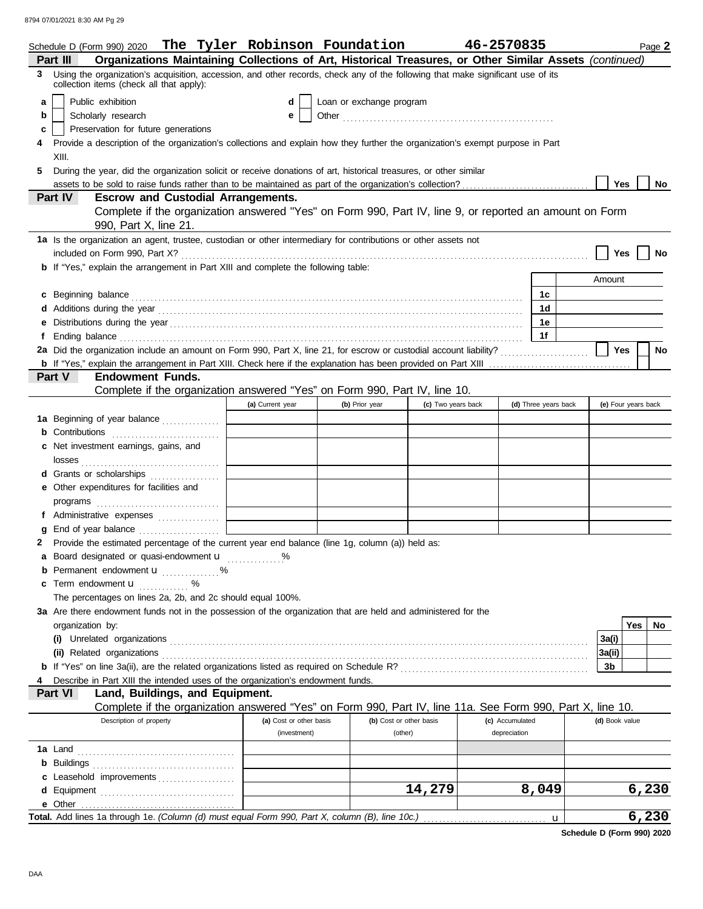Schedule D (Form 990) 2020 **The Tyler Robinson Foundation** **46-2570835** Page **2**

**Part III** **Organizations Maintaining Collections of Art, Historical Treasures, or Other Similar Assets** *(continued)*

**3** Using the organization's acquisition, accession, and other records, check any of the following that make significant use of its collection items (check all that apply):

- **a** ☐ Public exhibition
- **b** ☐ Scholarly research
- **c** ☐ Preservation for future generations
- **d** ☐ Loan or exchange program
- **e** ☐ Other

**4** Provide a description of the organization's collections and explain how they further the organization's exempt purpose in Part XIII.

**5** During the year, did the organization solicit or receive donations of art, historical treasures, or other similar assets to be sold to raise funds rather than to be maintained as part of the organization's collection? ☐ Yes ☐ No

**Part IV** **Escrow and Custodial Arrangements.**

Complete if the organization answered "Yes" on Form 990, Part IV, line 9, or reported an amount on Form 990, Part X, line 21.

**1a** Is the organization an agent, trustee, custodian or other intermediary for contributions or other assets not included on Form 990, Part X? ☐ Yes ☐ No

**b** If "Yes," explain the arrangement in Part XIII and complete the following table:

| | | Amount |
|---|---|---|
| **c** Beginning balance | 1c | |
| **d** Additions during the year | 1d | |
| **e** Distributions during the year | 1e | |
| **f** Ending balance | 1f | |

**2a** Did the organization include an amount on Form 990, Part X, line 21, for escrow or custodial account liability? ☐ Yes ☐ No

**b** If "Yes," explain the arrangement in Part XIII. Check here if the explanation has been provided on Part XIII ☐

**Part V** **Endowment Funds.**

Complete if the organization answered "Yes" on Form 990, Part IV, line 10.

| | (a) Current year | (b) Prior year | (c) Two years back | (d) Three years back | (e) Four years back |
|---|---|---|---|---|---|
| **1a** Beginning of year balance | | | | | |
| **b** Contributions | | | | | |
| **c** Net investment earnings, gains, and losses | | | | | |
| **d** Grants or scholarships | | | | | |
| **e** Other expenditures for facilities and programs | | | | | |
| **f** Administrative expenses | | | | | |
| **g** End of year balance | | | | | |

**2** Provide the estimated percentage of the current year end balance (line 1g, column (a)) held as:

- **a** Board designated or quasi-endowment ▶ %
- **b** Permanent endowment ▶ %
- **c** Term endowment ▶ %

The percentages on lines 2a, 2b, and 2c should equal 100%.

**3a** Are there endowment funds not in the possession of the organization that are held and administered for the organization by:

| | | Yes | No |
|---|---|---|---|
| **(i)** Unrelated organizations | 3a(i) | | |
| **(ii)** Related organizations | 3a(ii) | | |
| **b** If "Yes" on line 3a(ii), are the related organizations listed as required on Schedule R? | 3b | | |

**4** Describe in Part XIII the intended uses of the organization's endowment funds.

**Part VI** **Land, Buildings, and Equipment.**

Complete if the organization answered "Yes" on Form 990, Part IV, line 11a. See Form 990, Part X, line 10.

| Description of property | (a) Cost or other basis (investment) | (b) Cost or other basis (other) | (c) Accumulated depreciation | (d) Book value |
|---|---|---|---|---|
| **1a** Land | | | | |
| **b** Buildings | | | | |
| **c** Leasehold improvements | | | | |
| **d** Equipment | | 14,279 | 8,049 | 6,230 |
| **e** Other | | | | |
| **Total.** Add lines 1a through 1e. *(Column (d) must equal Form 990, Part X, column (B), line 10c.)* ▶ | | | | 6,230 |

**Schedule D (Form 990) 2020**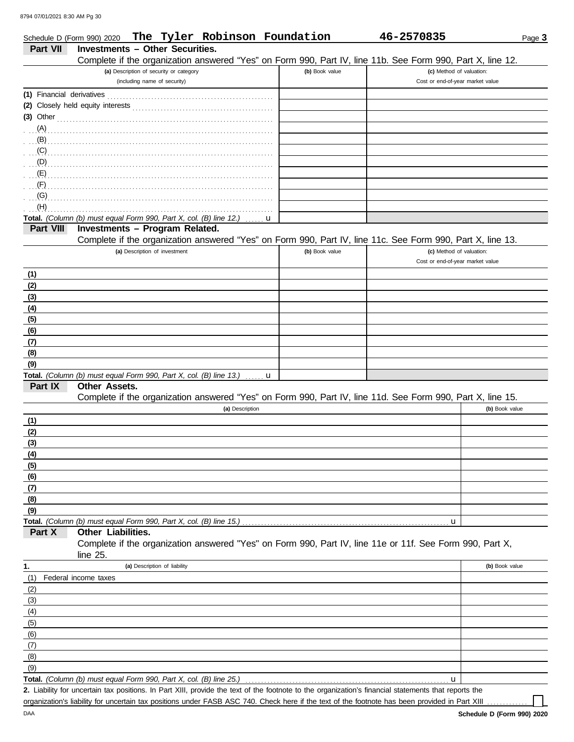Schedule D (Form 990) 2020 **The Tyler Robinson Foundation** **46-2570835**

## Part VII Investments – Other Securities.

Complete if the organization answered "Yes" on Form 990, Part IV, line 11b. See Form 990, Part X, line 12.

| (a) Description of security or category (including name of security) | (b) Book value | (c) Method of valuation: Cost or end-of-year market value |
|---|---|---|
| (1) Financial derivatives | | |
| (2) Closely held equity interests | | |
| (3) Other | | |
| (A) | | |
| (B) | | |
| (C) | | |
| (D) | | |
| (E) | | |
| (F) | | |
| (G) | | |
| (H) | | |
| **Total.** *(Column (b) must equal Form 990, Part X, col. (B) line 12.)* u | | |

## Part VIII Investments – Program Related.

Complete if the organization answered "Yes" on Form 990, Part IV, line 11c. See Form 990, Part X, line 13.

| (a) Description of investment | (b) Book value | (c) Method of valuation: Cost or end-of-year market value |
|---|---|---|
| (1) | | |
| (2) | | |
| (3) | | |
| (4) | | |
| (5) | | |
| (6) | | |
| (7) | | |
| (8) | | |
| (9) | | |
| **Total.** *(Column (b) must equal Form 990, Part X, col. (B) line 13.)* u | | |

## Part IX Other Assets.

Complete if the organization answered "Yes" on Form 990, Part IV, line 11d. See Form 990, Part X, line 15.

| (a) Description | (b) Book value |
|---|---|
| (1) | |
| (2) | |
| (3) | |
| (4) | |
| (5) | |
| (6) | |
| (7) | |
| (8) | |
| (9) | |
| **Total.** *(Column (b) must equal Form 990, Part X, col. (B) line 15.)* u | |

## Part X Other Liabilities.

Complete if the organization answered "Yes" on Form 990, Part IV, line 11e or 11f. See Form 990, Part X, line 25.

| 1. (a) Description of liability | (b) Book value |
|---|---|
| (1) Federal income taxes | |
| (2) | |
| (3) | |
| (4) | |
| (5) | |
| (6) | |
| (7) | |
| (8) | |
| (9) | |
| **Total.** *(Column (b) must equal Form 990, Part X, col. (B) line 25.)* u | |

**2.** Liability for uncertain tax positions. In Part XIII, provide the text of the footnote to the organization's financial statements that reports the organization's liability for uncertain tax positions under FASB ASC 740. Check here if the text of the footnote has been provided in Part XIII ☐

DAA **Schedule D (Form 990) 2020**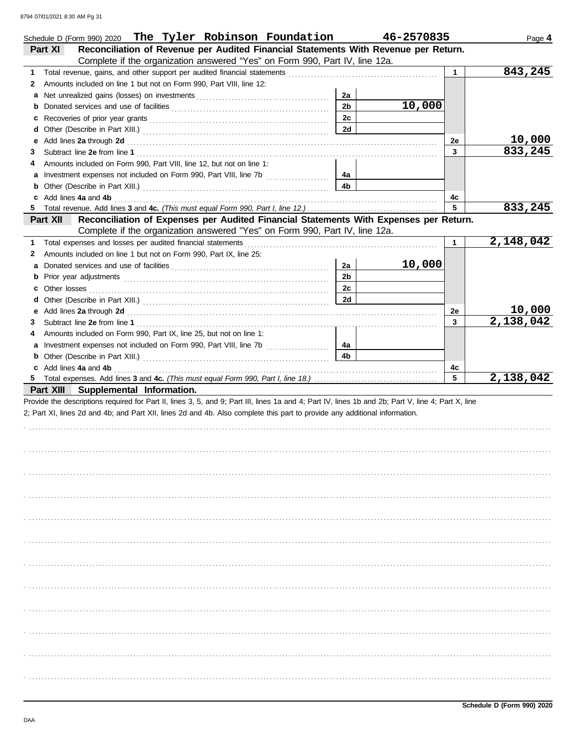Schedule D (Form 990) 2020 **The Tyler Robinson Foundation** **46-2570835** Page **4**

## Part XI Reconciliation of Revenue per Audited Financial Statements With Revenue per Return.

Complete if the organization answered "Yes" on Form 990, Part IV, line 12a.

| | | | | | |
|---|---|---|---|---|---|
| **1** | Total revenue, gains, and other support per audited financial statements | | | 1 | 843,245 |
| **2** | Amounts included on line 1 but not on Form 990, Part VIII, line 12: | | | | |
| **a** | Net unrealized gains (losses) on investments | 2a | | | |
| **b** | Donated services and use of facilities | 2b | 10,000 | | |
| **c** | Recoveries of prior year grants | 2c | | | |
| **d** | Other (Describe in Part XIII.) | 2d | | | |
| **e** | Add lines **2a** through **2d** | | | 2e | 10,000 |
| **3** | Subtract line **2e** from line **1** | | | 3 | 833,245 |
| **4** | Amounts included on Form 990, Part VIII, line 12, but not on line 1: | | | | |
| **a** | Investment expenses not included on Form 990, Part VIII, line 7b | 4a | | | |
| **b** | Other (Describe in Part XIII.) | 4b | | | |
| **c** | Add lines **4a** and **4b** | | | 4c | |
| **5** | Total revenue. Add lines **3** and **4c.** *(This must equal Form 990, Part I, line 12.)* | | | 5 | 833,245 |

## Part XII Reconciliation of Expenses per Audited Financial Statements With Expenses per Return.

Complete if the organization answered "Yes" on Form 990, Part IV, line 12a.

| | | | | | |
|---|---|---|---|---|---|
| **1** | Total expenses and losses per audited financial statements | | | 1 | 2,148,042 |
| **2** | Amounts included on line 1 but not on Form 990, Part IX, line 25: | | | | |
| **a** | Donated services and use of facilities | 2a | 10,000 | | |
| **b** | Prior year adjustments | 2b | | | |
| **c** | Other losses | 2c | | | |
| **d** | Other (Describe in Part XIII.) | 2d | | | |
| **e** | Add lines **2a** through **2d** | | | 2e | 10,000 |
| **3** | Subtract line **2e** from line **1** | | | 3 | 2,138,042 |
| **4** | Amounts included on Form 990, Part IX, line 25, but not on line 1: | | | | |
| **a** | Investment expenses not included on Form 990, Part VIII, line 7b | 4a | | | |
| **b** | Other (Describe in Part XIII.) | 4b | | | |
| **c** | Add lines **4a** and **4b** | | | 4c | |
| **5** | Total expenses. Add lines **3** and **4c.** *(This must equal Form 990, Part I, line 18.)* | | | 5 | 2,138,042 |

## Part XIII Supplemental Information.

Provide the descriptions required for Part II, lines 3, 5, and 9; Part III, lines 1a and 4; Part IV, lines 1b and 2b; Part V, line 4; Part X, line 2; Part XI, lines 2d and 4b; and Part XII, lines 2d and 4b. Also complete this part to provide any additional information.

Schedule D (Form 990) 2020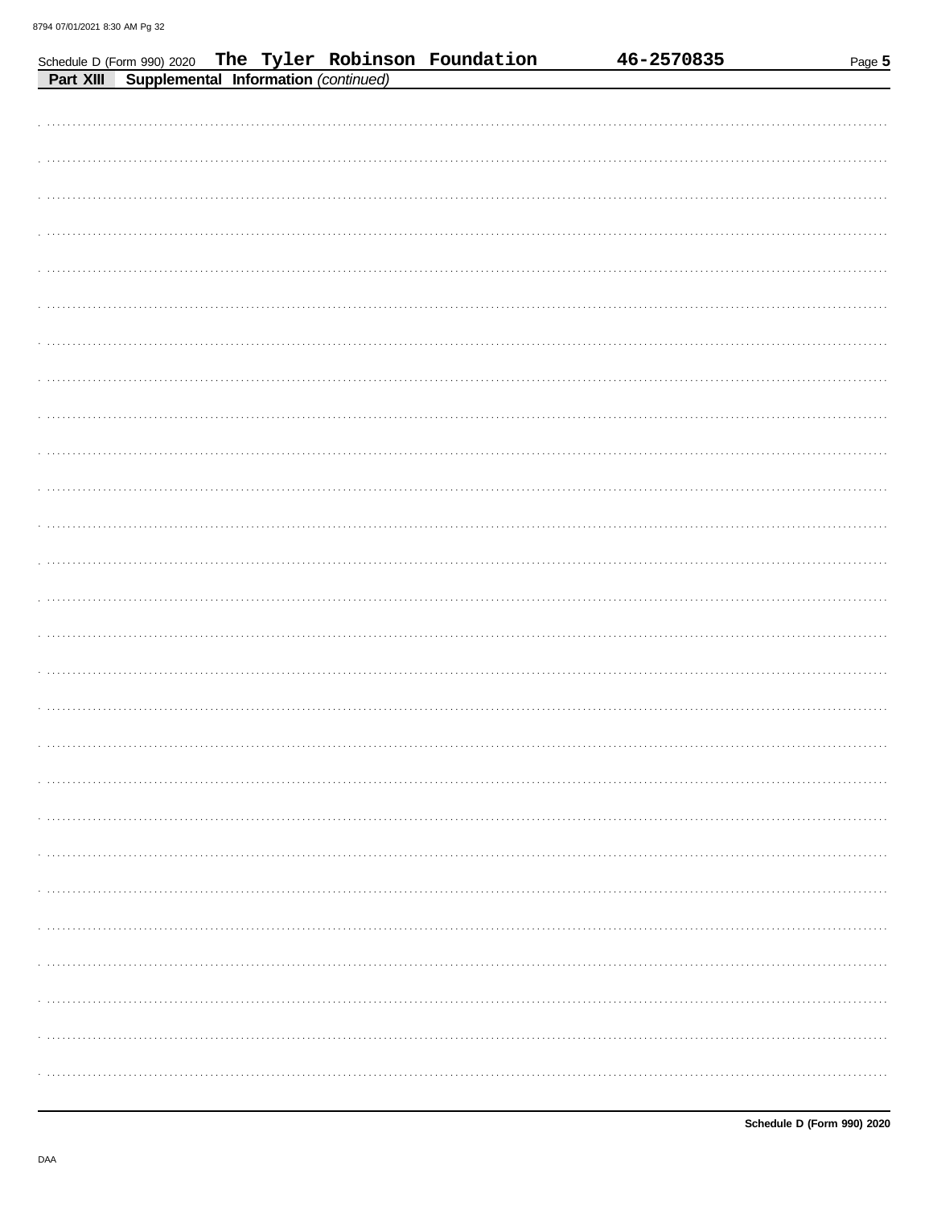Schedule D (Form 990) 2020 **The Tyler Robinson Foundation** **46-2570835**

**Part XIII** **Supplemental Information** *(continued)*

**Schedule D (Form 990) 2020**

DAA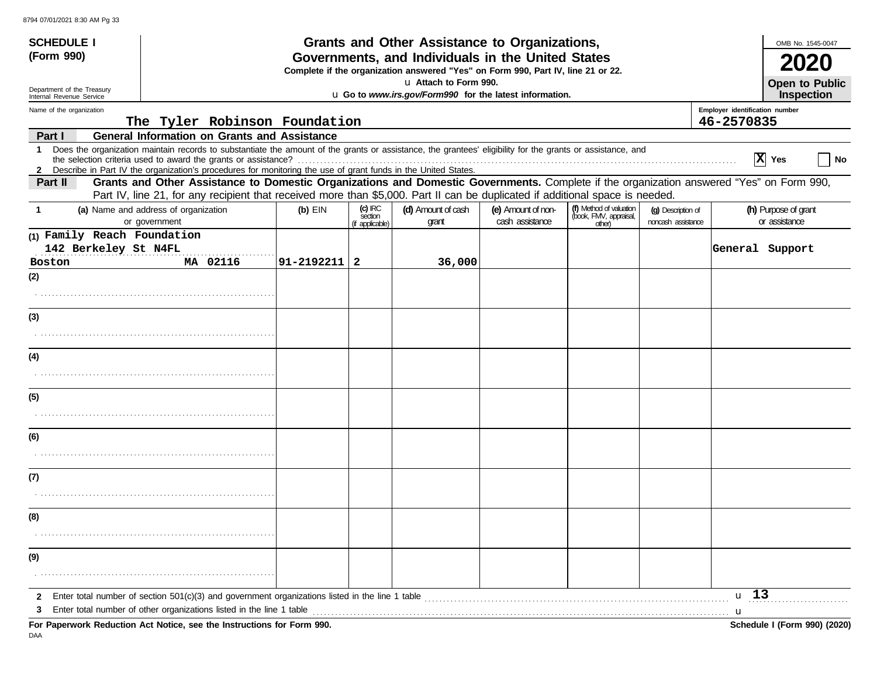**SCHEDULE I (Form 990)**

Department of the Treasury
Internal Revenue Service

# Grants and Other Assistance to Organizations, Governments, and Individuals in the United States

**Complete if the organization answered "Yes" on Form 990, Part IV, line 21 or 22.**

u Attach to Form 990.

u Go to *www.irs.gov/Form990* for the latest information.

OMB No. 1545-0047

**2020**

**Open to Public Inspection**

Name of the organization: The Tyler Robinson Foundation

Employer identification number: 46-2570835

**Part I — General Information on Grants and Assistance**

1 Does the organization maintain records to substantiate the amount of the grants or assistance, the grantees' eligibility for the grants or assistance, and the selection criteria used to award the grants or assistance? [X] Yes [ ] No

2 Describe in Part IV the organization's procedures for monitoring the use of grant funds in the United States.

**Part II — Grants and Other Assistance to Domestic Organizations and Domestic Governments.** Complete if the organization answered "Yes" on Form 990, Part IV, line 21, for any recipient that received more than $5,000. Part II can be duplicated if additional space is needed.

| 1 (a) Name and address of organization or government | (b) EIN | (c) IRC section (if applicable) | (d) Amount of cash grant | (e) Amount of non-cash assistance | (f) Method of valuation (book, FMV, appraisal, other) | (g) Description of noncash assistance | (h) Purpose of grant or assistance |
|---|---|---|---|---|---|---|---|
| (1) Family Reach Foundation 142 Berkeley St N4FL Boston MA 02116 | 91-2192211 | 2 | 36,000 | | | | General Support |
| (2) | | | | | | | |
| (3) | | | | | | | |
| (4) | | | | | | | |
| (5) | | | | | | | |
| (6) | | | | | | | |
| (7) | | | | | | | |
| (8) | | | | | | | |
| (9) | | | | | | | |

2 Enter total number of section 501(c)(3) and government organizations listed in the line 1 table u 13

3 Enter total number of other organizations listed in the line 1 table u

**For Paperwork Reduction Act Notice, see the Instructions for Form 990.** **Schedule I (Form 990) (2020)**

DAA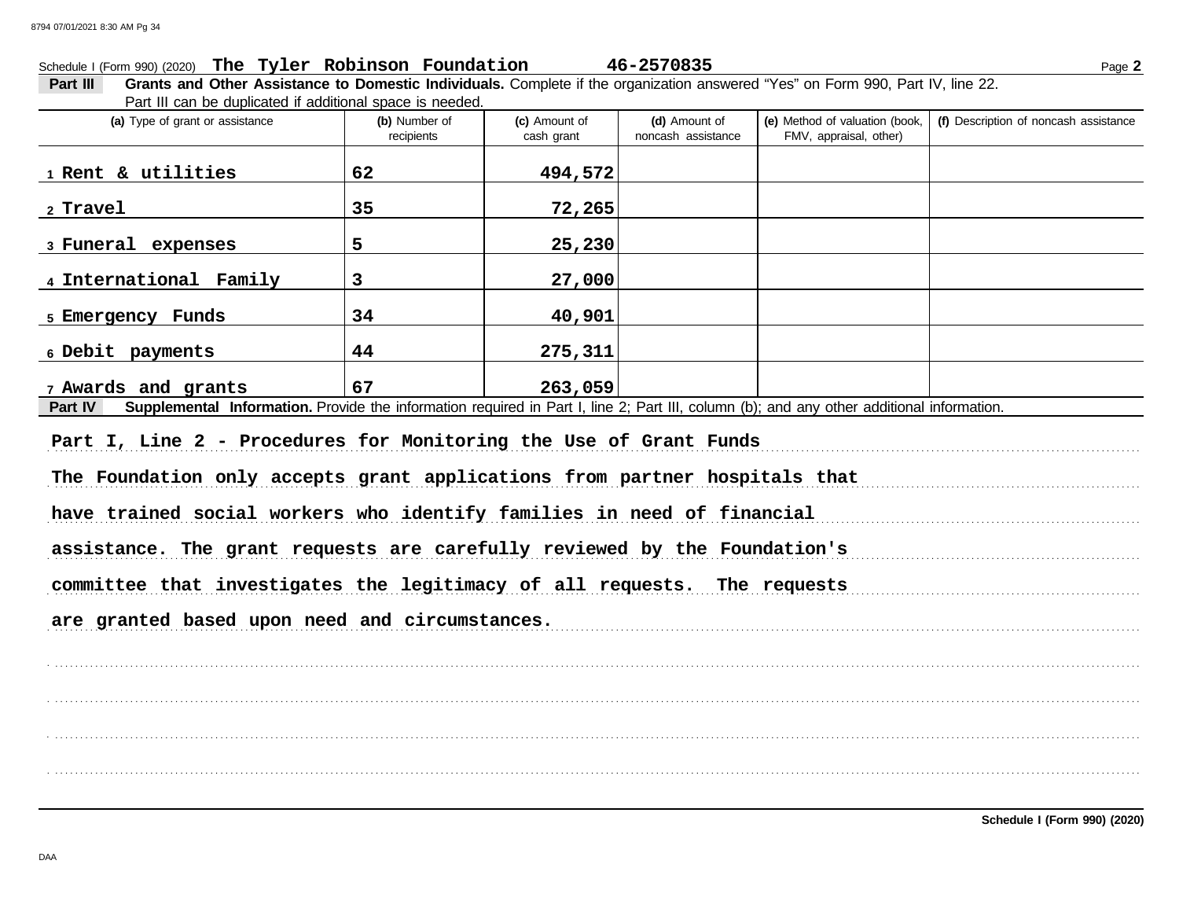Schedule I (Form 990) (2020) **The Tyler Robinson Foundation** **46-2570835** Page **2**

**Part III** **Grants and Other Assistance to Domestic Individuals.** Complete if the organization answered "Yes" on Form 990, Part IV, line 22. Part III can be duplicated if additional space is needed.

| (a) Type of grant or assistance | (b) Number of recipients | (c) Amount of cash grant | (d) Amount of noncash assistance | (e) Method of valuation (book, FMV, appraisal, other) | (f) Description of noncash assistance |
|---|---|---|---|---|---|
| 1 Rent & utilities | 62 | 494,572 | | | |
| 2 Travel | 35 | 72,265 | | | |
| 3 Funeral expenses | 5 | 25,230 | | | |
| 4 International Family | 3 | 27,000 | | | |
| 5 Emergency Funds | 34 | 40,901 | | | |
| 6 Debit payments | 44 | 275,311 | | | |
| 7 Awards and grants | 67 | 263,059 | | | |

**Part IV** **Supplemental Information.** Provide the information required in Part I, line 2; Part III, column (b); and any other additional information.

Part I, Line 2 - Procedures for Monitoring the Use of Grant Funds

The Foundation only accepts grant applications from partner hospitals that have trained social workers who identify families in need of financial assistance. The grant requests are carefully reviewed by the Foundation's committee that investigates the legitimacy of all requests. The requests are granted based upon need and circumstances.

**Schedule I (Form 990) (2020)**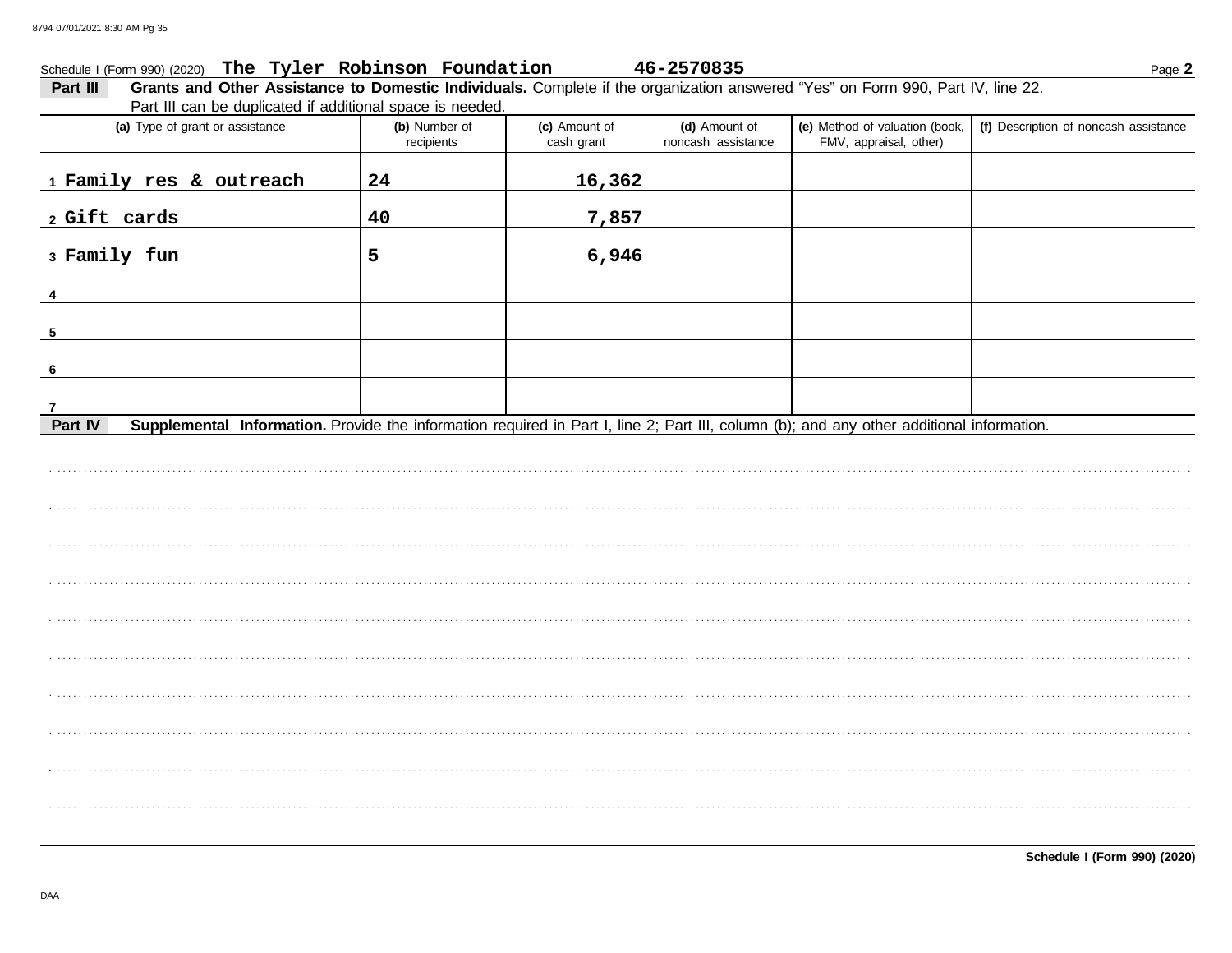Schedule I (Form 990) (2020) **The Tyler Robinson Foundation** **46-2570835**

**Part III** **Grants and Other Assistance to Domestic Individuals.** Complete if the organization answered "Yes" on Form 990, Part IV, line 22. Part III can be duplicated if additional space is needed.

| (a) Type of grant or assistance | (b) Number of recipients | (c) Amount of cash grant | (d) Amount of noncash assistance | (e) Method of valuation (book, FMV, appraisal, other) | (f) Description of noncash assistance |
|---|---|---|---|---|---|
| 1 Family res & outreach | 24 | 16,362 | | | |
| 2 Gift cards | 40 | 7,857 | | | |
| 3 Family fun | 5 | 6,946 | | | |
| 4 | | | | | |
| 5 | | | | | |
| 6 | | | | | |
| 7 | | | | | |

**Part IV** **Supplemental Information.** Provide the information required in Part I, line 2; Part III, column (b); and any other additional information.

**Schedule I (Form 990) (2020)**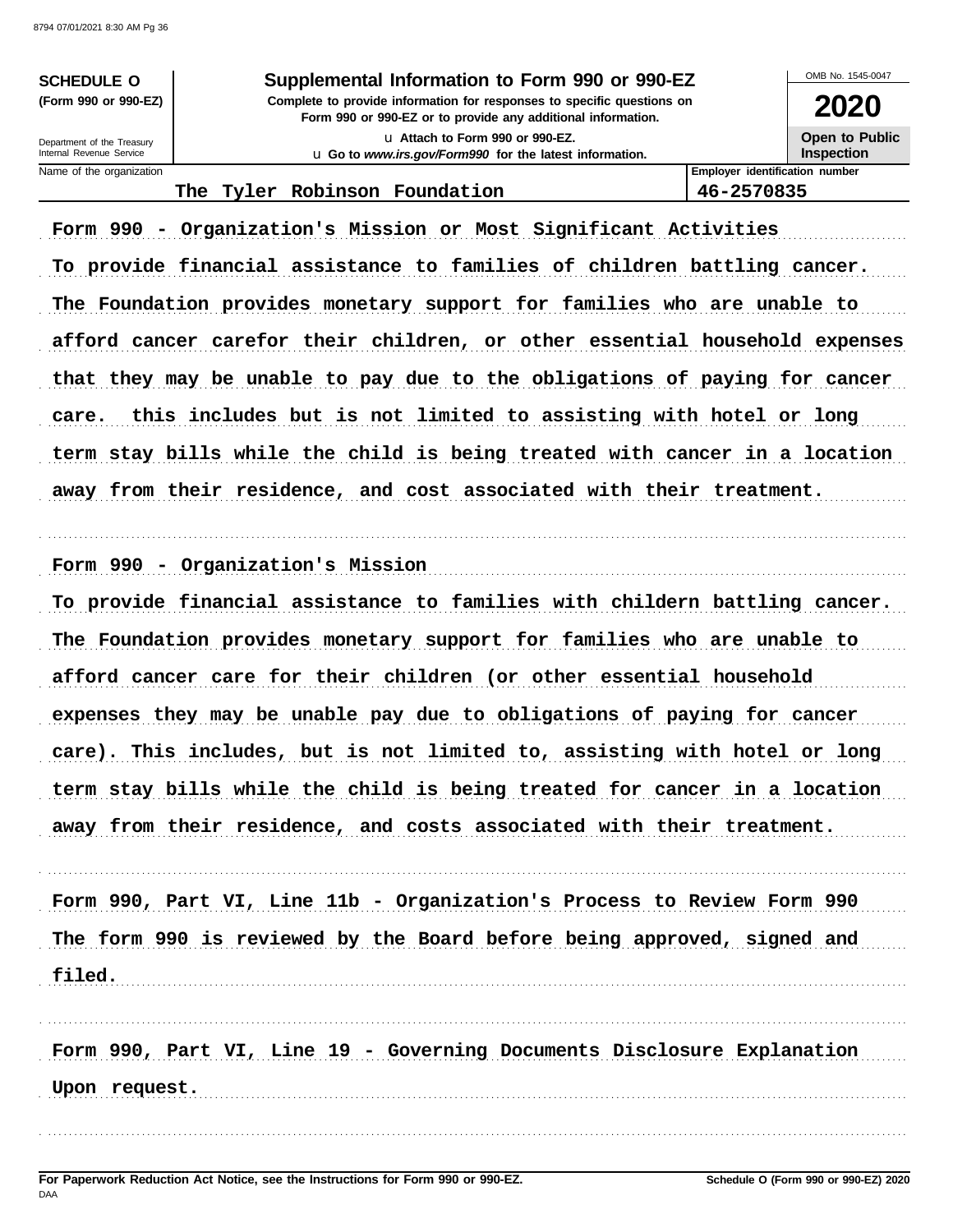**SCHEDULE O**
**(Form 990 or 990-EZ)**

Department of the Treasury
Internal Revenue Service

# Supplemental Information to Form 990 or 990-EZ

**Complete to provide information for responses to specific questions on Form 990 or 990-EZ or to provide any additional information.**

u Attach to Form 990 or 990-EZ.
u Go to *www.irs.gov/Form990* for the latest information.

OMB No. 1545-0047

**2020**

**Open to Public Inspection**

| Name of the organization | Employer identification number |
|---|---|
| The Tyler Robinson Foundation | 46-2570835 |

**Form 990 - Organization's Mission or Most Significant Activities**

To provide financial assistance to families of children battling cancer. The Foundation provides monetary support for families who are unable to afford cancer carefor their children, or other essential household expenses that they may be unable to pay due to the obligations of paying for cancer care. this includes but is not limited to assisting with hotel or long term stay bills while the child is being treated with cancer in a location away from their residence, and cost associated with their treatment.

**Form 990 - Organization's Mission**

To provide financial assistance to families with childern battling cancer. The Foundation provides monetary support for families who are unable to afford cancer care for their children (or other essential household expenses they may be unable pay due to obligations of paying for cancer care). This includes, but is not limited to, assisting with hotel or long term stay bills while the child is being treated for cancer in a location away from their residence, and costs associated with their treatment.

**Form 990, Part VI, Line 11b - Organization's Process to Review Form 990**

The form 990 is reviewed by the Board before being approved, signed and filed.

**Form 990, Part VI, Line 19 - Governing Documents Disclosure Explanation**

Upon request.

**For Paperwork Reduction Act Notice, see the Instructions for Form 990 or 990-EZ.**
DAA
**Schedule O (Form 990 or 990-EZ) 2020**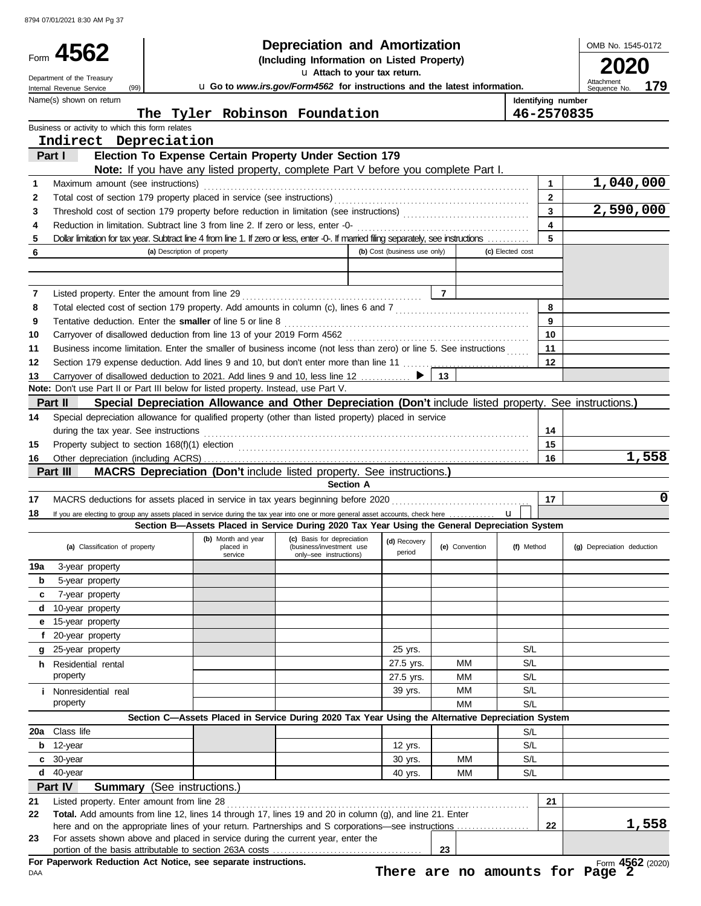8794 07/01/2021 8:30 AM Pg 37

# Form 4562 — Depreciation and Amortization

**(Including Information on Listed Property)**

Attach to your tax return.

Go to *www.irs.gov/Form4562* for instructions and the latest information.

Department of the Treasury, Internal Revenue Service (99)

OMB No. 1545-0172 | **2020** | Attachment Sequence No. **179**

Name(s) shown on return: **The Tyler Robinson Foundation**

Identifying number: **46-2570835**

Business or activity to which this form relates: **Indirect Depreciation**

## Part I Election To Expense Certain Property Under Section 179

**Note:** If you have any listed property, complete Part V before you complete Part I.

| | | Line | Amount |
|---|---|---|---|
| 1 | Maximum amount (see instructions) | 1 | 1,040,000 |
| 2 | Total cost of section 179 property placed in service (see instructions) | 2 | |
| 3 | Threshold cost of section 179 property before reduction in limitation (see instructions) | 3 | 2,590,000 |
| 4 | Reduction in limitation. Subtract line 3 from line 2. If zero or less, enter -0- | 4 | |
| 5 | Dollar limitation for tax year. Subtract line 4 from line 1. If zero or less, enter -0-. If married filing separately, see instructions | 5 | |

| 6 | (a) Description of property | (b) Cost (business use only) | (c) Elected cost |
|---|---|---|---|
| | | | |
| | | | |

| | | Line | Amount |
|---|---|---|---|
| 7 | Listed property. Enter the amount from line 29 | 7 | |
| 8 | Total elected cost of section 179 property. Add amounts in column (c), lines 6 and 7 | 8 | |
| 9 | Tentative deduction. Enter the **smaller** of line 5 or line 8 | 9 | |
| 10 | Carryover of disallowed deduction from line 13 of your 2019 Form 4562 | 10 | |
| 11 | Business income limitation. Enter the smaller of business income (not less than zero) or line 5. See instructions | 11 | |
| 12 | Section 179 expense deduction. Add lines 9 and 10, but don't enter more than line 11 | 12 | |
| 13 | Carryover of disallowed deduction to 2021. Add lines 9 and 10, less line 12 | 13 | |

**Note:** Don't use Part II or Part III below for listed property. Instead, use Part V.

## Part II Special Depreciation Allowance and Other Depreciation (Don't include listed property. See instructions.)

| | | Line | Amount |
|---|---|---|---|
| 14 | Special depreciation allowance for qualified property (other than listed property) placed in service during the tax year. See instructions | 14 | |
| 15 | Property subject to section 168(f)(1) election | 15 | |
| 16 | Other depreciation (including ACRS) | 16 | 1,558 |

## Part III MACRS Depreciation (Don't include listed property. See instructions.)

### Section A

| | | Line | Amount |
|---|---|---|---|
| 17 | MACRS deductions for assets placed in service in tax years beginning before 2020 | 17 | 0 |
| 18 | If you are electing to group any assets placed in service during the tax year into one or more general asset accounts, check here | | |

### Section B—Assets Placed in Service During 2020 Tax Year Using the General Depreciation System

| (a) Classification of property | (b) Month and year placed in service | (c) Basis for depreciation (business/investment use only–see instructions) | (d) Recovery period | (e) Convention | (f) Method | (g) Depreciation deduction |
|---|---|---|---|---|---|---|
| 19a 3-year property | | | | | | |
| b 5-year property | | | | | | |
| c 7-year property | | | | | | |
| d 10-year property | | | | | | |
| e 15-year property | | | | | | |
| f 20-year property | | | | | | |
| g 25-year property | | | 25 yrs. | | S/L | |
| h Residential rental property | | | 27.5 yrs. | MM | S/L | |
| | | | 27.5 yrs. | MM | S/L | |
| i Nonresidential real property | | | 39 yrs. | MM | S/L | |
| | | | | MM | S/L | |

### Section C—Assets Placed in Service During 2020 Tax Year Using the Alternative Depreciation System

| (a) Classification of property | (b) Month and year placed in service | (c) Basis for depreciation | (d) Recovery period | (e) Convention | (f) Method | (g) Depreciation deduction |
|---|---|---|---|---|---|---|
| 20a Class life | | | | | S/L | |
| b 12-year | | | 12 yrs. | | S/L | |
| c 30-year | | | 30 yrs. | MM | S/L | |
| d 40-year | | | 40 yrs. | MM | S/L | |

## Part IV Summary (See instructions.)

| | | Line | Amount |
|---|---|---|---|
| 21 | Listed property. Enter amount from line 28 | 21 | |
| 22 | **Total.** Add amounts from line 12, lines 14 through 17, lines 19 and 20 in column (g), and line 21. Enter here and on the appropriate lines of your return. Partnerships and S corporations—see instructions | 22 | 1,558 |
| 23 | For assets shown above and placed in service during the current year, enter the portion of the basis attributable to section 263A costs | 23 | |

**For Paperwork Reduction Act Notice, see separate instructions.**

DAA

**There are no amounts for Page 2**

Form **4562** (2020)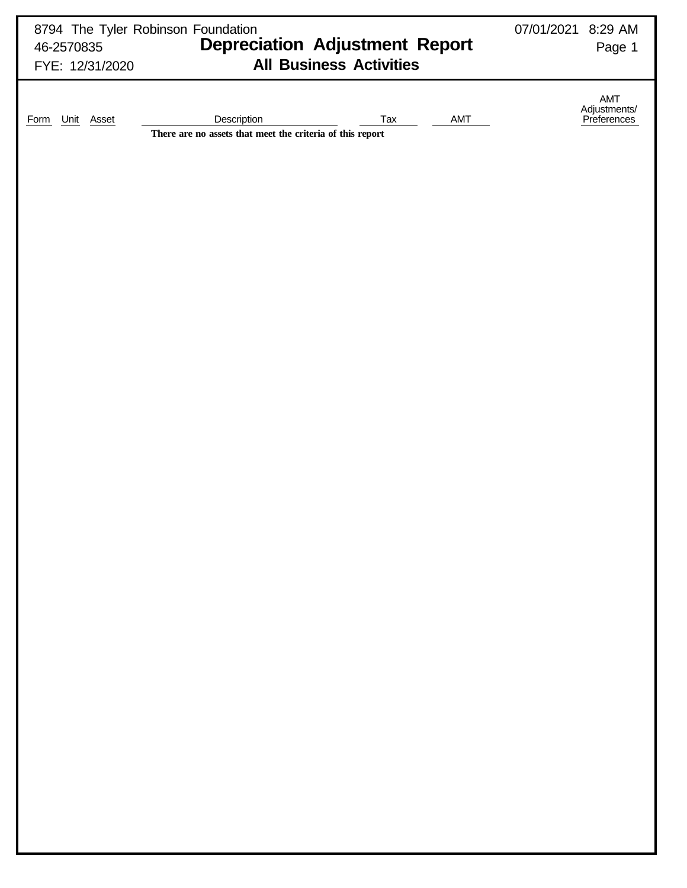8794 The Tyler Robinson Foundation
46-2570835
FYE: 12/31/2020

# Depreciation Adjustment Report

## All Business Activities

07/01/2021 8:29 AM

| Form | Unit | Asset | Description | Tax | AMT | AMT Adjustments/ Preferences |
|---|---|---|---|---|---|---|
| | | | There are no assets that meet the criteria of this report | | | |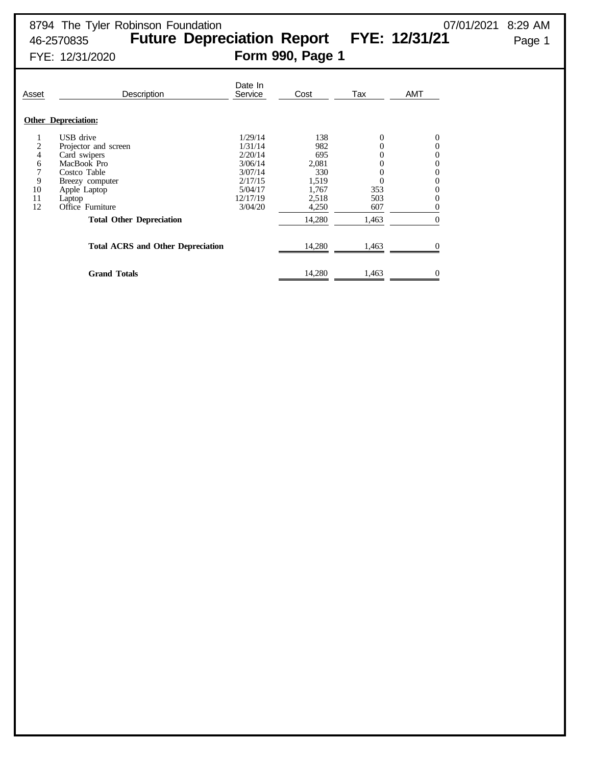8794 The Tyler Robinson Foundation
46-2570835
FYE: 12/31/2020

# Future Depreciation Report FYE: 12/31/21

## Form 990, Page 1

07/01/2021 8:29 AM

| Asset | Description | Date In Service | Cost | Tax | AMT |
|---|---|---|---|---|---|
| **Other Depreciation:** | | | | | |
| 1 | USB drive | 1/29/14 | 138 | 0 | 0 |
| 2 | Projector and screen | 1/31/14 | 982 | 0 | 0 |
| 4 | Card swipers | 2/20/14 | 695 | 0 | 0 |
| 6 | MacBook Pro | 3/06/14 | 2,081 | 0 | 0 |
| 7 | Costco Table | 3/07/14 | 330 | 0 | 0 |
| 9 | Breezy computer | 2/17/15 | 1,519 | 0 | 0 |
| 10 | Apple Laptop | 5/04/17 | 1,767 | 353 | 0 |
| 11 | Laptop | 12/17/19 | 2,518 | 503 | 0 |
| 12 | Office Furniture | 3/04/20 | 4,250 | 607 | 0 |
| | **Total Other Depreciation** | | 14,280 | 1,463 | 0 |
| | **Total ACRS and Other Depreciation** | | 14,280 | 1,463 | 0 |
| | **Grand Totals** | | 14,280 | 1,463 | 0 |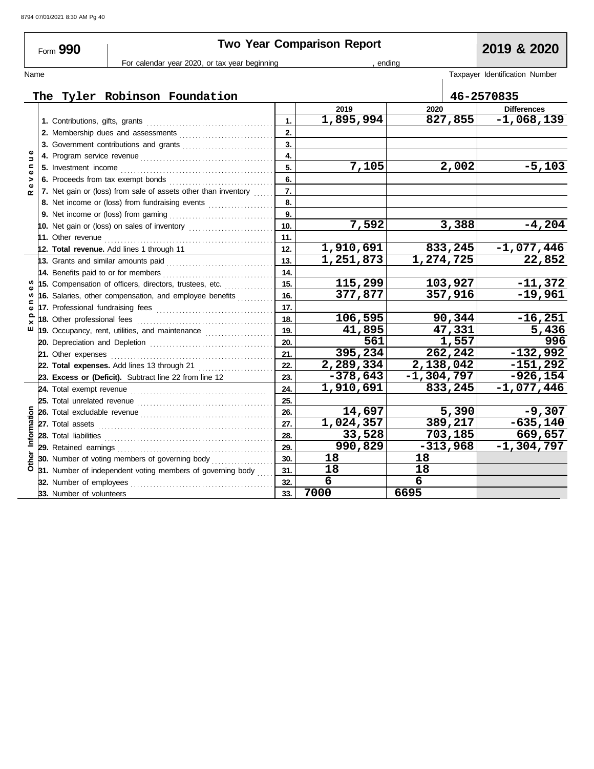Form **990**

# Two Year Comparison Report

**2019 & 2020**

For calendar year 2020, or tax year beginning , ending

Name: The Tyler Robinson Foundation

Taxpayer Identification Number: 46-2570835

| Section | Line | | 2019 | 2020 | Differences |
|---|---|---|---|---|---|
| Revenue | 1. Contributions, gifts, grants | 1. | 1,895,994 | 827,855 | -1,068,139 |
| | 2. Membership dues and assessments | 2. | | | |
| | 3. Government contributions and grants | 3. | | | |
| | 4. Program service revenue | 4. | | | |
| | 5. Investment income | 5. | 7,105 | 2,002 | -5,103 |
| | 6. Proceeds from tax exempt bonds | 6. | | | |
| | 7. Net gain or (loss) from sale of assets other than inventory | 7. | | | |
| | 8. Net income or (loss) from fundraising events | 8. | | | |
| | 9. Net income or (loss) from gaming | 9. | | | |
| | 10. Net gain or (loss) on sales of inventory | 10. | 7,592 | 3,388 | -4,204 |
| | 11. Other revenue | 11. | | | |
| | 12. **Total revenue.** Add lines 1 through 11 | 12. | 1,910,691 | 833,245 | -1,077,446 |
| Expenses | 13. Grants and similar amounts paid | 13. | 1,251,873 | 1,274,725 | 22,852 |
| | 14. Benefits paid to or for members | 14. | | | |
| | 15. Compensation of officers, directors, trustees, etc. | 15. | 115,299 | 103,927 | -11,372 |
| | 16. Salaries, other compensation, and employee benefits | 16. | 377,877 | 357,916 | -19,961 |
| | 17. Professional fundraising fees | 17. | | | |
| | 18. Other professional fees | 18. | 106,595 | 90,344 | -16,251 |
| | 19. Occupancy, rent, utilities, and maintenance | 19. | 41,895 | 47,331 | 5,436 |
| | 20. Depreciation and Depletion | 20. | 561 | 1,557 | 996 |
| | 21. Other expenses | 21. | 395,234 | 262,242 | -132,992 |
| | 22. **Total expenses.** Add lines 13 through 21 | 22. | 2,289,334 | 2,138,042 | -151,292 |
| | 23. **Excess or (Deficit).** Subtract line 22 from line 12 | 23. | -378,643 | -1,304,797 | -926,154 |
| Other Information | 24. Total exempt revenue | 24. | 1,910,691 | 833,245 | -1,077,446 |
| | 25. Total unrelated revenue | 25. | | | |
| | 26. Total excludable revenue | 26. | 14,697 | 5,390 | -9,307 |
| | 27. Total assets | 27. | 1,024,357 | 389,217 | -635,140 |
| | 28. Total liabilities | 28. | 33,528 | 703,185 | 669,657 |
| | 29. Retained earnings | 29. | 990,829 | -313,968 | -1,304,797 |
| | 30. Number of voting members of governing body | 30. | 18 | 18 | |
| | 31. Number of independent voting members of governing body | 31. | 18 | 18 | |
| | 32. Number of employees | 32. | 6 | 6 | |
| | 33. Number of volunteers | 33. | 7000 | 6695 | |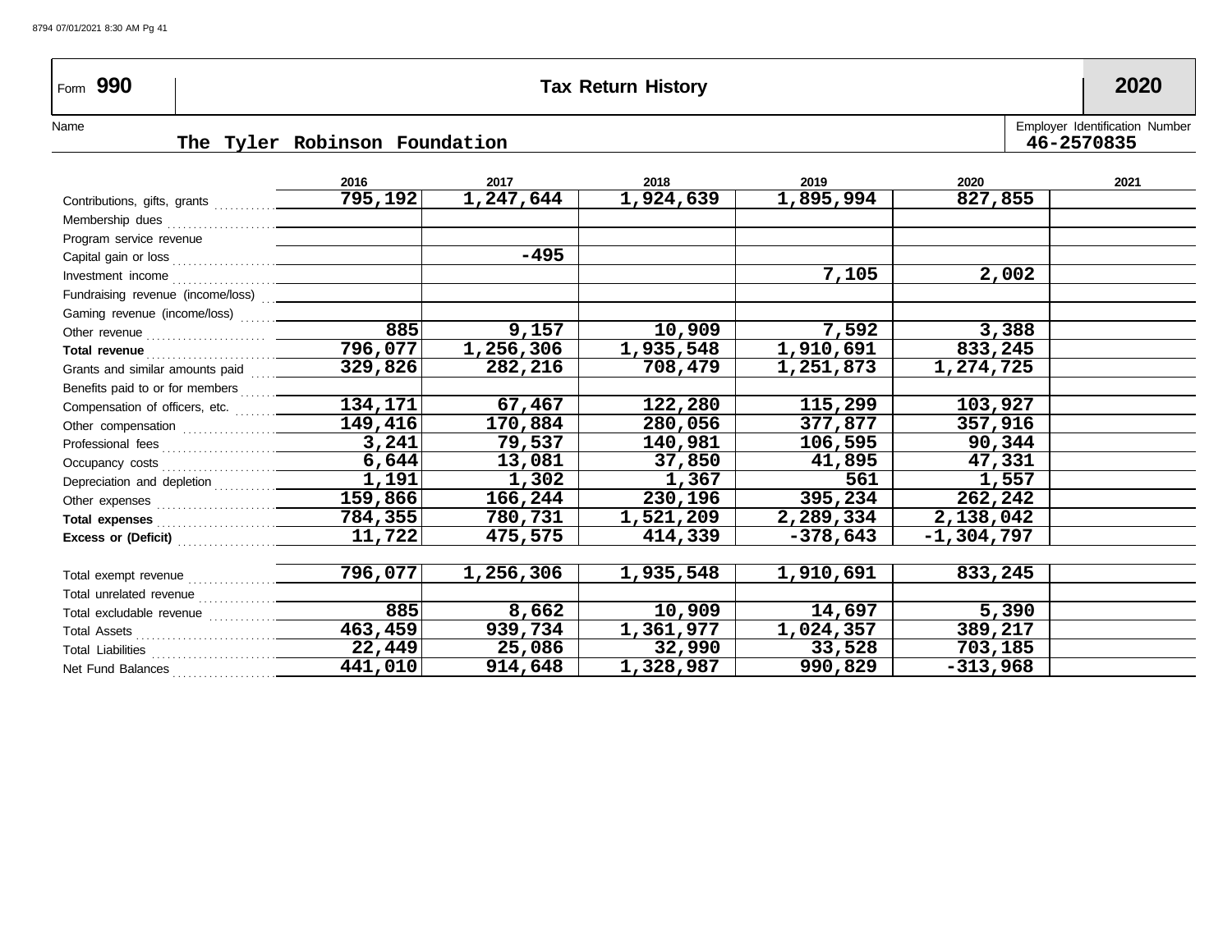Form **990** | **Tax Return History** | **2020**

Name: The Tyler Robinson Foundation

Employer Identification Number: 46-2570835

| | 2016 | 2017 | 2018 | 2019 | 2020 | 2021 |
|---|---|---|---|---|---|---|
| Contributions, gifts, grants | 795,192 | 1,247,644 | 1,924,639 | 1,895,994 | 827,855 | |
| Membership dues | | | | | | |
| Program service revenue | | | | | | |
| Capital gain or loss | | -495 | | | | |
| Investment income | | | | 7,105 | 2,002 | |
| Fundraising revenue (income/loss) | | | | | | |
| Gaming revenue (income/loss) | | | | | | |
| Other revenue | 885 | 9,157 | 10,909 | 7,592 | 3,388 | |
| **Total revenue** | 796,077 | 1,256,306 | 1,935,548 | 1,910,691 | 833,245 | |
| Grants and similar amounts paid | 329,826 | 282,216 | 708,479 | 1,251,873 | 1,274,725 | |
| Benefits paid to or for members | | | | | | |
| Compensation of officers, etc. | 134,171 | 67,467 | 122,280 | 115,299 | 103,927 | |
| Other compensation | 149,416 | 170,884 | 280,056 | 377,877 | 357,916 | |
| Professional fees | 3,241 | 79,537 | 140,981 | 106,595 | 90,344 | |
| Occupancy costs | 6,644 | 13,081 | 37,850 | 41,895 | 47,331 | |
| Depreciation and depletion | 1,191 | 1,302 | 1,367 | 561 | 1,557 | |
| Other expenses | 159,866 | 166,244 | 230,196 | 395,234 | 262,242 | |
| **Total expenses** | 784,355 | 780,731 | 1,521,209 | 2,289,334 | 2,138,042 | |
| **Excess or (Deficit)** | 11,722 | 475,575 | 414,339 | -378,643 | -1,304,797 | |
| | | | | | | |
| Total exempt revenue | 796,077 | 1,256,306 | 1,935,548 | 1,910,691 | 833,245 | |
| Total unrelated revenue | | | | | | |
| Total excludable revenue | 885 | 8,662 | 10,909 | 14,697 | 5,390 | |
| Total Assets | 463,459 | 939,734 | 1,361,977 | 1,024,357 | 389,217 | |
| Total Liabilities | 22,449 | 25,086 | 32,990 | 33,528 | 703,185 | |
| Net Fund Balances | 441,010 | 914,648 | 1,328,987 | 990,829 | -313,968 | |